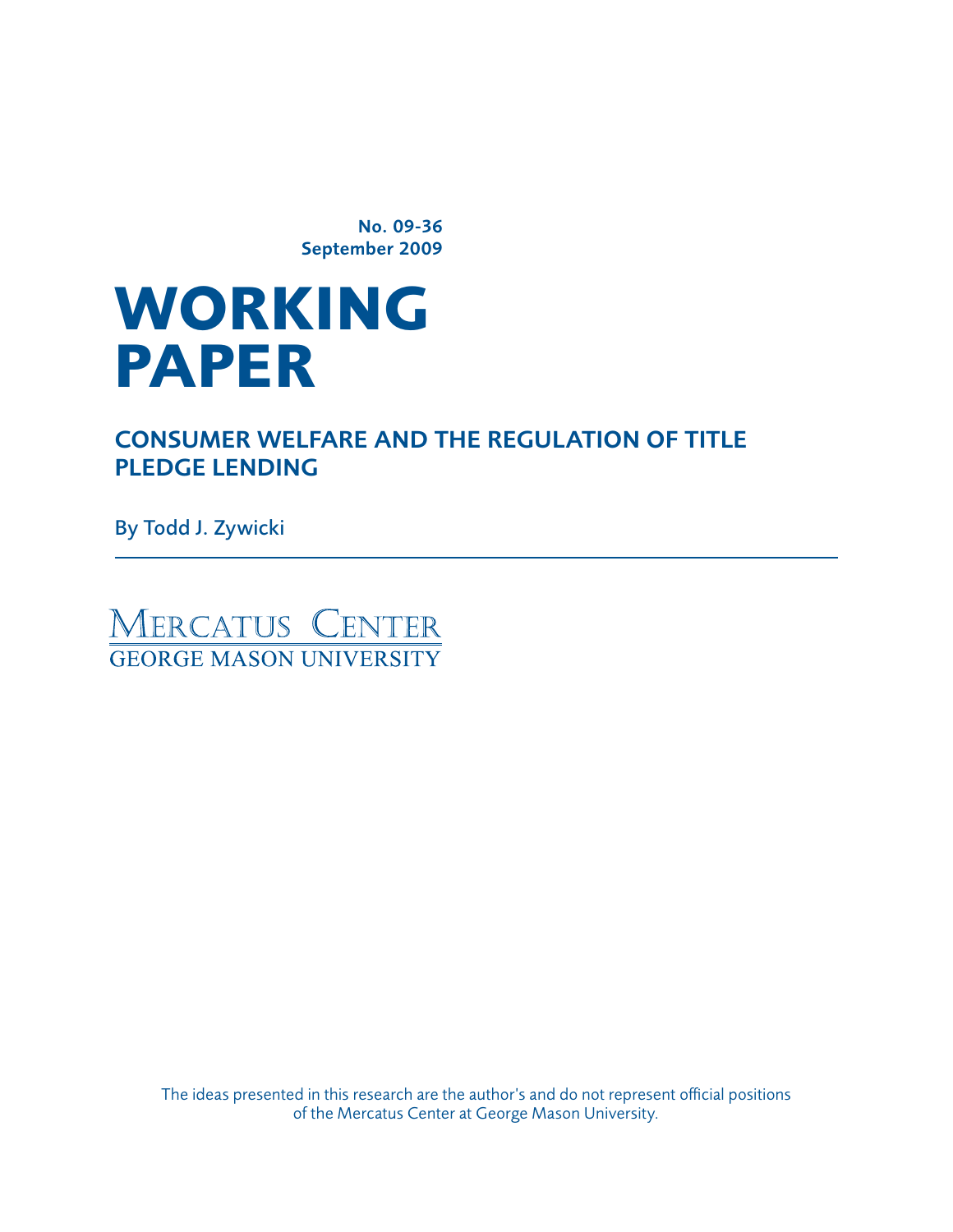No. 09-36
September 2009

# WORKING PAPER

## CONSUMER WELFARE AND THE REGULATION OF TITLE PLEDGE LENDING

By Todd J. Zywicki

---

MERCATUS CENTER
GEORGE MASON UNIVERSITY

The ideas presented in this research are the author's and do not represent official positions of the Mercatus Center at George Mason University.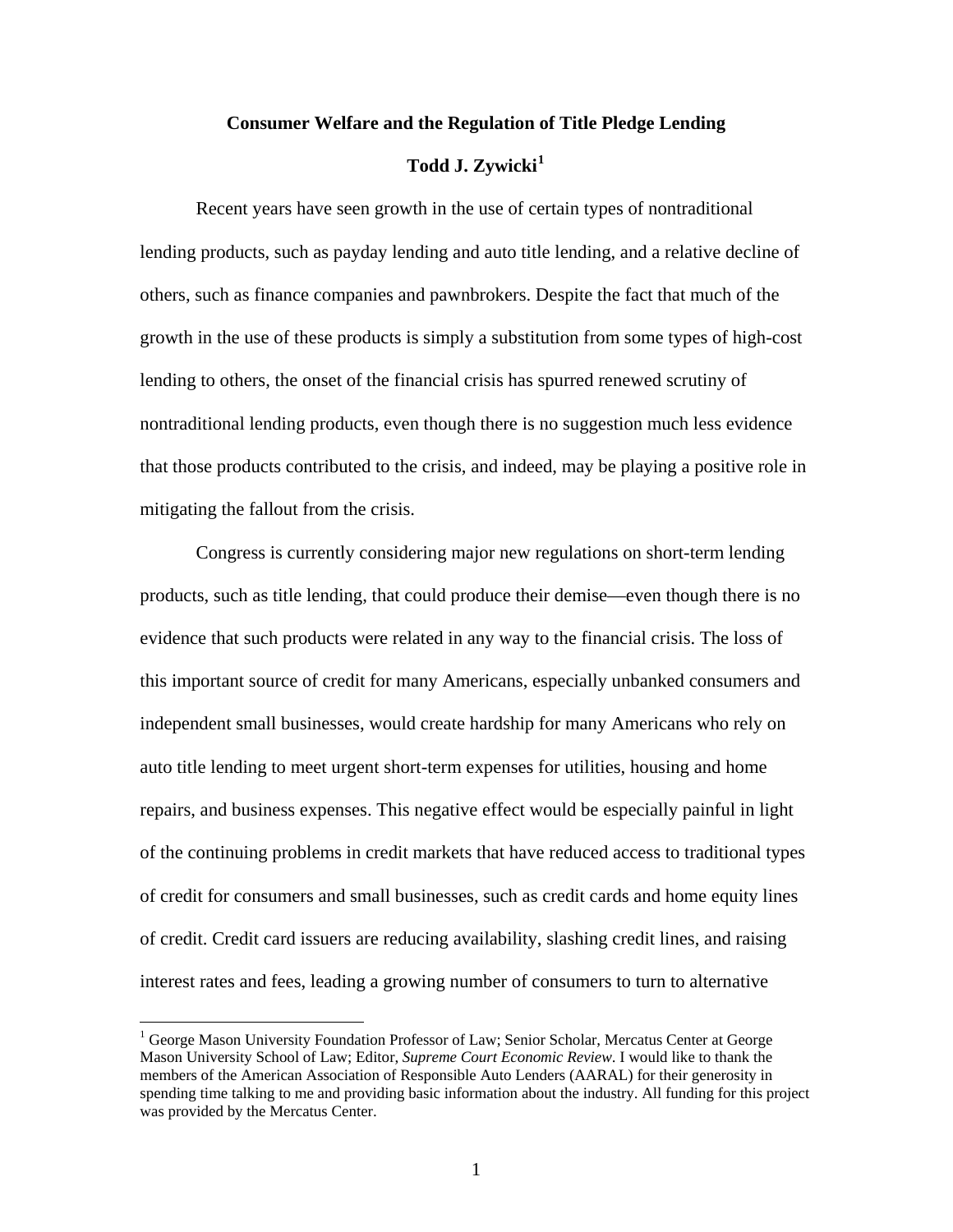**Consumer Welfare and the Regulation of Title Pledge Lending**

**Todd J. Zywicki**[1]

Recent years have seen growth in the use of certain types of nontraditional lending products, such as payday lending and auto title lending, and a relative decline of others, such as finance companies and pawnbrokers. Despite the fact that much of the growth in the use of these products is simply a substitution from some types of high-cost lending to others, the onset of the financial crisis has spurred renewed scrutiny of nontraditional lending products, even though there is no suggestion much less evidence that those products contributed to the crisis, and indeed, may be playing a positive role in mitigating the fallout from the crisis.

Congress is currently considering major new regulations on short-term lending products, such as title lending, that could produce their demise—even though there is no evidence that such products were related in any way to the financial crisis. The loss of this important source of credit for many Americans, especially unbanked consumers and independent small businesses, would create hardship for many Americans who rely on auto title lending to meet urgent short-term expenses for utilities, housing and home repairs, and business expenses. This negative effect would be especially painful in light of the continuing problems in credit markets that have reduced access to traditional types of credit for consumers and small businesses, such as credit cards and home equity lines of credit. Credit card issuers are reducing availability, slashing credit lines, and raising interest rates and fees, leading a growing number of consumers to turn to alternative

[1] George Mason University Foundation Professor of Law; Senior Scholar, Mercatus Center at George Mason University School of Law; Editor, *Supreme Court Economic Review*. I would like to thank the members of the American Association of Responsible Auto Lenders (AARAL) for their generosity in spending time talking to me and providing basic information about the industry. All funding for this project was provided by the Mercatus Center.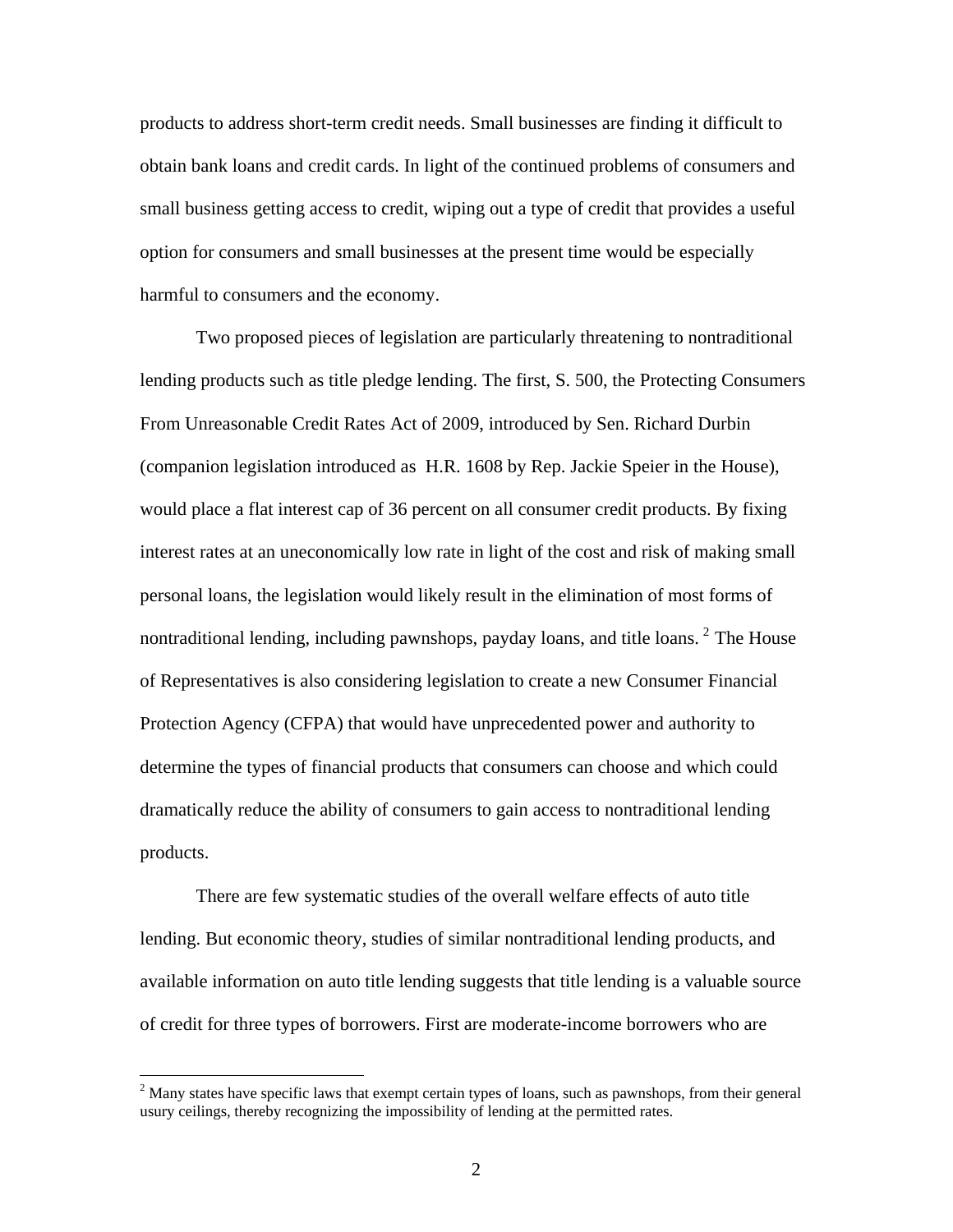products to address short-term credit needs. Small businesses are finding it difficult to obtain bank loans and credit cards. In light of the continued problems of consumers and small business getting access to credit, wiping out a type of credit that provides a useful option for consumers and small businesses at the present time would be especially harmful to consumers and the economy.

Two proposed pieces of legislation are particularly threatening to nontraditional lending products such as title pledge lending. The first, S. 500, the Protecting Consumers From Unreasonable Credit Rates Act of 2009, introduced by Sen. Richard Durbin (companion legislation introduced as H.R. 1608 by Rep. Jackie Speier in the House), would place a flat interest cap of 36 percent on all consumer credit products. By fixing interest rates at an uneconomically low rate in light of the cost and risk of making small personal loans, the legislation would likely result in the elimination of most forms of nontraditional lending, including pawnshops, payday loans, and title loans. [2] The House of Representatives is also considering legislation to create a new Consumer Financial Protection Agency (CFPA) that would have unprecedented power and authority to determine the types of financial products that consumers can choose and which could dramatically reduce the ability of consumers to gain access to nontraditional lending products.

There are few systematic studies of the overall welfare effects of auto title lending. But economic theory, studies of similar nontraditional lending products, and available information on auto title lending suggests that title lending is a valuable source of credit for three types of borrowers. First are moderate-income borrowers who are

[2] Many states have specific laws that exempt certain types of loans, such as pawnshops, from their general usury ceilings, thereby recognizing the impossibility of lending at the permitted rates.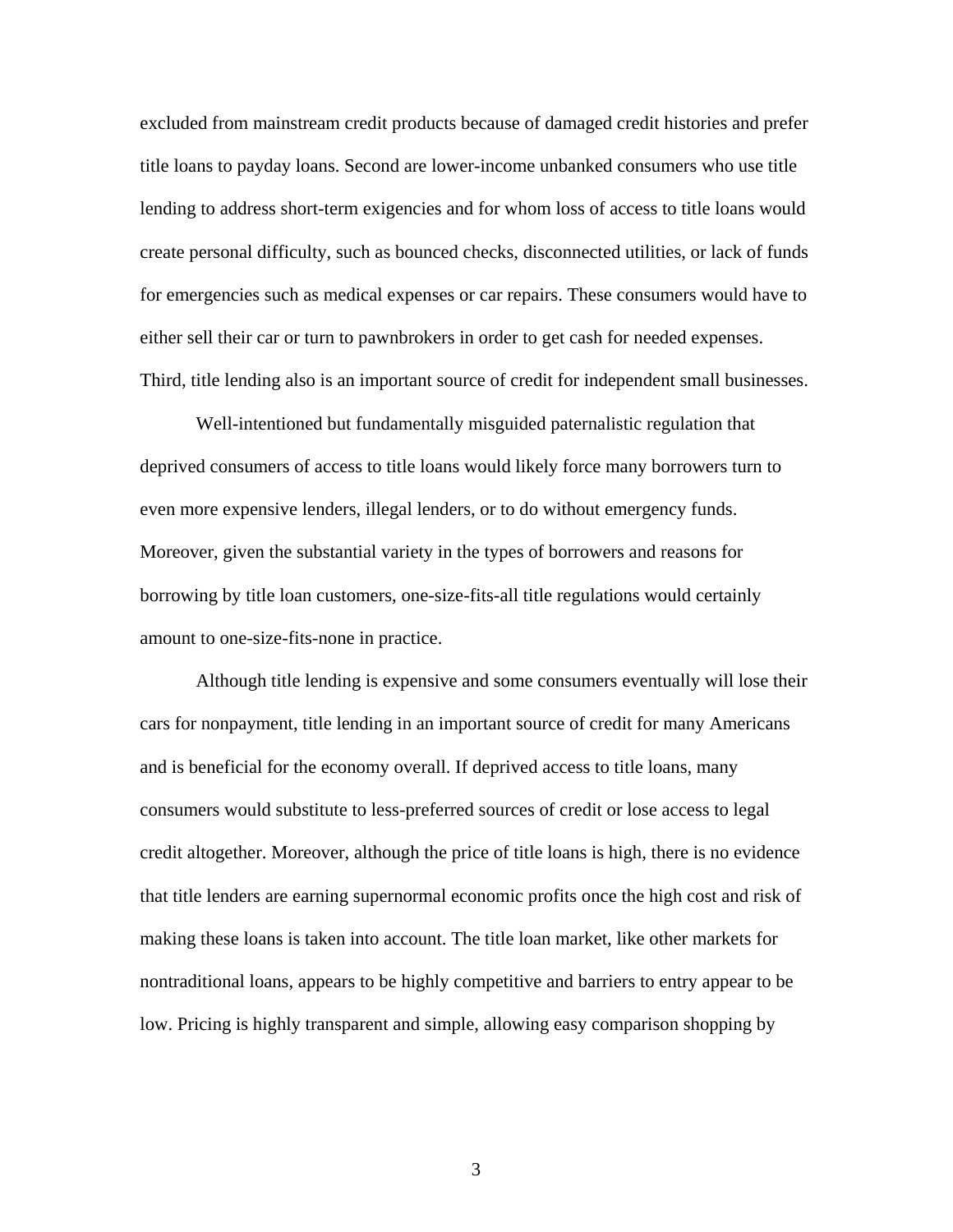excluded from mainstream credit products because of damaged credit histories and prefer title loans to payday loans. Second are lower-income unbanked consumers who use title lending to address short-term exigencies and for whom loss of access to title loans would create personal difficulty, such as bounced checks, disconnected utilities, or lack of funds for emergencies such as medical expenses or car repairs. These consumers would have to either sell their car or turn to pawnbrokers in order to get cash for needed expenses. Third, title lending also is an important source of credit for independent small businesses.

Well-intentioned but fundamentally misguided paternalistic regulation that deprived consumers of access to title loans would likely force many borrowers turn to even more expensive lenders, illegal lenders, or to do without emergency funds. Moreover, given the substantial variety in the types of borrowers and reasons for borrowing by title loan customers, one-size-fits-all title regulations would certainly amount to one-size-fits-none in practice.

Although title lending is expensive and some consumers eventually will lose their cars for nonpayment, title lending in an important source of credit for many Americans and is beneficial for the economy overall. If deprived access to title loans, many consumers would substitute to less-preferred sources of credit or lose access to legal credit altogether. Moreover, although the price of title loans is high, there is no evidence that title lenders are earning supernormal economic profits once the high cost and risk of making these loans is taken into account. The title loan market, like other markets for nontraditional loans, appears to be highly competitive and barriers to entry appear to be low. Pricing is highly transparent and simple, allowing easy comparison shopping by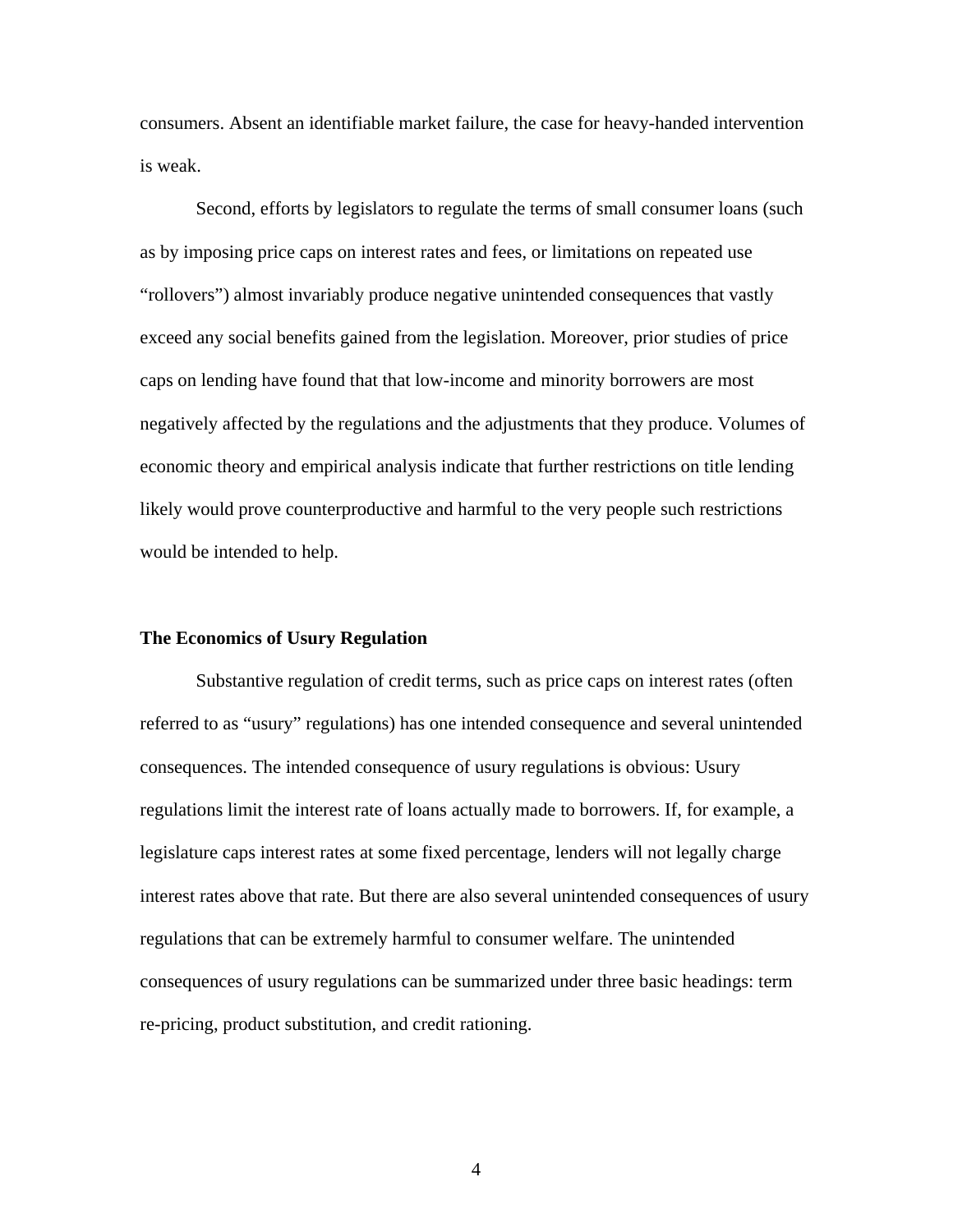consumers. Absent an identifiable market failure, the case for heavy-handed intervention is weak.

Second, efforts by legislators to regulate the terms of small consumer loans (such as by imposing price caps on interest rates and fees, or limitations on repeated use "rollovers") almost invariably produce negative unintended consequences that vastly exceed any social benefits gained from the legislation. Moreover, prior studies of price caps on lending have found that that low-income and minority borrowers are most negatively affected by the regulations and the adjustments that they produce. Volumes of economic theory and empirical analysis indicate that further restrictions on title lending likely would prove counterproductive and harmful to the very people such restrictions would be intended to help.

**The Economics of Usury Regulation**

Substantive regulation of credit terms, such as price caps on interest rates (often referred to as "usury" regulations) has one intended consequence and several unintended consequences. The intended consequence of usury regulations is obvious: Usury regulations limit the interest rate of loans actually made to borrowers. If, for example, a legislature caps interest rates at some fixed percentage, lenders will not legally charge interest rates above that rate. But there are also several unintended consequences of usury regulations that can be extremely harmful to consumer welfare. The unintended consequences of usury regulations can be summarized under three basic headings: term re-pricing, product substitution, and credit rationing.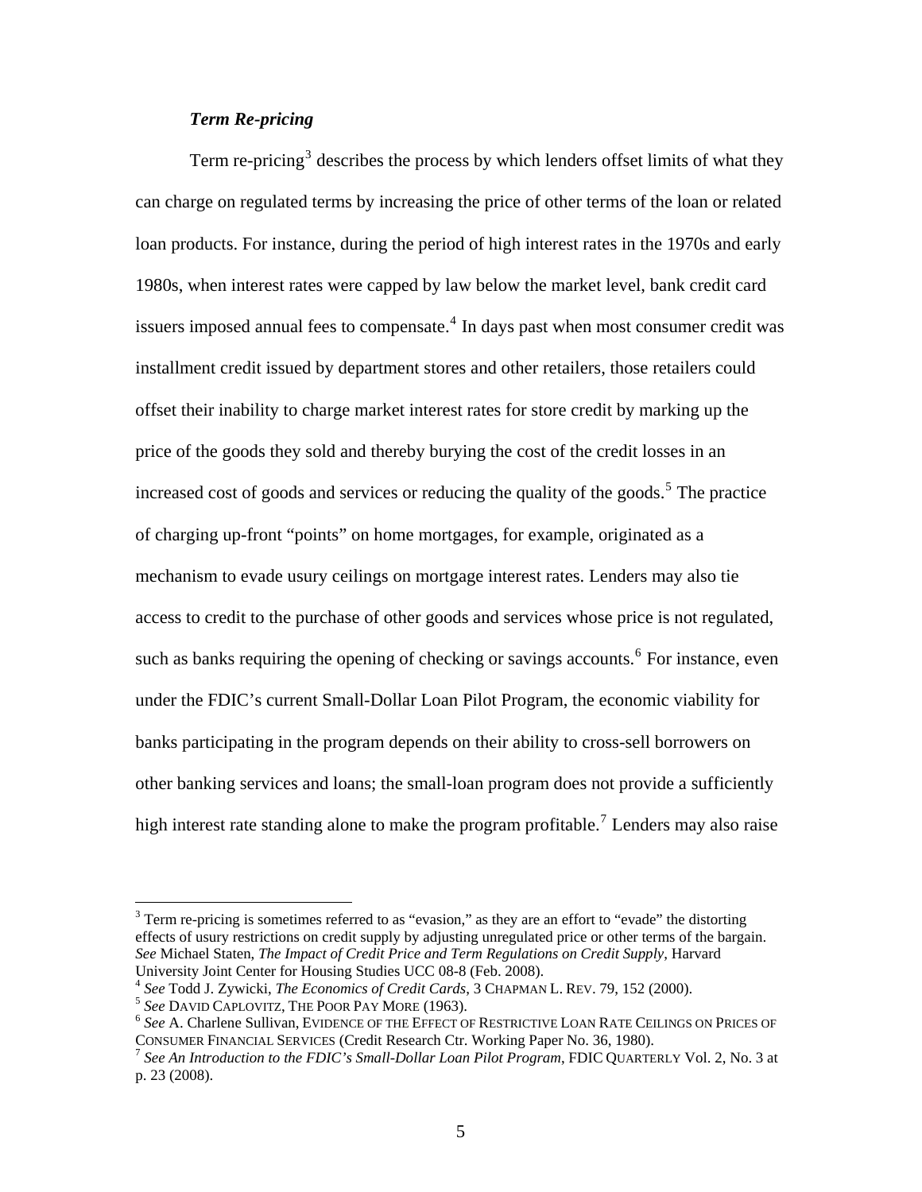***Term Re-pricing***

Term re-pricing[3] describes the process by which lenders offset limits of what they can charge on regulated terms by increasing the price of other terms of the loan or related loan products. For instance, during the period of high interest rates in the 1970s and early 1980s, when interest rates were capped by law below the market level, bank credit card issuers imposed annual fees to compensate.[4] In days past when most consumer credit was installment credit issued by department stores and other retailers, those retailers could offset their inability to charge market interest rates for store credit by marking up the price of the goods they sold and thereby burying the cost of the credit losses in an increased cost of goods and services or reducing the quality of the goods.[5] The practice of charging up-front "points" on home mortgages, for example, originated as a mechanism to evade usury ceilings on mortgage interest rates. Lenders may also tie access to credit to the purchase of other goods and services whose price is not regulated, such as banks requiring the opening of checking or savings accounts.[6] For instance, even under the FDIC's current Small-Dollar Loan Pilot Program, the economic viability for banks participating in the program depends on their ability to cross-sell borrowers on other banking services and loans; the small-loan program does not provide a sufficiently high interest rate standing alone to make the program profitable.[7] Lenders may also raise

---

[3] Term re-pricing is sometimes referred to as "evasion," as they are an effort to "evade" the distorting effects of usury restrictions on credit supply by adjusting unregulated price or other terms of the bargain. *See* Michael Staten, *The Impact of Credit Price and Term Regulations on Credit Supply*, Harvard University Joint Center for Housing Studies UCC 08-8 (Feb. 2008).

[4] *See* Todd J. Zywicki, *The Economics of Credit Cards*, 3 CHAPMAN L. REV. 79, 152 (2000).

[5] *See* DAVID CAPLOVITZ, THE POOR PAY MORE (1963).

[6] *See* A. Charlene Sullivan, EVIDENCE OF THE EFFECT OF RESTRICTIVE LOAN RATE CEILINGS ON PRICES OF CONSUMER FINANCIAL SERVICES (Credit Research Ctr. Working Paper No. 36, 1980).

[7] *See An Introduction to the FDIC's Small-Dollar Loan Pilot Program*, FDIC QUARTERLY Vol. 2, No. 3 at p. 23 (2008).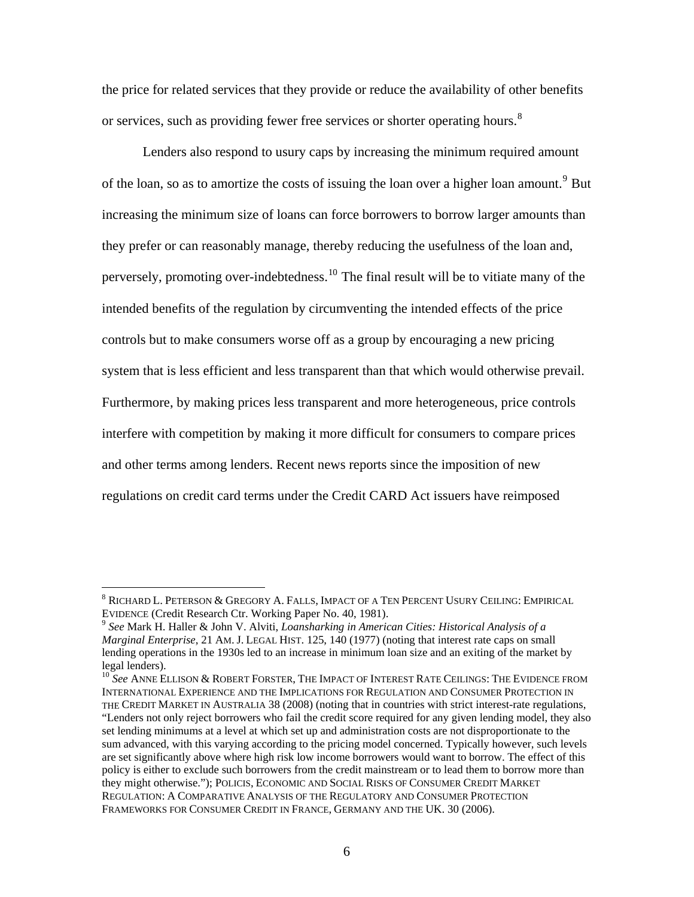the price for related services that they provide or reduce the availability of other benefits or services, such as providing fewer free services or shorter operating hours.[8]

Lenders also respond to usury caps by increasing the minimum required amount of the loan, so as to amortize the costs of issuing the loan over a higher loan amount.[9] But increasing the minimum size of loans can force borrowers to borrow larger amounts than they prefer or can reasonably manage, thereby reducing the usefulness of the loan and, perversely, promoting over-indebtedness.[10] The final result will be to vitiate many of the intended benefits of the regulation by circumventing the intended effects of the price controls but to make consumers worse off as a group by encouraging a new pricing system that is less efficient and less transparent than that which would otherwise prevail. Furthermore, by making prices less transparent and more heterogeneous, price controls interfere with competition by making it more difficult for consumers to compare prices and other terms among lenders. Recent news reports since the imposition of new regulations on credit card terms under the Credit CARD Act issuers have reimposed

---

[8] RICHARD L. PETERSON & GREGORY A. FALLS, IMPACT OF A TEN PERCENT USURY CEILING: EMPIRICAL EVIDENCE (Credit Research Ctr. Working Paper No. 40, 1981).

[9] *See* Mark H. Haller & John V. Alviti, *Loansharking in American Cities: Historical Analysis of a Marginal Enterprise*, 21 AM. J. LEGAL HIST. 125, 140 (1977) (noting that interest rate caps on small lending operations in the 1930s led to an increase in minimum loan size and an exiting of the market by legal lenders).

[10] *See* ANNE ELLISON & ROBERT FORSTER, THE IMPACT OF INTEREST RATE CEILINGS: THE EVIDENCE FROM INTERNATIONAL EXPERIENCE AND THE IMPLICATIONS FOR REGULATION AND CONSUMER PROTECTION IN THE CREDIT MARKET IN AUSTRALIA 38 (2008) (noting that in countries with strict interest-rate regulations, "Lenders not only reject borrowers who fail the credit score required for any given lending model, they also set lending minimums at a level at which set up and administration costs are not disproportionate to the sum advanced, with this varying according to the pricing model concerned. Typically however, such levels are set significantly above where high risk low income borrowers would want to borrow. The effect of this policy is either to exclude such borrowers from the credit mainstream or to lead them to borrow more than they might otherwise."); POLICIS, ECONOMIC AND SOCIAL RISKS OF CONSUMER CREDIT MARKET REGULATION: A COMPARATIVE ANALYSIS OF THE REGULATORY AND CONSUMER PROTECTION FRAMEWORKS FOR CONSUMER CREDIT IN FRANCE, GERMANY AND THE UK. 30 (2006).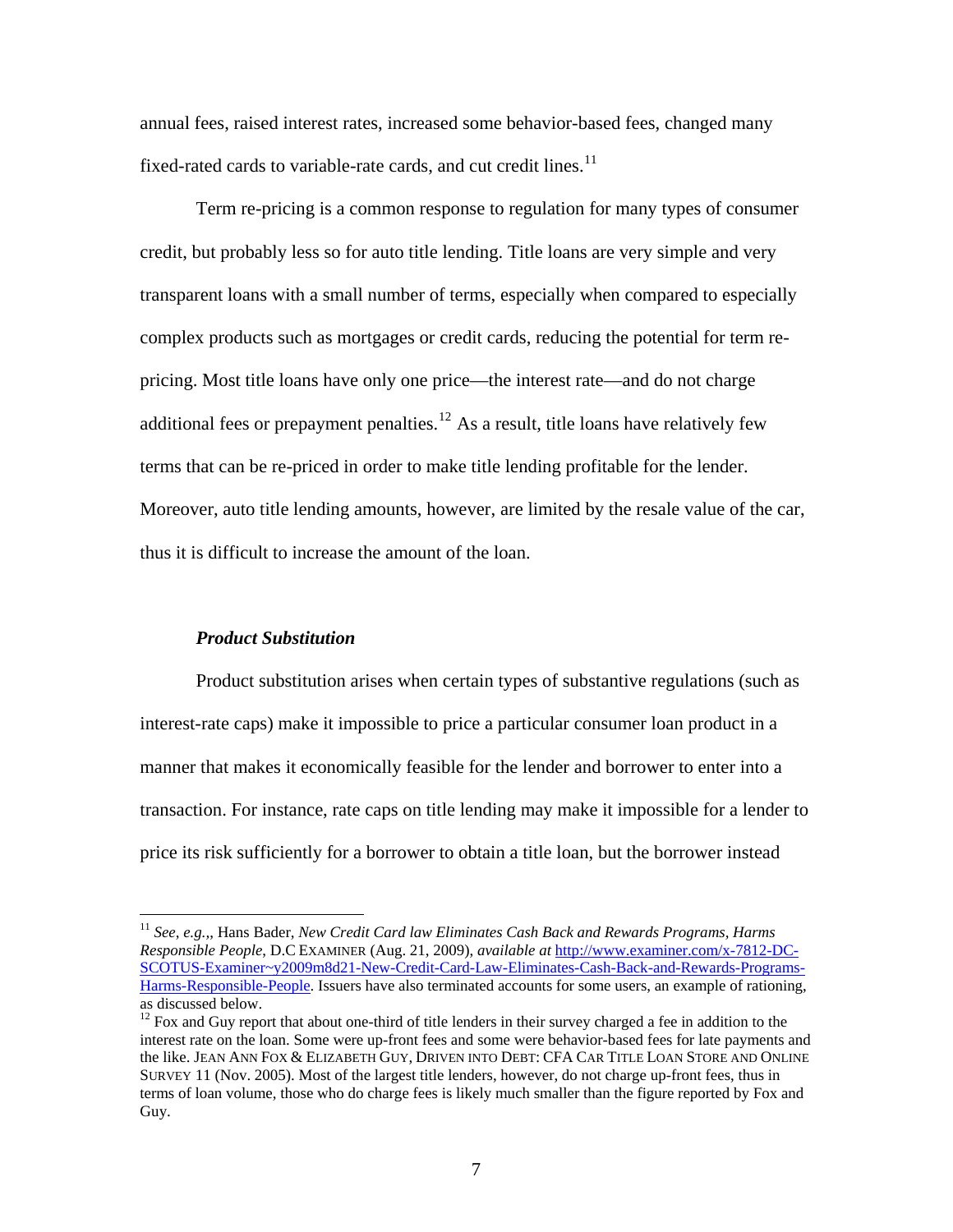annual fees, raised interest rates, increased some behavior-based fees, changed many fixed-rated cards to variable-rate cards, and cut credit lines.[11]

Term re-pricing is a common response to regulation for many types of consumer credit, but probably less so for auto title lending. Title loans are very simple and very transparent loans with a small number of terms, especially when compared to especially complex products such as mortgages or credit cards, reducing the potential for term re-pricing. Most title loans have only one price—the interest rate—and do not charge additional fees or prepayment penalties.[12] As a result, title loans have relatively few terms that can be re-priced in order to make title lending profitable for the lender. Moreover, auto title lending amounts, however, are limited by the resale value of the car, thus it is difficult to increase the amount of the loan.

***Product Substitution***

Product substitution arises when certain types of substantive regulations (such as interest-rate caps) make it impossible to price a particular consumer loan product in a manner that makes it economically feasible for the lender and borrower to enter into a transaction. For instance, rate caps on title lending may make it impossible for a lender to price its risk sufficiently for a borrower to obtain a title loan, but the borrower instead

---

[11] *See*, *e.g.*,, Hans Bader, *New Credit Card law Eliminates Cash Back and Rewards Programs, Harms Responsible People*, D.C EXAMINER (Aug. 21, 2009), *available at* http://www.examiner.com/x-7812-DC-SCOTUS-Examiner~y2009m8d21-New-Credit-Card-Law-Eliminates-Cash-Back-and-Rewards-Programs-Harms-Responsible-People. Issuers have also terminated accounts for some users, an example of rationing, as discussed below.

[12] Fox and Guy report that about one-third of title lenders in their survey charged a fee in addition to the interest rate on the loan. Some were up-front fees and some were behavior-based fees for late payments and the like. JEAN ANN FOX & ELIZABETH GUY, DRIVEN INTO DEBT: CFA CAR TITLE LOAN STORE AND ONLINE SURVEY 11 (Nov. 2005). Most of the largest title lenders, however, do not charge up-front fees, thus in terms of loan volume, those who do charge fees is likely much smaller than the figure reported by Fox and Guy.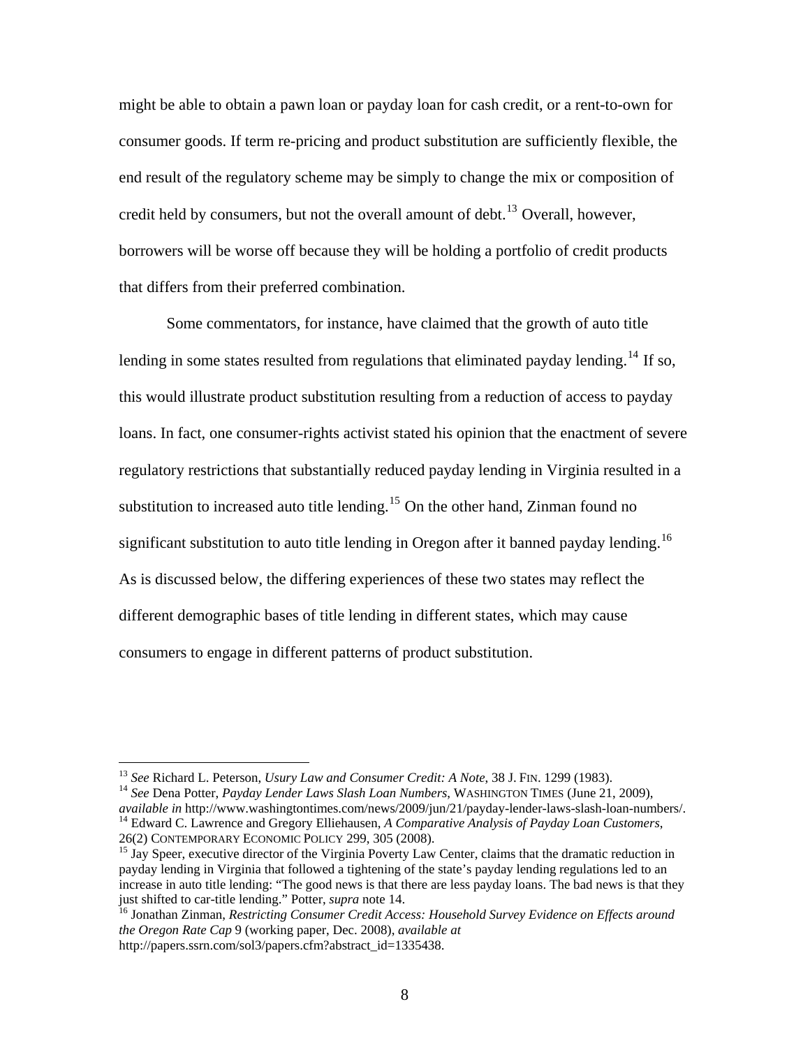might be able to obtain a pawn loan or payday loan for cash credit, or a rent-to-own for consumer goods. If term re-pricing and product substitution are sufficiently flexible, the end result of the regulatory scheme may be simply to change the mix or composition of credit held by consumers, but not the overall amount of debt.[13] Overall, however, borrowers will be worse off because they will be holding a portfolio of credit products that differs from their preferred combination.

Some commentators, for instance, have claimed that the growth of auto title lending in some states resulted from regulations that eliminated payday lending.[14] If so, this would illustrate product substitution resulting from a reduction of access to payday loans. In fact, one consumer-rights activist stated his opinion that the enactment of severe regulatory restrictions that substantially reduced payday lending in Virginia resulted in a substitution to increased auto title lending.[15] On the other hand, Zinman found no significant substitution to auto title lending in Oregon after it banned payday lending.[16] As is discussed below, the differing experiences of these two states may reflect the different demographic bases of title lending in different states, which may cause consumers to engage in different patterns of product substitution.

---

[13] *See* Richard L. Peterson, *Usury Law and Consumer Credit: A Note*, 38 J. FIN. 1299 (1983).

[14] *See* Dena Potter, *Payday Lender Laws Slash Loan Numbers*, WASHINGTON TIMES (June 21, 2009), *available in* http://www.washingtontimes.com/news/2009/jun/21/payday-lender-laws-slash-loan-numbers/.

[14] Edward C. Lawrence and Gregory Elliehausen, *A Comparative Analysis of Payday Loan Customers*, 26(2) CONTEMPORARY ECONOMIC POLICY 299, 305 (2008).

[15] Jay Speer, executive director of the Virginia Poverty Law Center, claims that the dramatic reduction in payday lending in Virginia that followed a tightening of the state's payday lending regulations led to an increase in auto title lending: "The good news is that there are less payday loans. The bad news is that they just shifted to car-title lending." Potter, *supra* note 14.

[16] Jonathan Zinman, *Restricting Consumer Credit Access: Household Survey Evidence on Effects around the Oregon Rate Cap* 9 (working paper, Dec. 2008), *available at* http://papers.ssrn.com/sol3/papers.cfm?abstract_id=1335438.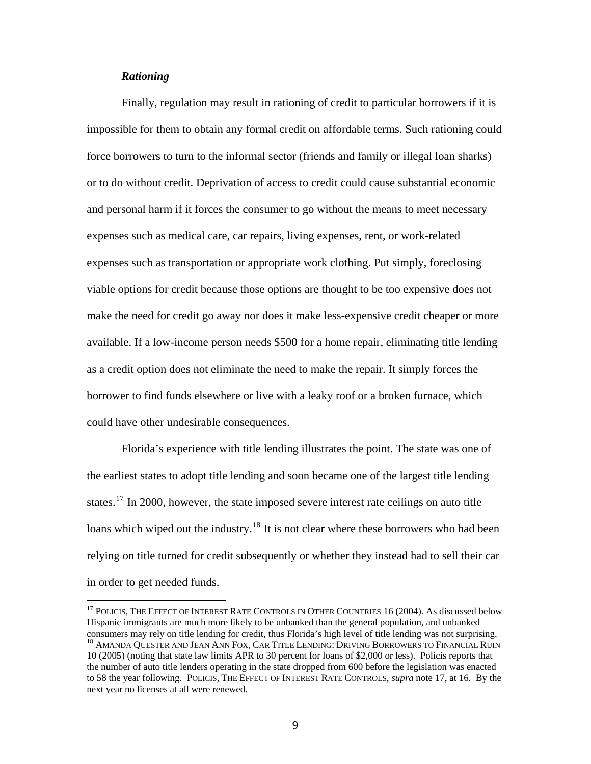### *Rationing*

Finally, regulation may result in rationing of credit to particular borrowers if it is impossible for them to obtain any formal credit on affordable terms. Such rationing could force borrowers to turn to the informal sector (friends and family or illegal loan sharks) or to do without credit. Deprivation of access to credit could cause substantial economic and personal harm if it forces the consumer to go without the means to meet necessary expenses such as medical care, car repairs, living expenses, rent, or work-related expenses such as transportation or appropriate work clothing. Put simply, foreclosing viable options for credit because those options are thought to be too expensive does not make the need for credit go away nor does it make less-expensive credit cheaper or more available. If a low-income person needs $500 for a home repair, eliminating title lending as a credit option does not eliminate the need to make the repair. It simply forces the borrower to find funds elsewhere or live with a leaky roof or a broken furnace, which could have other undesirable consequences.

Florida's experience with title lending illustrates the point. The state was one of the earliest states to adopt title lending and soon became one of the largest title lending states.[17] In 2000, however, the state imposed severe interest rate ceilings on auto title loans which wiped out the industry.[18] It is not clear where these borrowers who had been relying on title turned for credit subsequently or whether they instead had to sell their car in order to get needed funds.

---

[17] POLICIS, THE EFFECT OF INTEREST RATE CONTROLS IN OTHER COUNTRIES 16 (2004). As discussed below Hispanic immigrants are much more likely to be unbanked than the general population, and unbanked consumers may rely on title lending for credit, thus Florida's high level of title lending was not surprising.

[18] AMANDA QUESTER AND JEAN ANN FOX, CAR TITLE LENDING: DRIVING BORROWERS TO FINANCIAL RUIN 10 (2005) (noting that state law limits APR to 30 percent for loans of $2,000 or less). Policis reports that the number of auto title lenders operating in the state dropped from 600 before the legislation was enacted to 58 the year following. POLICIS, THE EFFECT OF INTEREST RATE CONTROLS, *supra* note 17, at 16. By the next year no licenses at all were renewed.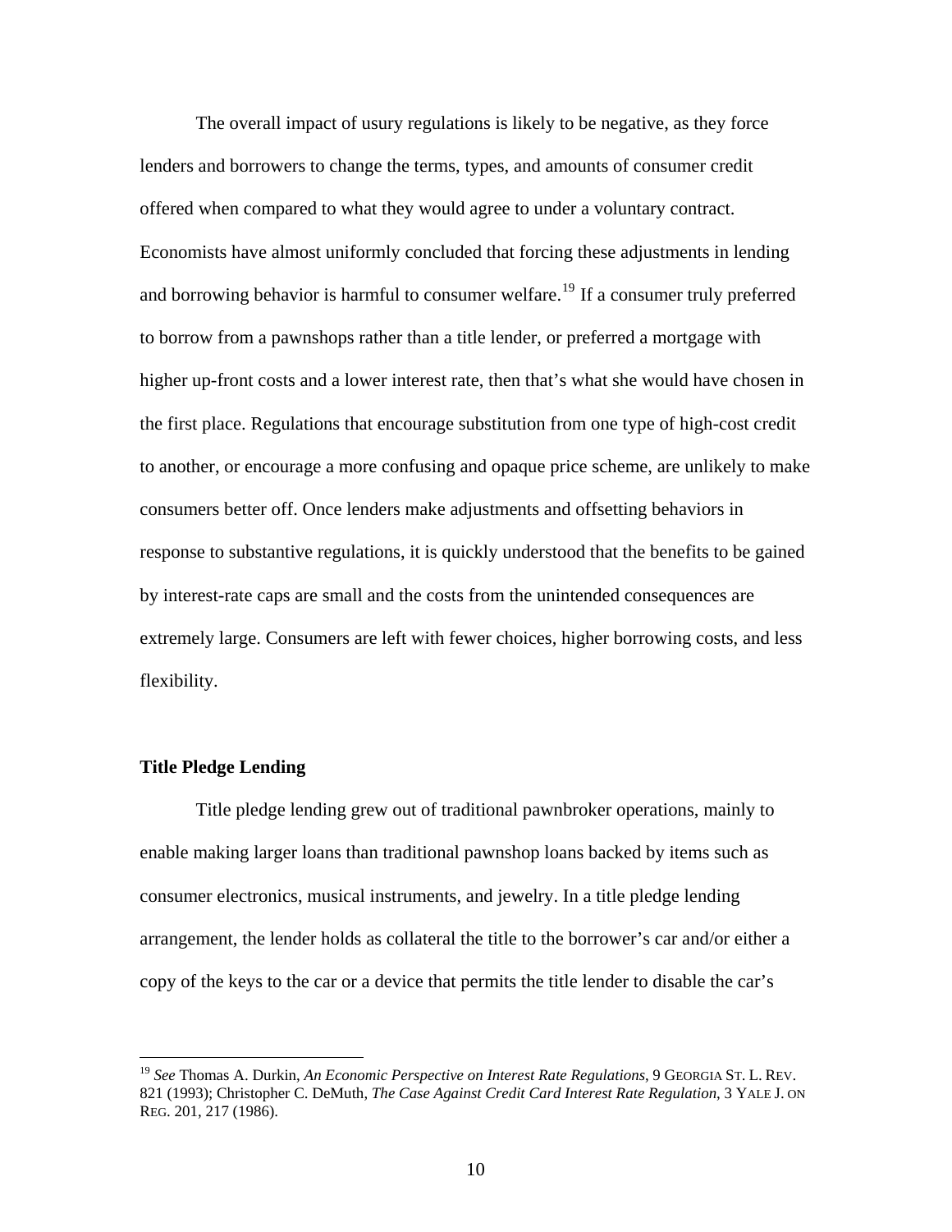The overall impact of usury regulations is likely to be negative, as they force lenders and borrowers to change the terms, types, and amounts of consumer credit offered when compared to what they would agree to under a voluntary contract. Economists have almost uniformly concluded that forcing these adjustments in lending and borrowing behavior is harmful to consumer welfare.[19] If a consumer truly preferred to borrow from a pawnshops rather than a title lender, or preferred a mortgage with higher up-front costs and a lower interest rate, then that's what she would have chosen in the first place. Regulations that encourage substitution from one type of high-cost credit to another, or encourage a more confusing and opaque price scheme, are unlikely to make consumers better off. Once lenders make adjustments and offsetting behaviors in response to substantive regulations, it is quickly understood that the benefits to be gained by interest-rate caps are small and the costs from the unintended consequences are extremely large. Consumers are left with fewer choices, higher borrowing costs, and less flexibility.

**Title Pledge Lending**

Title pledge lending grew out of traditional pawnbroker operations, mainly to enable making larger loans than traditional pawnshop loans backed by items such as consumer electronics, musical instruments, and jewelry. In a title pledge lending arrangement, the lender holds as collateral the title to the borrower's car and/or either a copy of the keys to the car or a device that permits the title lender to disable the car's

---

[19] *See* Thomas A. Durkin, *An Economic Perspective on Interest Rate Regulations*, 9 GEORGIA ST. L. REV. 821 (1993); Christopher C. DeMuth, *The Case Against Credit Card Interest Rate Regulation*, 3 YALE J. ON REG. 201, 217 (1986).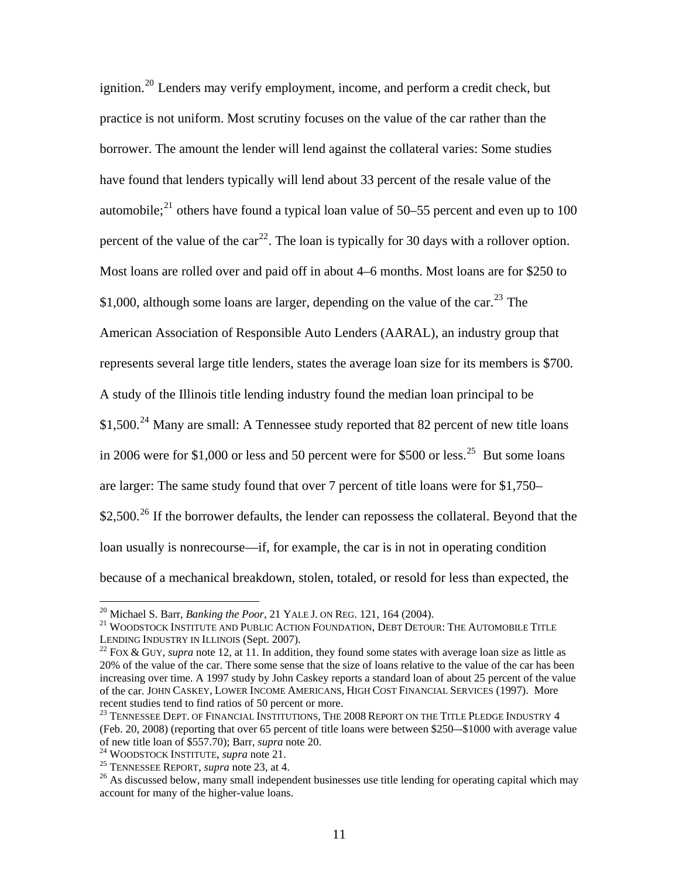ignition.[20] Lenders may verify employment, income, and perform a credit check, but practice is not uniform. Most scrutiny focuses on the value of the car rather than the borrower. The amount the lender will lend against the collateral varies: Some studies have found that lenders typically will lend about 33 percent of the resale value of the automobile;[21] others have found a typical loan value of 50–55 percent and even up to 100 percent of the value of the car[22]. The loan is typically for 30 days with a rollover option. Most loans are rolled over and paid off in about 4–6 months. Most loans are for $250 to $1,000, although some loans are larger, depending on the value of the car.[23] The American Association of Responsible Auto Lenders (AARAL), an industry group that represents several large title lenders, states the average loan size for its members is $700. A study of the Illinois title lending industry found the median loan principal to be $1,500.[24] Many are small: A Tennessee study reported that 82 percent of new title loans in 2006 were for $1,000 or less and 50 percent were for $500 or less.[25] But some loans are larger: The same study found that over 7 percent of title loans were for $1,750–$2,500.[26] If the borrower defaults, the lender can repossess the collateral. Beyond that the loan usually is nonrecourse—if, for example, the car is in not in operating condition because of a mechanical breakdown, stolen, totaled, or resold for less than expected, the

---

[20] Michael S. Barr, *Banking the Poor*, 21 YALE J. ON REG. 121, 164 (2004).

[21] WOODSTOCK INSTITUTE AND PUBLIC ACTION FOUNDATION, DEBT DETOUR: THE AUTOMOBILE TITLE LENDING INDUSTRY IN ILLINOIS (Sept. 2007).

[22] FOX & GUY, *supra* note 12, at 11. In addition, they found some states with average loan size as little as 20% of the value of the car. There some sense that the size of loans relative to the value of the car has been increasing over time. A 1997 study by John Caskey reports a standard loan of about 25 percent of the value of the car. JOHN CASKEY, LOWER INCOME AMERICANS, HIGH COST FINANCIAL SERVICES (1997). More recent studies tend to find ratios of 50 percent or more.

[23] TENNESSEE DEPT. OF FINANCIAL INSTITUTIONS, THE 2008 REPORT ON THE TITLE PLEDGE INDUSTRY 4 (Feb. 20, 2008) (reporting that over 65 percent of title loans were between $250–-$1000 with average value of new title loan of $557.70); Barr, *supra* note 20.

[24] WOODSTOCK INSTITUTE, *supra* note 21.

[25] TENNESSEE REPORT, *supra* note 23, at 4.

[26] As discussed below, many small independent businesses use title lending for operating capital which may account for many of the higher-value loans.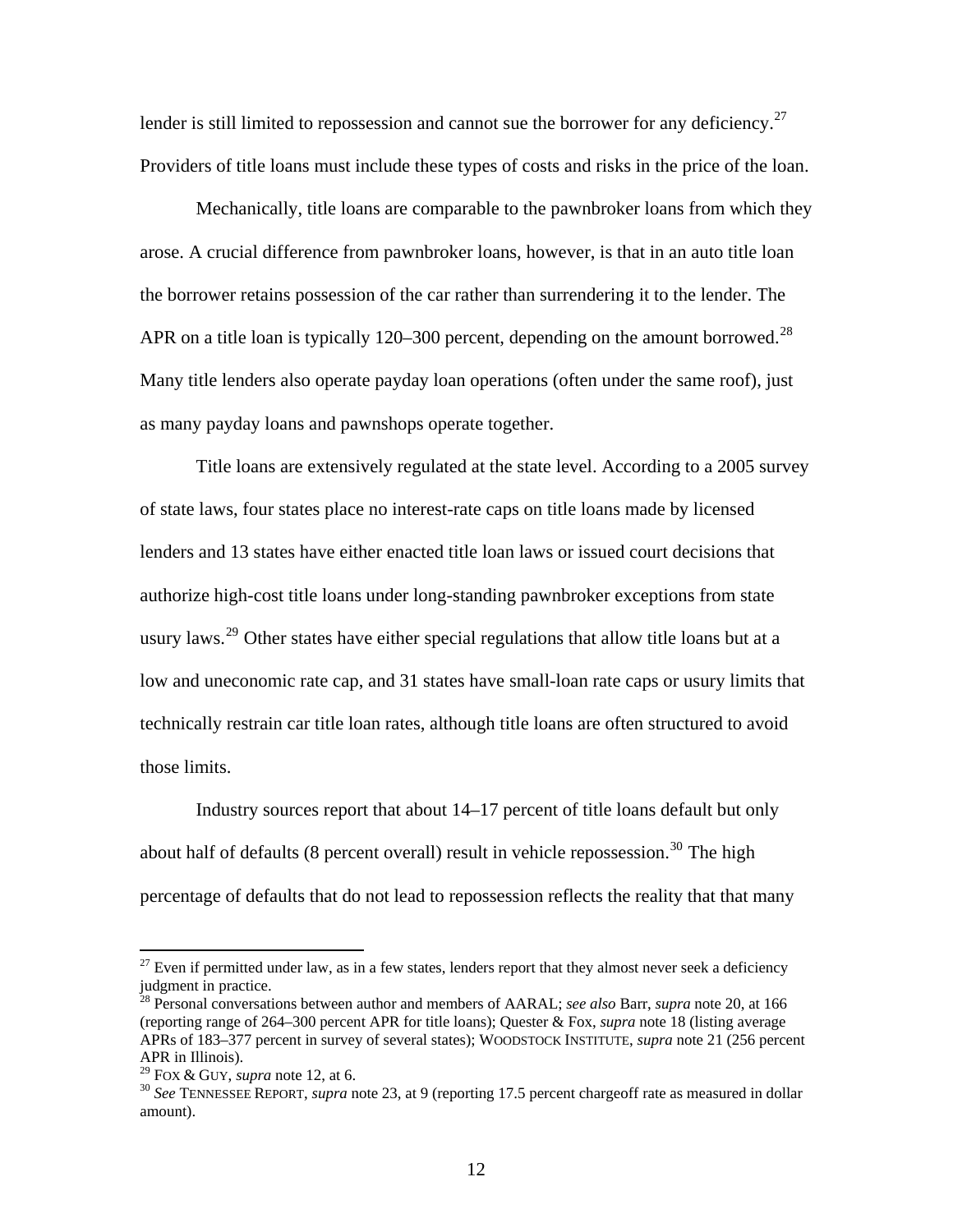lender is still limited to repossession and cannot sue the borrower for any deficiency.[27] Providers of title loans must include these types of costs and risks in the price of the loan.

Mechanically, title loans are comparable to the pawnbroker loans from which they arose. A crucial difference from pawnbroker loans, however, is that in an auto title loan the borrower retains possession of the car rather than surrendering it to the lender. The APR on a title loan is typically 120–300 percent, depending on the amount borrowed.[28] Many title lenders also operate payday loan operations (often under the same roof), just as many payday loans and pawnshops operate together.

Title loans are extensively regulated at the state level. According to a 2005 survey of state laws, four states place no interest-rate caps on title loans made by licensed lenders and 13 states have either enacted title loan laws or issued court decisions that authorize high-cost title loans under long-standing pawnbroker exceptions from state usury laws.[29] Other states have either special regulations that allow title loans but at a low and uneconomic rate cap, and 31 states have small-loan rate caps or usury limits that technically restrain car title loan rates, although title loans are often structured to avoid those limits.

Industry sources report that about 14–17 percent of title loans default but only about half of defaults (8 percent overall) result in vehicle repossession.[30] The high percentage of defaults that do not lead to repossession reflects the reality that that many

---

[27] Even if permitted under law, as in a few states, lenders report that they almost never seek a deficiency judgment in practice.

[28] Personal conversations between author and members of AARAL; *see also* Barr, *supra* note 20, at 166 (reporting range of 264–300 percent APR for title loans); Quester & Fox, *supra* note 18 (listing average APRs of 183–377 percent in survey of several states); WOODSTOCK INSTITUTE, *supra* note 21 (256 percent APR in Illinois).

[29] FOX & GUY, *supra* note 12, at 6.

[30] *See* TENNESSEE REPORT, *supra* note 23, at 9 (reporting 17.5 percent chargeoff rate as measured in dollar amount).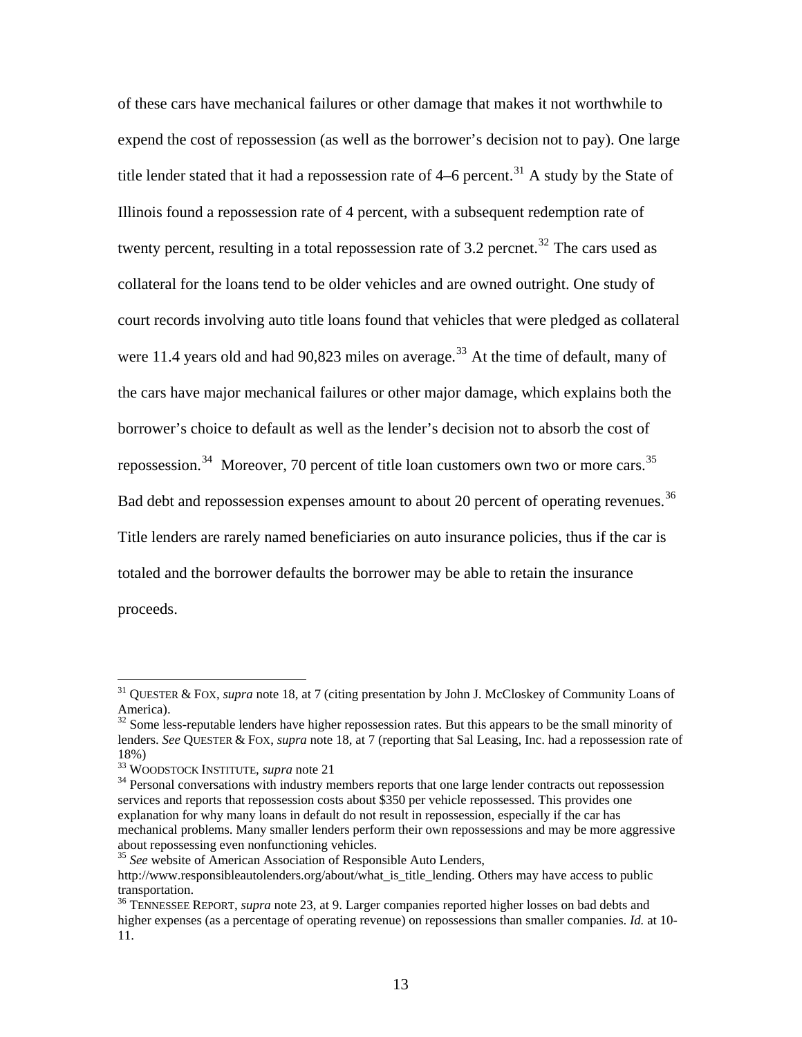of these cars have mechanical failures or other damage that makes it not worthwhile to expend the cost of repossession (as well as the borrower's decision not to pay). One large title lender stated that it had a repossession rate of 4–6 percent.[31] A study by the State of Illinois found a repossession rate of 4 percent, with a subsequent redemption rate of twenty percent, resulting in a total repossession rate of 3.2 percnet.[32] The cars used as collateral for the loans tend to be older vehicles and are owned outright. One study of court records involving auto title loans found that vehicles that were pledged as collateral were 11.4 years old and had 90,823 miles on average.[33] At the time of default, many of the cars have major mechanical failures or other major damage, which explains both the borrower's choice to default as well as the lender's decision not to absorb the cost of repossession.[34] Moreover, 70 percent of title loan customers own two or more cars.[35] Bad debt and repossession expenses amount to about 20 percent of operating revenues.[36] Title lenders are rarely named beneficiaries on auto insurance policies, thus if the car is totaled and the borrower defaults the borrower may be able to retain the insurance proceeds.

---

[31] QUESTER & FOX, *supra* note 18, at 7 (citing presentation by John J. McCloskey of Community Loans of America).

[32] Some less-reputable lenders have higher repossession rates. But this appears to be the small minority of lenders. *See* QUESTER & FOX, *supra* note 18, at 7 (reporting that Sal Leasing, Inc. had a repossession rate of 18%)

[33] WOODSTOCK INSTITUTE, *supra* note 21

[34] Personal conversations with industry members reports that one large lender contracts out repossession services and reports that repossession costs about $350 per vehicle repossessed. This provides one explanation for why many loans in default do not result in repossession, especially if the car has mechanical problems. Many smaller lenders perform their own repossessions and may be more aggressive about repossessing even nonfunctioning vehicles.

[35] *See* website of American Association of Responsible Auto Lenders, http://www.responsibleautolenders.org/about/what_is_title_lending. Others may have access to public transportation.

[36] TENNESSEE REPORT, *supra* note 23, at 9. Larger companies reported higher losses on bad debts and higher expenses (as a percentage of operating revenue) on repossessions than smaller companies. *Id.* at 10-11.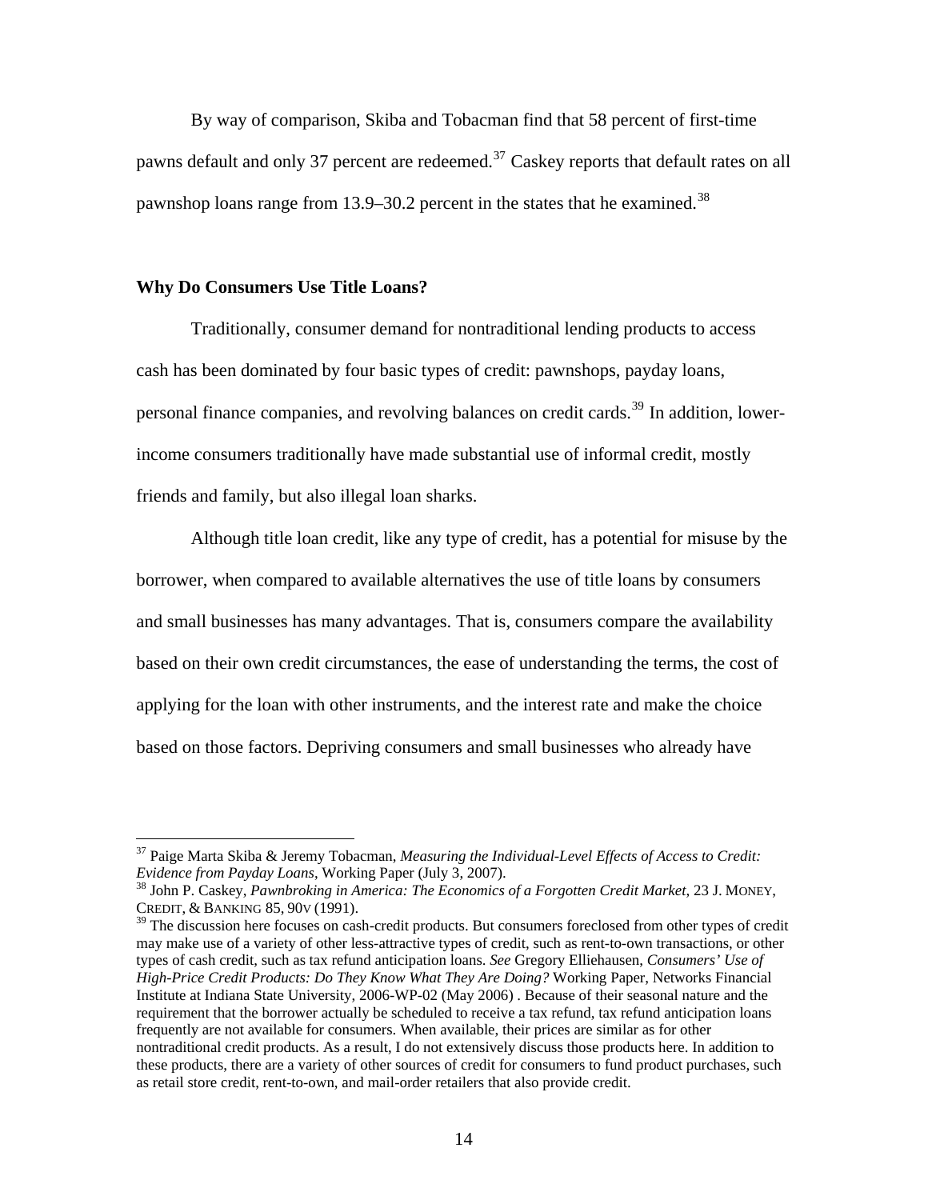By way of comparison, Skiba and Tobacman find that 58 percent of first-time pawns default and only 37 percent are redeemed.[37] Caskey reports that default rates on all pawnshop loans range from 13.9–30.2 percent in the states that he examined.[38]

**Why Do Consumers Use Title Loans?**

Traditionally, consumer demand for nontraditional lending products to access cash has been dominated by four basic types of credit: pawnshops, payday loans, personal finance companies, and revolving balances on credit cards.[39] In addition, lower-income consumers traditionally have made substantial use of informal credit, mostly friends and family, but also illegal loan sharks.

Although title loan credit, like any type of credit, has a potential for misuse by the borrower, when compared to available alternatives the use of title loans by consumers and small businesses has many advantages. That is, consumers compare the availability based on their own credit circumstances, the ease of understanding the terms, the cost of applying for the loan with other instruments, and the interest rate and make the choice based on those factors. Depriving consumers and small businesses who already have

---

[37] Paige Marta Skiba & Jeremy Tobacman, *Measuring the Individual-Level Effects of Access to Credit: Evidence from Payday Loans*, Working Paper (July 3, 2007).

[38] John P. Caskey, *Pawnbroking in America: The Economics of a Forgotten Credit Market*, 23 J. MONEY, CREDIT, & BANKING 85, 90V (1991).

[39] The discussion here focuses on cash-credit products. But consumers foreclosed from other types of credit may make use of a variety of other less-attractive types of credit, such as rent-to-own transactions, or other types of cash credit, such as tax refund anticipation loans. *See* Gregory Elliehausen, *Consumers' Use of High-Price Credit Products: Do They Know What They Are Doing?* Working Paper, Networks Financial Institute at Indiana State University, 2006-WP-02 (May 2006) . Because of their seasonal nature and the requirement that the borrower actually be scheduled to receive a tax refund, tax refund anticipation loans frequently are not available for consumers. When available, their prices are similar as for other nontraditional credit products. As a result, I do not extensively discuss those products here. In addition to these products, there are a variety of other sources of credit for consumers to fund product purchases, such as retail store credit, rent-to-own, and mail-order retailers that also provide credit.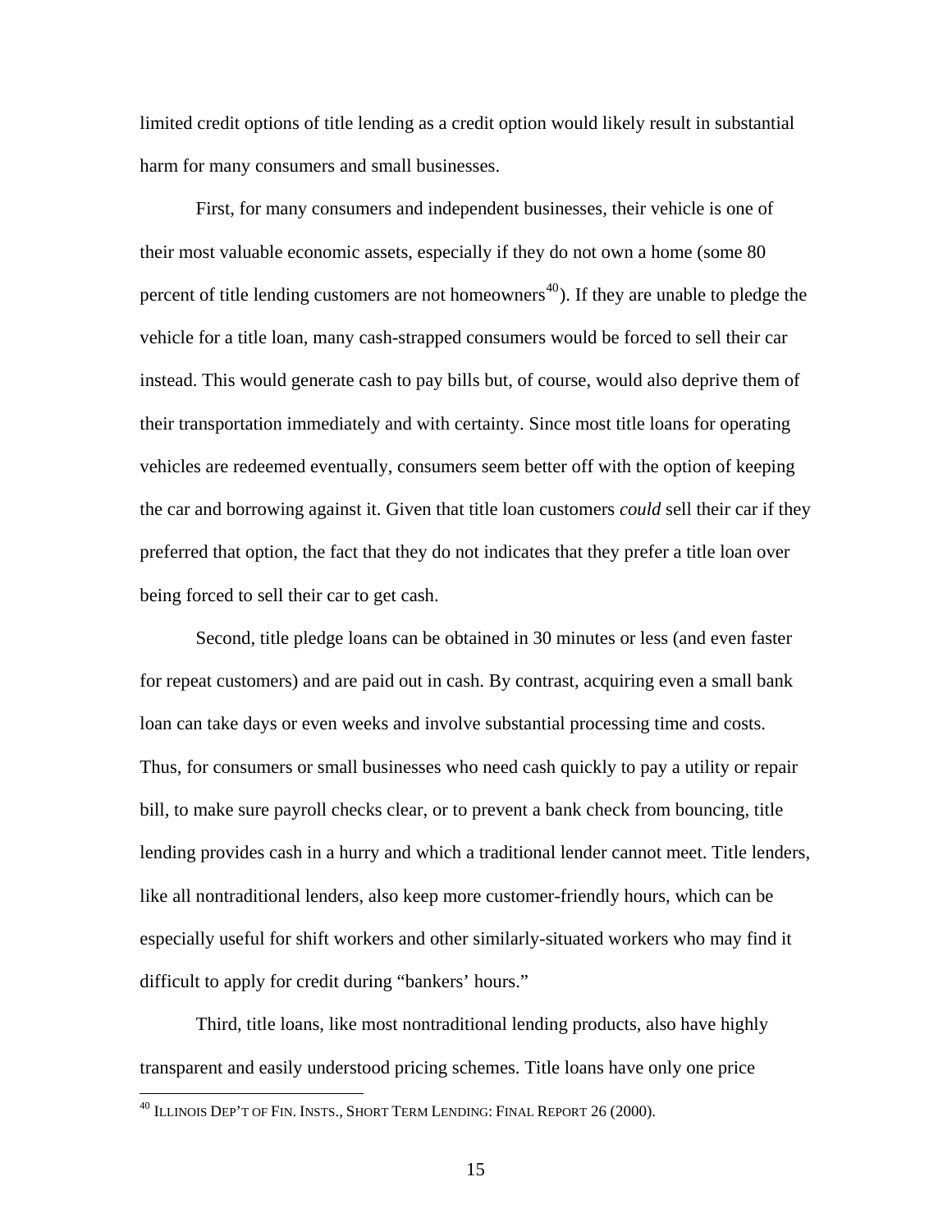limited credit options of title lending as a credit option would likely result in substantial harm for many consumers and small businesses.

First, for many consumers and independent businesses, their vehicle is one of their most valuable economic assets, especially if they do not own a home (some 80 percent of title lending customers are not homeowners[40]). If they are unable to pledge the vehicle for a title loan, many cash-strapped consumers would be forced to sell their car instead. This would generate cash to pay bills but, of course, would also deprive them of their transportation immediately and with certainty. Since most title loans for operating vehicles are redeemed eventually, consumers seem better off with the option of keeping the car and borrowing against it. Given that title loan customers *could* sell their car if they preferred that option, the fact that they do not indicates that they prefer a title loan over being forced to sell their car to get cash.

Second, title pledge loans can be obtained in 30 minutes or less (and even faster for repeat customers) and are paid out in cash. By contrast, acquiring even a small bank loan can take days or even weeks and involve substantial processing time and costs. Thus, for consumers or small businesses who need cash quickly to pay a utility or repair bill, to make sure payroll checks clear, or to prevent a bank check from bouncing, title lending provides cash in a hurry and which a traditional lender cannot meet. Title lenders, like all nontraditional lenders, also keep more customer-friendly hours, which can be especially useful for shift workers and other similarly-situated workers who may find it difficult to apply for credit during "bankers' hours."

Third, title loans, like most nontraditional lending products, also have highly transparent and easily understood pricing schemes. Title loans have only one price

---

[40] ILLINOIS DEP'T OF FIN. INSTS., SHORT TERM LENDING: FINAL REPORT 26 (2000).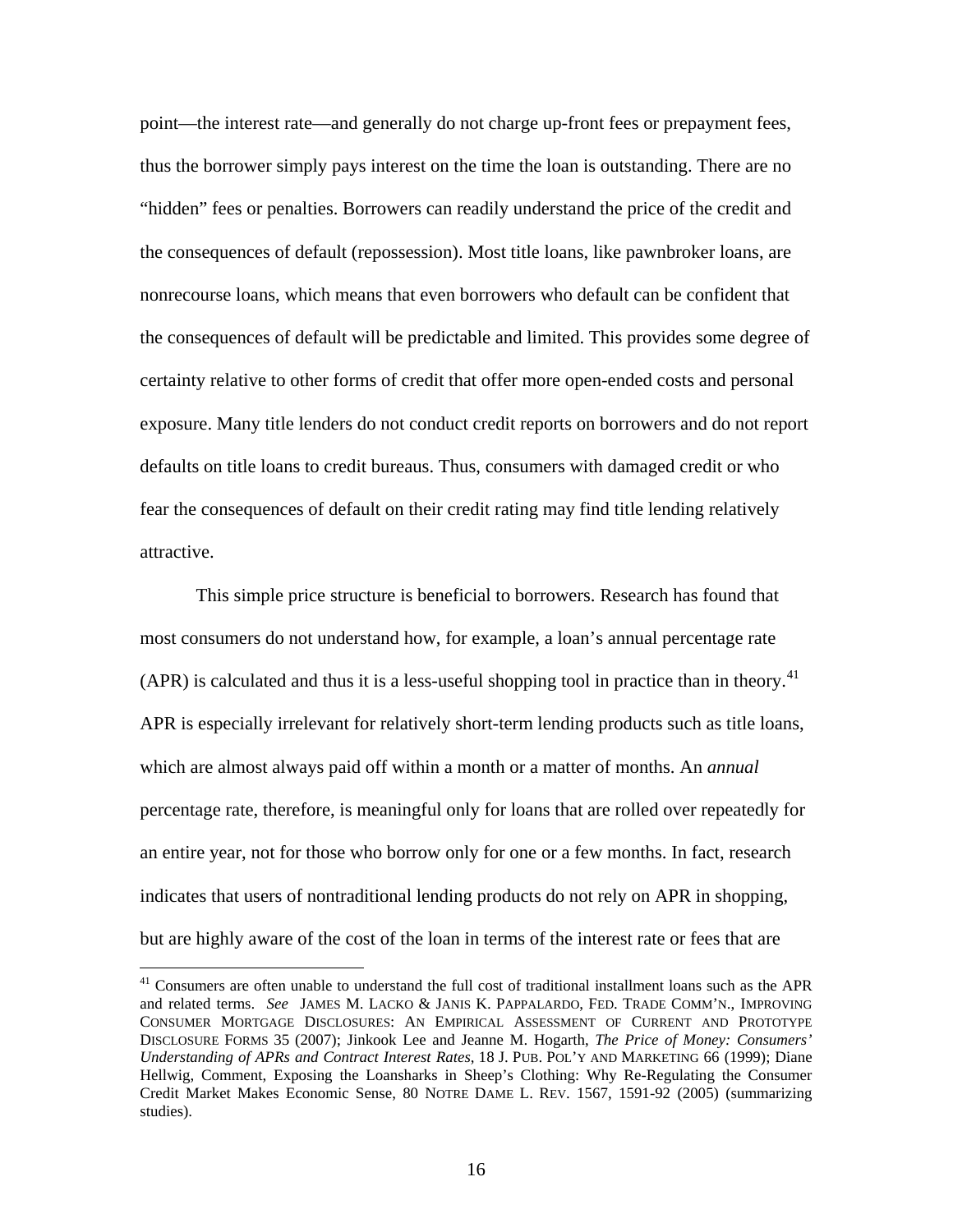point—the interest rate—and generally do not charge up-front fees or prepayment fees, thus the borrower simply pays interest on the time the loan is outstanding. There are no "hidden" fees or penalties. Borrowers can readily understand the price of the credit and the consequences of default (repossession). Most title loans, like pawnbroker loans, are nonrecourse loans, which means that even borrowers who default can be confident that the consequences of default will be predictable and limited. This provides some degree of certainty relative to other forms of credit that offer more open-ended costs and personal exposure. Many title lenders do not conduct credit reports on borrowers and do not report defaults on title loans to credit bureaus. Thus, consumers with damaged credit or who fear the consequences of default on their credit rating may find title lending relatively attractive.

This simple price structure is beneficial to borrowers. Research has found that most consumers do not understand how, for example, a loan's annual percentage rate (APR) is calculated and thus it is a less-useful shopping tool in practice than in theory.[41] APR is especially irrelevant for relatively short-term lending products such as title loans, which are almost always paid off within a month or a matter of months. An *annual* percentage rate, therefore, is meaningful only for loans that are rolled over repeatedly for an entire year, not for those who borrow only for one or a few months. In fact, research indicates that users of nontraditional lending products do not rely on APR in shopping, but are highly aware of the cost of the loan in terms of the interest rate or fees that are

---

[41] Consumers are often unable to understand the full cost of traditional installment loans such as the APR and related terms. *See* JAMES M. LACKO & JANIS K. PAPPALARDO, FED. TRADE COMM'N., IMPROVING CONSUMER MORTGAGE DISCLOSURES: AN EMPIRICAL ASSESSMENT OF CURRENT AND PROTOTYPE DISCLOSURE FORMS 35 (2007); Jinkook Lee and Jeanne M. Hogarth, *The Price of Money: Consumers' Understanding of APRs and Contract Interest Rates*, 18 J. PUB. POL'Y AND MARKETING 66 (1999); Diane Hellwig, Comment, Exposing the Loansharks in Sheep's Clothing: Why Re-Regulating the Consumer Credit Market Makes Economic Sense, 80 NOTRE DAME L. REV. 1567, 1591-92 (2005) (summarizing studies).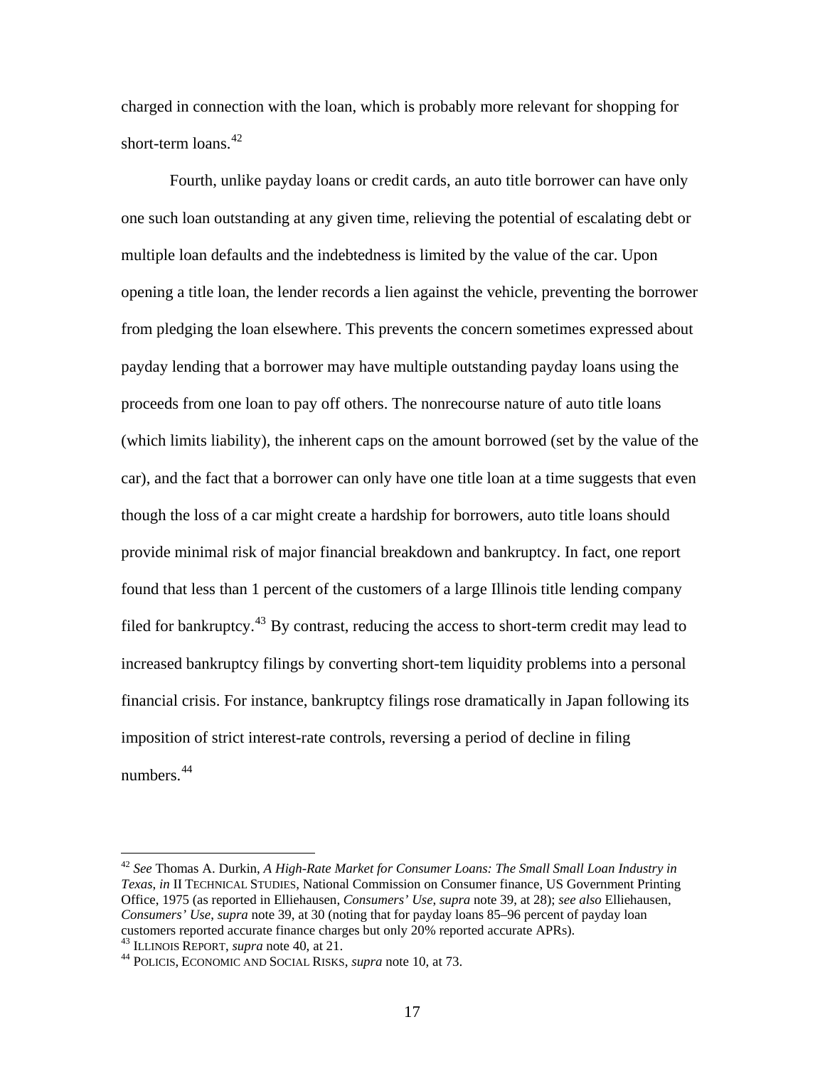charged in connection with the loan, which is probably more relevant for shopping for short-term loans.[42]

Fourth, unlike payday loans or credit cards, an auto title borrower can have only one such loan outstanding at any given time, relieving the potential of escalating debt or multiple loan defaults and the indebtedness is limited by the value of the car. Upon opening a title loan, the lender records a lien against the vehicle, preventing the borrower from pledging the loan elsewhere. This prevents the concern sometimes expressed about payday lending that a borrower may have multiple outstanding payday loans using the proceeds from one loan to pay off others. The nonrecourse nature of auto title loans (which limits liability), the inherent caps on the amount borrowed (set by the value of the car), and the fact that a borrower can only have one title loan at a time suggests that even though the loss of a car might create a hardship for borrowers, auto title loans should provide minimal risk of major financial breakdown and bankruptcy. In fact, one report found that less than 1 percent of the customers of a large Illinois title lending company filed for bankruptcy.[43] By contrast, reducing the access to short-term credit may lead to increased bankruptcy filings by converting short-tem liquidity problems into a personal financial crisis. For instance, bankruptcy filings rose dramatically in Japan following its imposition of strict interest-rate controls, reversing a period of decline in filing numbers.[44]

---

[42] *See* Thomas A. Durkin, *A High-Rate Market for Consumer Loans: The Small Small Loan Industry in Texas*, *in* II TECHNICAL STUDIES, National Commission on Consumer finance, US Government Printing Office, 1975 (as reported in Elliehausen, *Consumers' Use*, *supra* note 39, at 28); *see also* Elliehausen, *Consumers' Use*, *supra* note 39, at 30 (noting that for payday loans 85–96 percent of payday loan customers reported accurate finance charges but only 20% reported accurate APRs).

[43] ILLINOIS REPORT, *supra* note 40, at 21.

[44] POLICIS, ECONOMIC AND SOCIAL RISKS, *supra* note 10, at 73.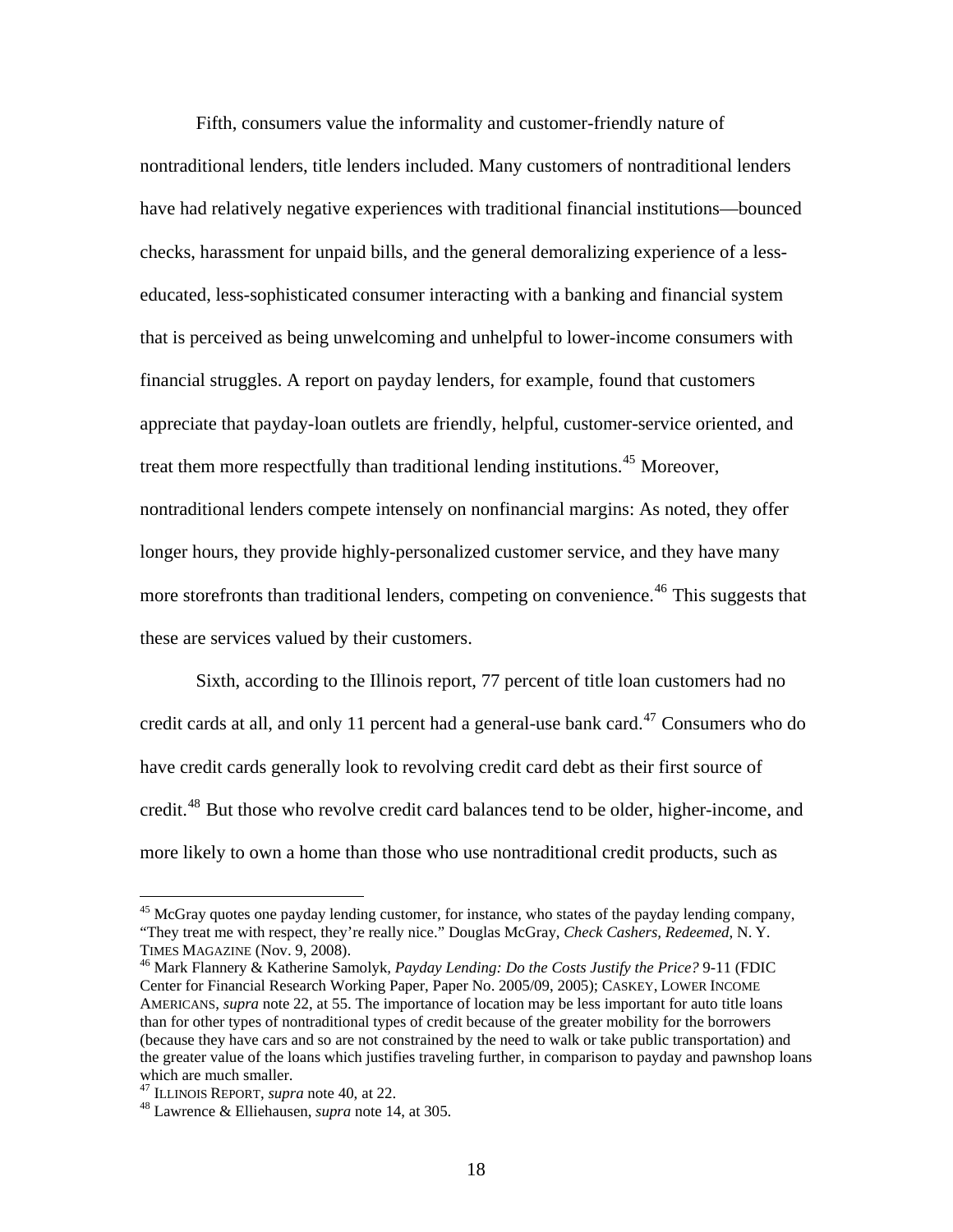Fifth, consumers value the informality and customer-friendly nature of nontraditional lenders, title lenders included. Many customers of nontraditional lenders have had relatively negative experiences with traditional financial institutions—bounced checks, harassment for unpaid bills, and the general demoralizing experience of a less-educated, less-sophisticated consumer interacting with a banking and financial system that is perceived as being unwelcoming and unhelpful to lower-income consumers with financial struggles. A report on payday lenders, for example, found that customers appreciate that payday-loan outlets are friendly, helpful, customer-service oriented, and treat them more respectfully than traditional lending institutions.[45] Moreover, nontraditional lenders compete intensely on nonfinancial margins: As noted, they offer longer hours, they provide highly-personalized customer service, and they have many more storefronts than traditional lenders, competing on convenience.[46] This suggests that these are services valued by their customers.

Sixth, according to the Illinois report, 77 percent of title loan customers had no credit cards at all, and only 11 percent had a general-use bank card.[47] Consumers who do have credit cards generally look to revolving credit card debt as their first source of credit.[48] But those who revolve credit card balances tend to be older, higher-income, and more likely to own a home than those who use nontraditional credit products, such as

---

[45] McGray quotes one payday lending customer, for instance, who states of the payday lending company, "They treat me with respect, they're really nice." Douglas McGray, *Check Cashers, Redeemed*, N. Y. TIMES MAGAZINE (Nov. 9, 2008).

[46] Mark Flannery & Katherine Samolyk, *Payday Lending: Do the Costs Justify the Price?* 9-11 (FDIC Center for Financial Research Working Paper, Paper No. 2005/09, 2005); CASKEY, LOWER INCOME AMERICANS, *supra* note 22, at 55. The importance of location may be less important for auto title loans than for other types of nontraditional types of credit because of the greater mobility for the borrowers (because they have cars and so are not constrained by the need to walk or take public transportation) and the greater value of the loans which justifies traveling further, in comparison to payday and pawnshop loans which are much smaller.

[47] ILLINOIS REPORT, *supra* note 40, at 22.

[48] Lawrence & Elliehausen, *supra* note 14, at 305.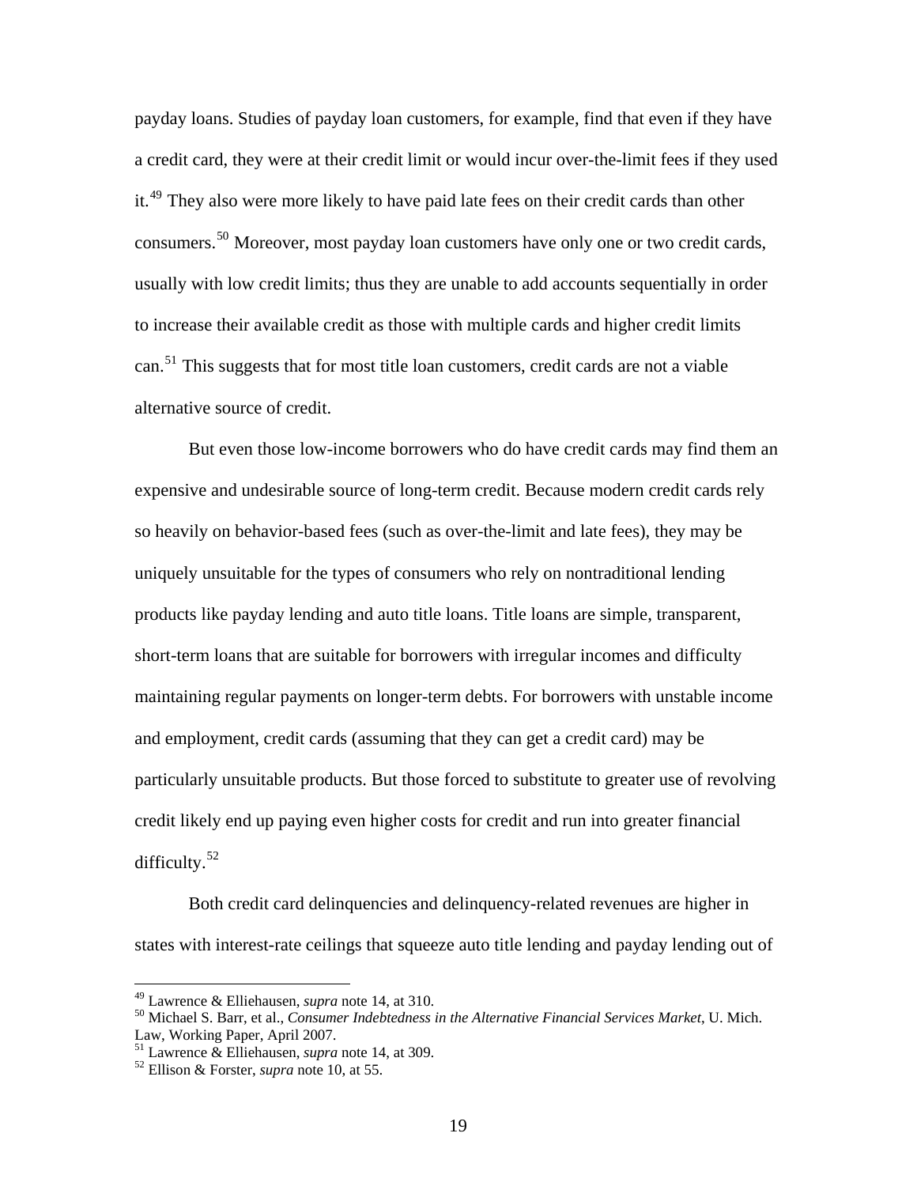payday loans. Studies of payday loan customers, for example, find that even if they have a credit card, they were at their credit limit or would incur over-the-limit fees if they used it.[49] They also were more likely to have paid late fees on their credit cards than other consumers.[50] Moreover, most payday loan customers have only one or two credit cards, usually with low credit limits; thus they are unable to add accounts sequentially in order to increase their available credit as those with multiple cards and higher credit limits can.[51] This suggests that for most title loan customers, credit cards are not a viable alternative source of credit.

But even those low-income borrowers who do have credit cards may find them an expensive and undesirable source of long-term credit. Because modern credit cards rely so heavily on behavior-based fees (such as over-the-limit and late fees), they may be uniquely unsuitable for the types of consumers who rely on nontraditional lending products like payday lending and auto title loans. Title loans are simple, transparent, short-term loans that are suitable for borrowers with irregular incomes and difficulty maintaining regular payments on longer-term debts. For borrowers with unstable income and employment, credit cards (assuming that they can get a credit card) may be particularly unsuitable products. But those forced to substitute to greater use of revolving credit likely end up paying even higher costs for credit and run into greater financial difficulty.[52]

Both credit card delinquencies and delinquency-related revenues are higher in states with interest-rate ceilings that squeeze auto title lending and payday lending out of

---

[49] Lawrence & Elliehausen, *supra* note 14, at 310.
[50] Michael S. Barr, et al., *Consumer Indebtedness in the Alternative Financial Services Market*, U. Mich. Law, Working Paper, April 2007.
[51] Lawrence & Elliehausen, *supra* note 14, at 309.
[52] Ellison & Forster, *supra* note 10, at 55.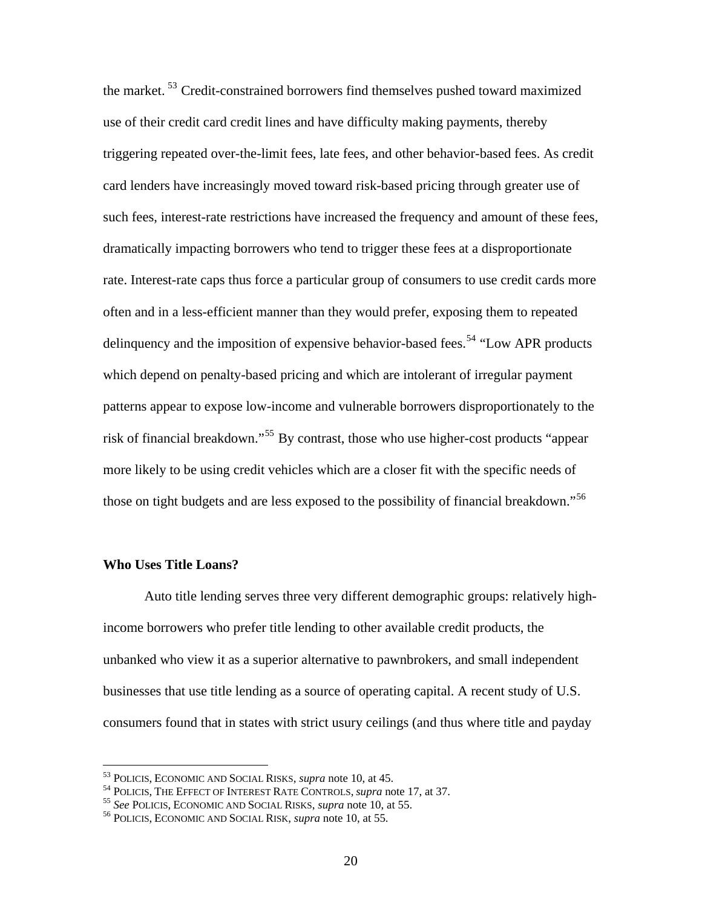the market. [53] Credit-constrained borrowers find themselves pushed toward maximized use of their credit card credit lines and have difficulty making payments, thereby triggering repeated over-the-limit fees, late fees, and other behavior-based fees. As credit card lenders have increasingly moved toward risk-based pricing through greater use of such fees, interest-rate restrictions have increased the frequency and amount of these fees, dramatically impacting borrowers who tend to trigger these fees at a disproportionate rate. Interest-rate caps thus force a particular group of consumers to use credit cards more often and in a less-efficient manner than they would prefer, exposing them to repeated delinquency and the imposition of expensive behavior-based fees.[54] "Low APR products which depend on penalty-based pricing and which are intolerant of irregular payment patterns appear to expose low-income and vulnerable borrowers disproportionately to the risk of financial breakdown."[55] By contrast, those who use higher-cost products "appear more likely to be using credit vehicles which are a closer fit with the specific needs of those on tight budgets and are less exposed to the possibility of financial breakdown."[56]

**Who Uses Title Loans?**

Auto title lending serves three very different demographic groups: relatively high-income borrowers who prefer title lending to other available credit products, the unbanked who view it as a superior alternative to pawnbrokers, and small independent businesses that use title lending as a source of operating capital. A recent study of U.S. consumers found that in states with strict usury ceilings (and thus where title and payday

---

[53] POLICIS, ECONOMIC AND SOCIAL RISKS, *supra* note 10, at 45.
[54] POLICIS, THE EFFECT OF INTEREST RATE CONTROLS, *supra* note 17, at 37.
[55] *See* POLICIS, ECONOMIC AND SOCIAL RISKS, *supra* note 10, at 55.
[56] POLICIS, ECONOMIC AND SOCIAL RISK, *supra* note 10, at 55.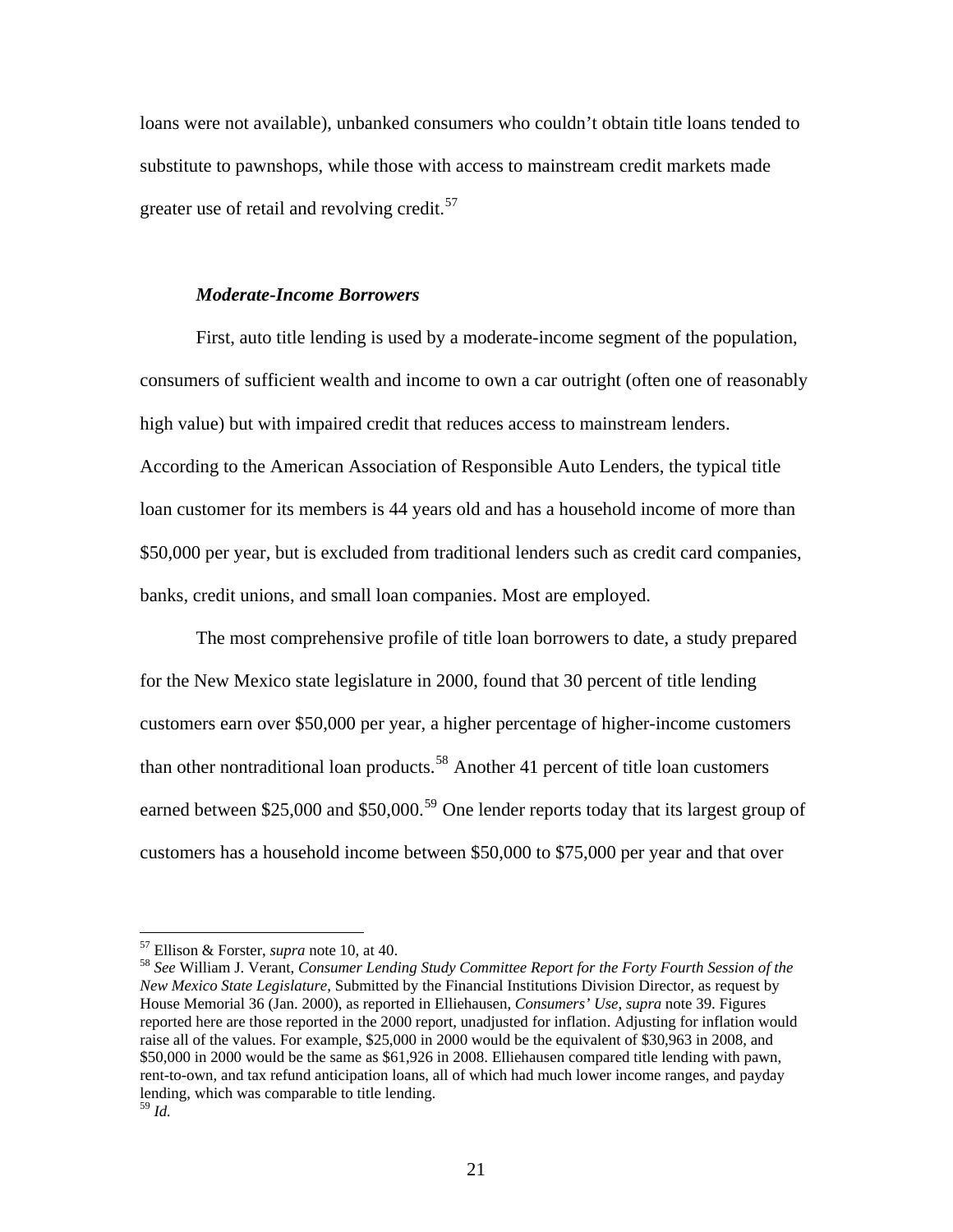loans were not available), unbanked consumers who couldn't obtain title loans tended to substitute to pawnshops, while those with access to mainstream credit markets made greater use of retail and revolving credit.[57]

### *Moderate-Income Borrowers*

First, auto title lending is used by a moderate-income segment of the population, consumers of sufficient wealth and income to own a car outright (often one of reasonably high value) but with impaired credit that reduces access to mainstream lenders. According to the American Association of Responsible Auto Lenders, the typical title loan customer for its members is 44 years old and has a household income of more than $50,000 per year, but is excluded from traditional lenders such as credit card companies, banks, credit unions, and small loan companies. Most are employed.

The most comprehensive profile of title loan borrowers to date, a study prepared for the New Mexico state legislature in 2000, found that 30 percent of title lending customers earn over $50,000 per year, a higher percentage of higher-income customers than other nontraditional loan products.[58] Another 41 percent of title loan customers earned between $25,000 and $50,000.[59] One lender reports today that its largest group of customers has a household income between $50,000 to $75,000 per year and that over

---

[57] Ellison & Forster, *supra* note 10, at 40.

[58] *See* William J. Verant, *Consumer Lending Study Committee Report for the Forty Fourth Session of the New Mexico State Legislature*, Submitted by the Financial Institutions Division Director, as request by House Memorial 36 (Jan. 2000), as reported in Elliehausen, *Consumers' Use*, *supra* note 39. Figures reported here are those reported in the 2000 report, unadjusted for inflation. Adjusting for inflation would raise all of the values. For example, $25,000 in 2000 would be the equivalent of $30,963 in 2008, and $50,000 in 2000 would be the same as $61,926 in 2008. Elliehausen compared title lending with pawn, rent-to-own, and tax refund anticipation loans, all of which had much lower income ranges, and payday lending, which was comparable to title lending.

[59] *Id.*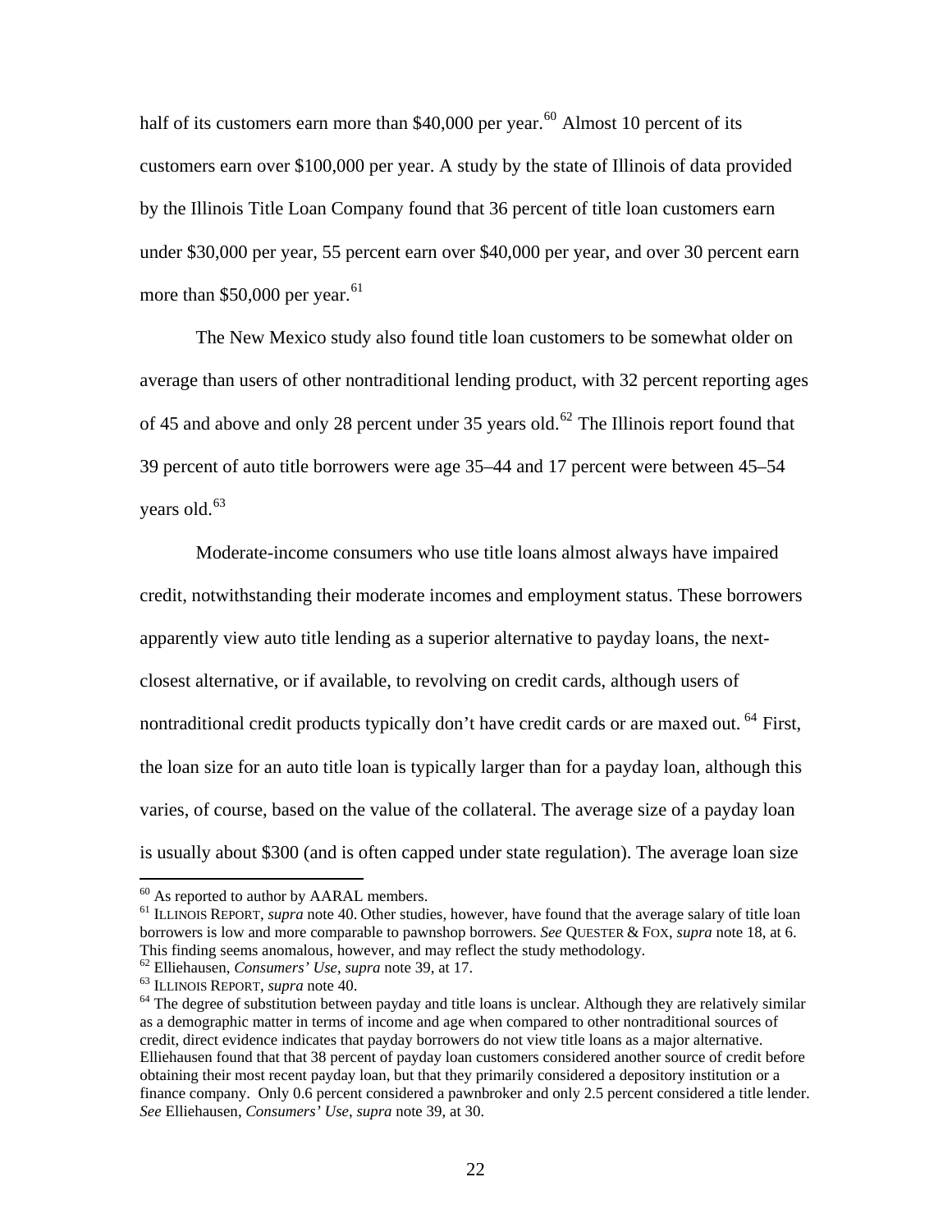half of its customers earn more than $40,000 per year.[60] Almost 10 percent of its customers earn over $100,000 per year. A study by the state of Illinois of data provided by the Illinois Title Loan Company found that 36 percent of title loan customers earn under $30,000 per year, 55 percent earn over $40,000 per year, and over 30 percent earn more than $50,000 per year.[61]

The New Mexico study also found title loan customers to be somewhat older on average than users of other nontraditional lending product, with 32 percent reporting ages of 45 and above and only 28 percent under 35 years old.[62] The Illinois report found that 39 percent of auto title borrowers were age 35–44 and 17 percent were between 45–54 years old.[63]

Moderate-income consumers who use title loans almost always have impaired credit, notwithstanding their moderate incomes and employment status. These borrowers apparently view auto title lending as a superior alternative to payday loans, the next-closest alternative, or if available, to revolving on credit cards, although users of nontraditional credit products typically don't have credit cards or are maxed out. [64] First, the loan size for an auto title loan is typically larger than for a payday loan, although this varies, of course, based on the value of the collateral. The average size of a payday loan is usually about $300 (and is often capped under state regulation). The average loan size

---

[60] As reported to author by AARAL members.

[61] ILLINOIS REPORT, *supra* note 40. Other studies, however, have found that the average salary of title loan borrowers is low and more comparable to pawnshop borrowers. *See* QUESTER & FOX, *supra* note 18, at 6. This finding seems anomalous, however, and may reflect the study methodology.

[62] Elliehausen, *Consumers' Use*, *supra* note 39, at 17.

[63] ILLINOIS REPORT, *supra* note 40.

[64] The degree of substitution between payday and title loans is unclear. Although they are relatively similar as a demographic matter in terms of income and age when compared to other nontraditional sources of credit, direct evidence indicates that payday borrowers do not view title loans as a major alternative. Elliehausen found that that 38 percent of payday loan customers considered another source of credit before obtaining their most recent payday loan, but that they primarily considered a depository institution or a finance company. Only 0.6 percent considered a pawnbroker and only 2.5 percent considered a title lender. *See* Elliehausen, *Consumers' Use*, *supra* note 39, at 30.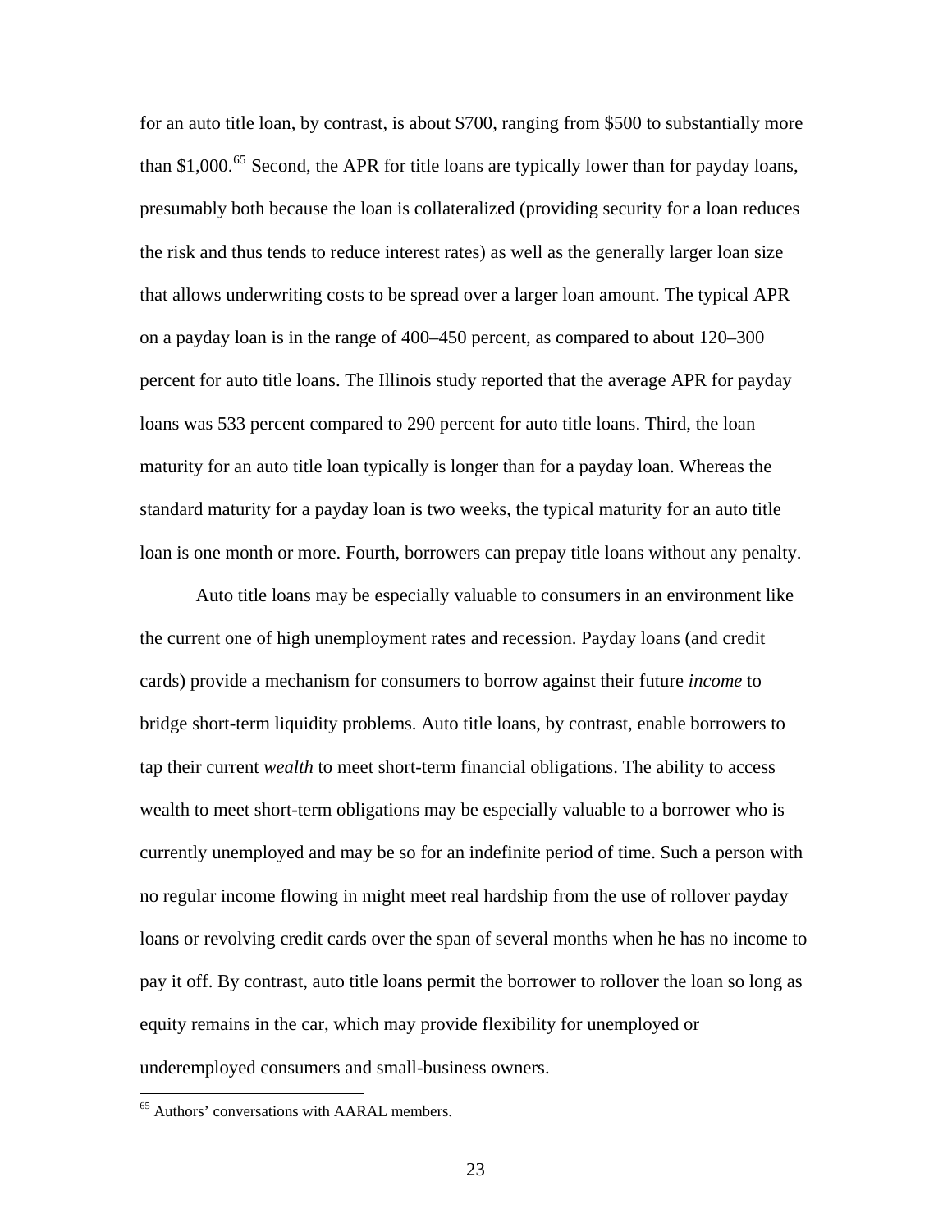for an auto title loan, by contrast, is about $700, ranging from $500 to substantially more than $1,000.[65] Second, the APR for title loans are typically lower than for payday loans, presumably both because the loan is collateralized (providing security for a loan reduces the risk and thus tends to reduce interest rates) as well as the generally larger loan size that allows underwriting costs to be spread over a larger loan amount. The typical APR on a payday loan is in the range of 400–450 percent, as compared to about 120–300 percent for auto title loans. The Illinois study reported that the average APR for payday loans was 533 percent compared to 290 percent for auto title loans. Third, the loan maturity for an auto title loan typically is longer than for a payday loan. Whereas the standard maturity for a payday loan is two weeks, the typical maturity for an auto title loan is one month or more. Fourth, borrowers can prepay title loans without any penalty.

Auto title loans may be especially valuable to consumers in an environment like the current one of high unemployment rates and recession. Payday loans (and credit cards) provide a mechanism for consumers to borrow against their future *income* to bridge short-term liquidity problems. Auto title loans, by contrast, enable borrowers to tap their current *wealth* to meet short-term financial obligations. The ability to access wealth to meet short-term obligations may be especially valuable to a borrower who is currently unemployed and may be so for an indefinite period of time. Such a person with no regular income flowing in might meet real hardship from the use of rollover payday loans or revolving credit cards over the span of several months when he has no income to pay it off. By contrast, auto title loans permit the borrower to rollover the loan so long as equity remains in the car, which may provide flexibility for unemployed or underemployed consumers and small-business owners.

[65] Authors' conversations with AARAL members.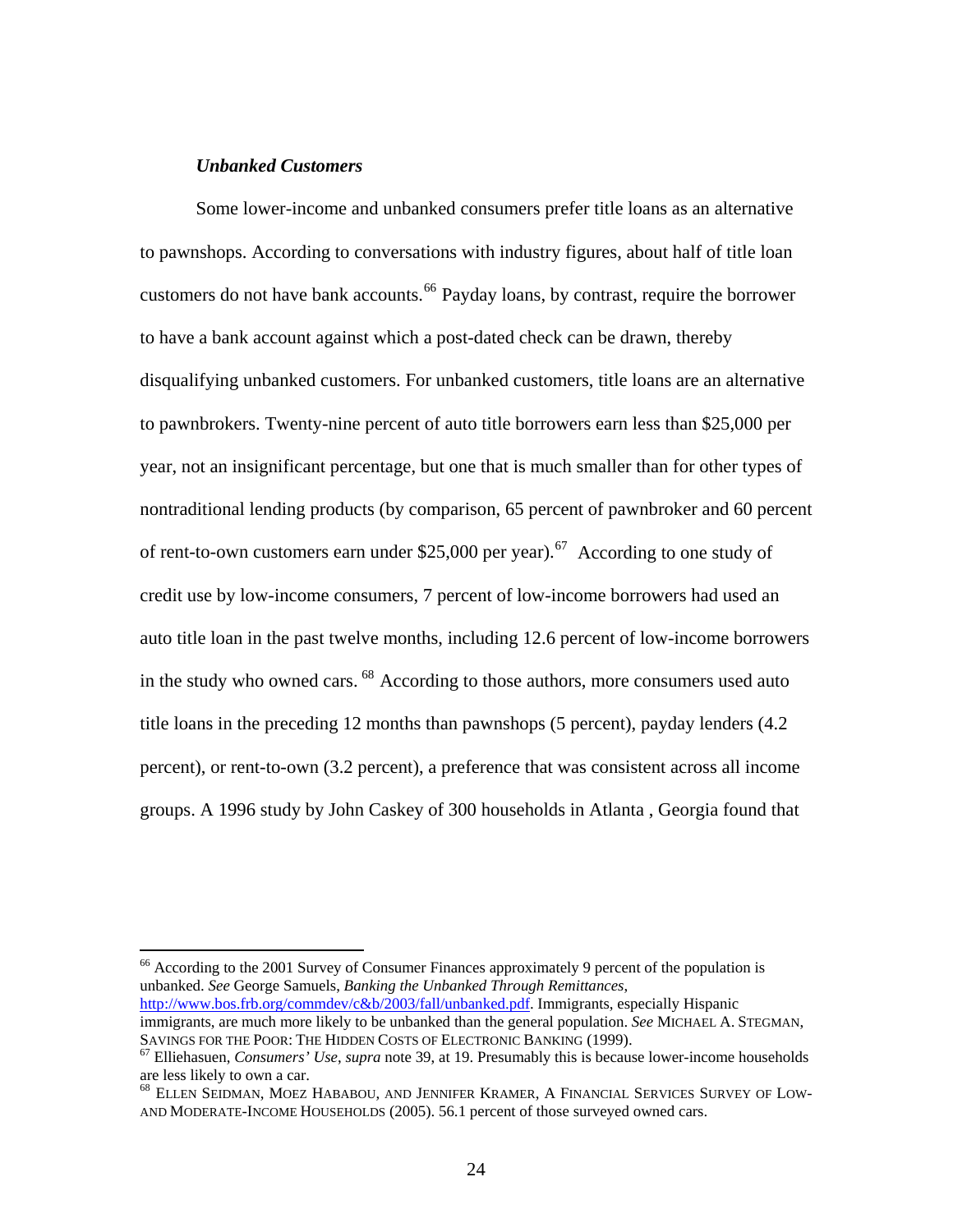### *Unbanked Customers*

Some lower-income and unbanked consumers prefer title loans as an alternative to pawnshops. According to conversations with industry figures, about half of title loan customers do not have bank accounts.[66] Payday loans, by contrast, require the borrower to have a bank account against which a post-dated check can be drawn, thereby disqualifying unbanked customers. For unbanked customers, title loans are an alternative to pawnbrokers. Twenty-nine percent of auto title borrowers earn less than $25,000 per year, not an insignificant percentage, but one that is much smaller than for other types of nontraditional lending products (by comparison, 65 percent of pawnbroker and 60 percent of rent-to-own customers earn under $25,000 per year).[67] According to one study of credit use by low-income consumers, 7 percent of low-income borrowers had used an auto title loan in the past twelve months, including 12.6 percent of low-income borrowers in the study who owned cars.[68] According to those authors, more consumers used auto title loans in the preceding 12 months than pawnshops (5 percent), payday lenders (4.2 percent), or rent-to-own (3.2 percent), a preference that was consistent across all income groups. A 1996 study by John Caskey of 300 households in Atlanta , Georgia found that

---

[66] According to the 2001 Survey of Consumer Finances approximately 9 percent of the population is unbanked. *See* George Samuels, *Banking the Unbanked Through Remittances*, http://www.bos.frb.org/commdev/c&b/2003/fall/unbanked.pdf. Immigrants, especially Hispanic immigrants, are much more likely to be unbanked than the general population. *See* MICHAEL A. STEGMAN, SAVINGS FOR THE POOR: THE HIDDEN COSTS OF ELECTRONIC BANKING (1999).

[67] Elliehasuen, *Consumers' Use*, *supra* note 39, at 19. Presumably this is because lower-income households are less likely to own a car.

[68] ELLEN SEIDMAN, MOEZ HABABOU, AND JENNIFER KRAMER, A FINANCIAL SERVICES SURVEY OF LOW- AND MODERATE-INCOME HOUSEHOLDS (2005). 56.1 percent of those surveyed owned cars.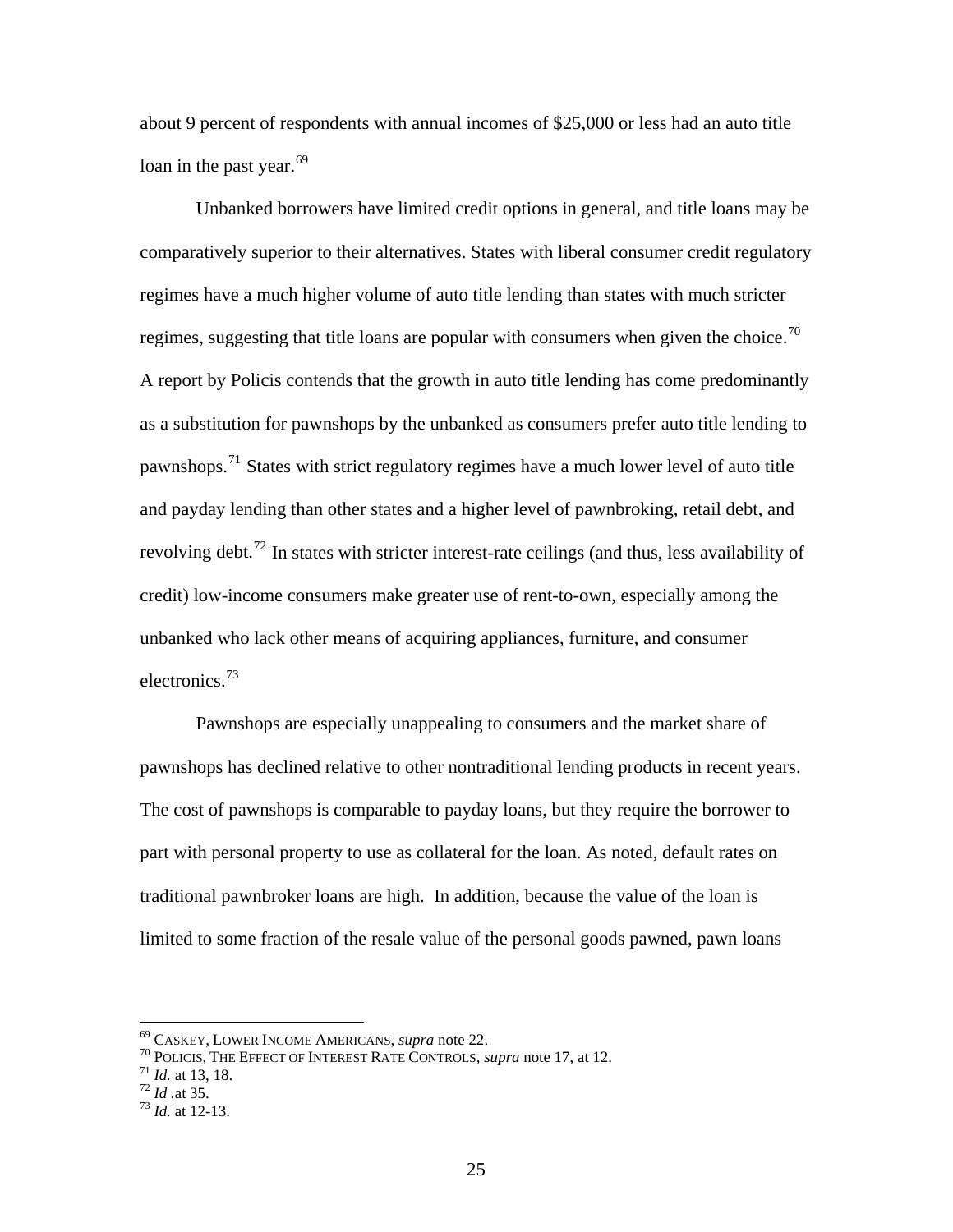about 9 percent of respondents with annual incomes of $25,000 or less had an auto title loan in the past year.[69]

Unbanked borrowers have limited credit options in general, and title loans may be comparatively superior to their alternatives. States with liberal consumer credit regulatory regimes have a much higher volume of auto title lending than states with much stricter regimes, suggesting that title loans are popular with consumers when given the choice.[70] A report by Policis contends that the growth in auto title lending has come predominantly as a substitution for pawnshops by the unbanked as consumers prefer auto title lending to pawnshops.[71] States with strict regulatory regimes have a much lower level of auto title and payday lending than other states and a higher level of pawnbroking, retail debt, and revolving debt.[72] In states with stricter interest-rate ceilings (and thus, less availability of credit) low-income consumers make greater use of rent-to-own, especially among the unbanked who lack other means of acquiring appliances, furniture, and consumer electronics.[73]

Pawnshops are especially unappealing to consumers and the market share of pawnshops has declined relative to other nontraditional lending products in recent years. The cost of pawnshops is comparable to payday loans, but they require the borrower to part with personal property to use as collateral for the loan. As noted, default rates on traditional pawnbroker loans are high. In addition, because the value of the loan is limited to some fraction of the resale value of the personal goods pawned, pawn loans

---

[69] CASKEY, LOWER INCOME AMERICANS, *supra* note 22.
[70] POLICIS, THE EFFECT OF INTEREST RATE CONTROLS, *supra* note 17, at 12.
[71] *Id.* at 13, 18.
[72] *Id* .at 35.
[73] *Id.* at 12-13.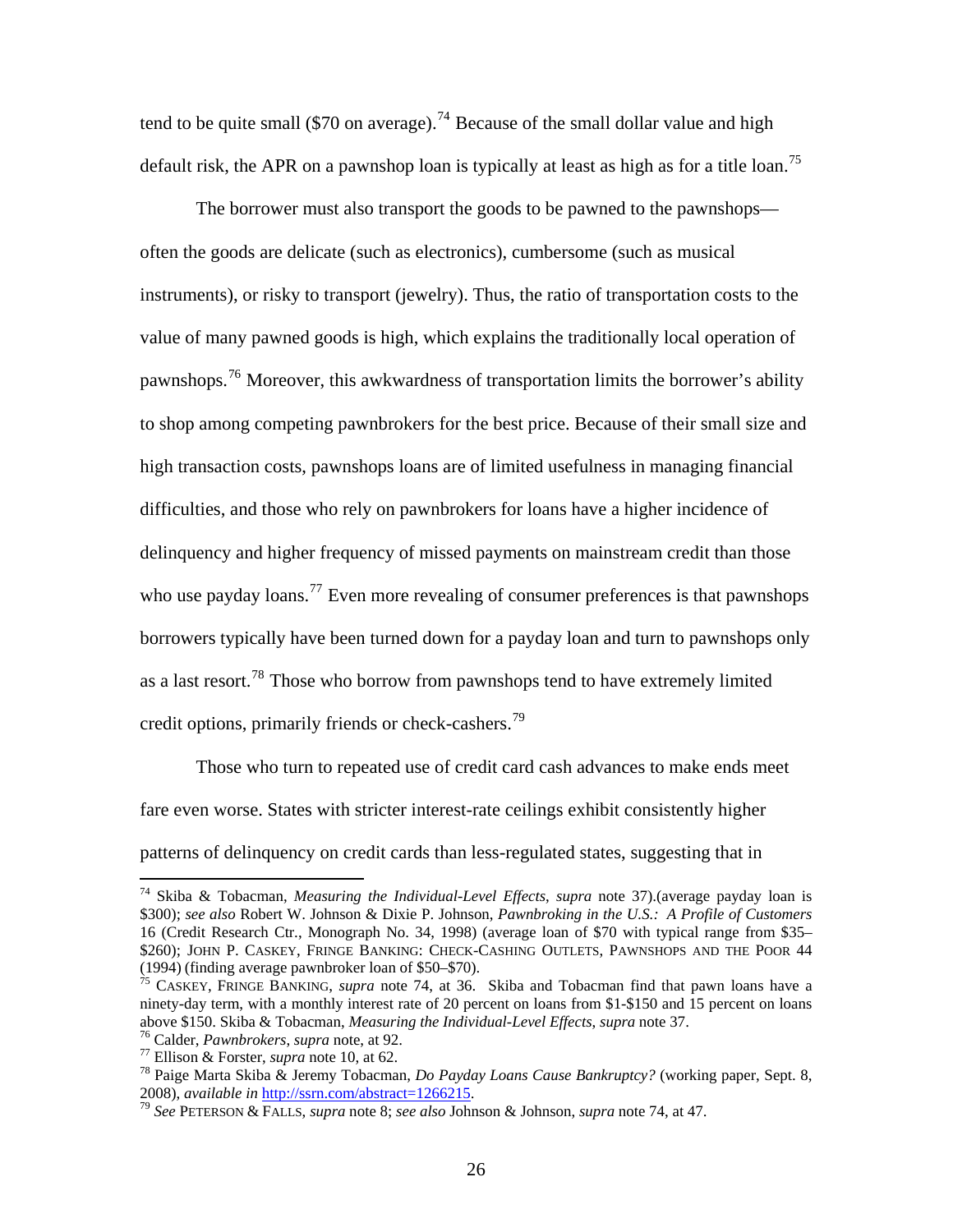tend to be quite small ($70 on average).[74] Because of the small dollar value and high default risk, the APR on a pawnshop loan is typically at least as high as for a title loan.[75]

The borrower must also transport the goods to be pawned to the pawnshops—often the goods are delicate (such as electronics), cumbersome (such as musical instruments), or risky to transport (jewelry). Thus, the ratio of transportation costs to the value of many pawned goods is high, which explains the traditionally local operation of pawnshops.[76] Moreover, this awkwardness of transportation limits the borrower's ability to shop among competing pawnbrokers for the best price. Because of their small size and high transaction costs, pawnshops loans are of limited usefulness in managing financial difficulties, and those who rely on pawnbrokers for loans have a higher incidence of delinquency and higher frequency of missed payments on mainstream credit than those who use payday loans.[77] Even more revealing of consumer preferences is that pawnshops borrowers typically have been turned down for a payday loan and turn to pawnshops only as a last resort.[78] Those who borrow from pawnshops tend to have extremely limited credit options, primarily friends or check-cashers.[79]

Those who turn to repeated use of credit card cash advances to make ends meet fare even worse. States with stricter interest-rate ceilings exhibit consistently higher patterns of delinquency on credit cards than less-regulated states, suggesting that in

---

[74] Skiba & Tobacman, *Measuring the Individual-Level Effects*, *supra* note 37).(average payday loan is $300); *see also* Robert W. Johnson & Dixie P. Johnson, *Pawnbroking in the U.S.: A Profile of Customers* 16 (Credit Research Ctr., Monograph No. 34, 1998) (average loan of $70 with typical range from $35–$260); JOHN P. CASKEY, FRINGE BANKING: CHECK-CASHING OUTLETS, PAWNSHOPS AND THE POOR 44 (1994) (finding average pawnbroker loan of $50–$70).

[75] CASKEY, FRINGE BANKING, *supra* note 74, at 36. Skiba and Tobacman find that pawn loans have a ninety-day term, with a monthly interest rate of 20 percent on loans from $1-$150 and 15 percent on loans above $150. Skiba & Tobacman, *Measuring the Individual-Level Effects*, *supra* note 37.

[76] Calder, *Pawnbrokers*, *supra* note, at 92.

[77] Ellison & Forster, *supra* note 10, at 62.

[78] Paige Marta Skiba & Jeremy Tobacman, *Do Payday Loans Cause Bankruptcy?* (working paper, Sept. 8, 2008), *available in* http://ssrn.com/abstract=1266215.

[79] *See* PETERSON & FALLS, *supra* note 8; *see also* Johnson & Johnson, *supra* note 74, at 47.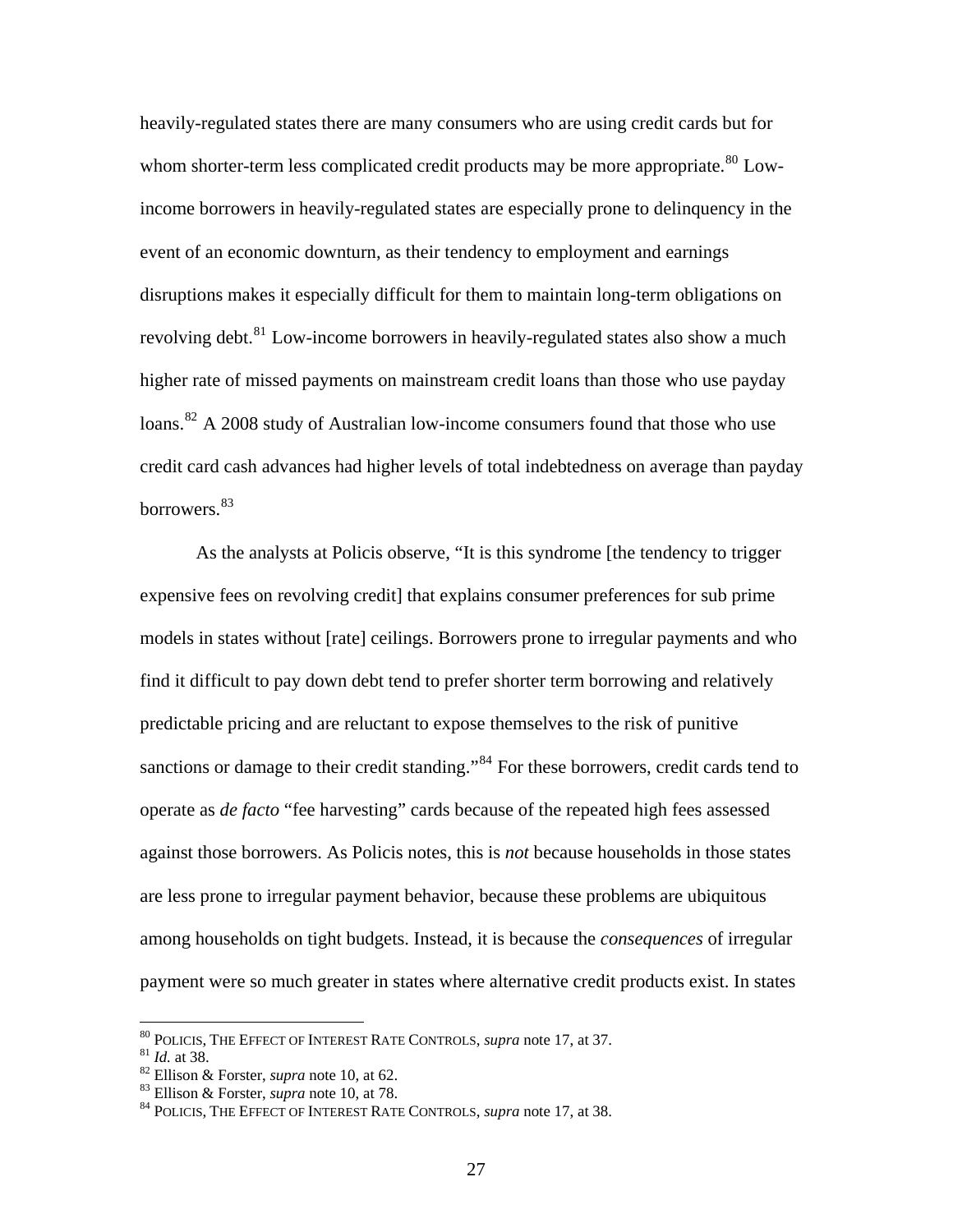heavily-regulated states there are many consumers who are using credit cards but for whom shorter-term less complicated credit products may be more appropriate.[80] Low-income borrowers in heavily-regulated states are especially prone to delinquency in the event of an economic downturn, as their tendency to employment and earnings disruptions makes it especially difficult for them to maintain long-term obligations on revolving debt.[81] Low-income borrowers in heavily-regulated states also show a much higher rate of missed payments on mainstream credit loans than those who use payday loans.[82] A 2008 study of Australian low-income consumers found that those who use credit card cash advances had higher levels of total indebtedness on average than payday borrowers.[83]

As the analysts at Policis observe, "It is this syndrome [the tendency to trigger expensive fees on revolving credit] that explains consumer preferences for sub prime models in states without [rate] ceilings. Borrowers prone to irregular payments and who find it difficult to pay down debt tend to prefer shorter term borrowing and relatively predictable pricing and are reluctant to expose themselves to the risk of punitive sanctions or damage to their credit standing."[84] For these borrowers, credit cards tend to operate as *de facto* "fee harvesting" cards because of the repeated high fees assessed against those borrowers. As Policis notes, this is *not* because households in those states are less prone to irregular payment behavior, because these problems are ubiquitous among households on tight budgets. Instead, it is because the *consequences* of irregular payment were so much greater in states where alternative credit products exist. In states

---

[80] POLICIS, THE EFFECT OF INTEREST RATE CONTROLS, *supra* note 17, at 37.
[81] *Id.* at 38.
[82] Ellison & Forster, *supra* note 10, at 62.
[83] Ellison & Forster, *supra* note 10, at 78.
[84] POLICIS, THE EFFECT OF INTEREST RATE CONTROLS, *supra* note 17, at 38.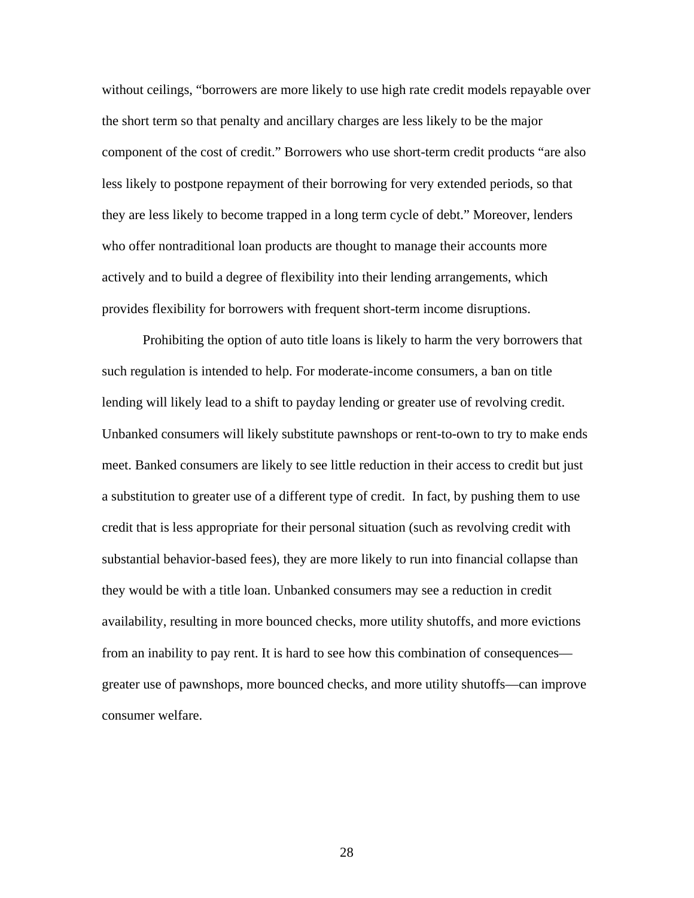without ceilings, "borrowers are more likely to use high rate credit models repayable over the short term so that penalty and ancillary charges are less likely to be the major component of the cost of credit." Borrowers who use short-term credit products "are also less likely to postpone repayment of their borrowing for very extended periods, so that they are less likely to become trapped in a long term cycle of debt." Moreover, lenders who offer nontraditional loan products are thought to manage their accounts more actively and to build a degree of flexibility into their lending arrangements, which provides flexibility for borrowers with frequent short-term income disruptions.

Prohibiting the option of auto title loans is likely to harm the very borrowers that such regulation is intended to help. For moderate-income consumers, a ban on title lending will likely lead to a shift to payday lending or greater use of revolving credit. Unbanked consumers will likely substitute pawnshops or rent-to-own to try to make ends meet. Banked consumers are likely to see little reduction in their access to credit but just a substitution to greater use of a different type of credit. In fact, by pushing them to use credit that is less appropriate for their personal situation (such as revolving credit with substantial behavior-based fees), they are more likely to run into financial collapse than they would be with a title loan. Unbanked consumers may see a reduction in credit availability, resulting in more bounced checks, more utility shutoffs, and more evictions from an inability to pay rent. It is hard to see how this combination of consequences—greater use of pawnshops, more bounced checks, and more utility shutoffs—can improve consumer welfare.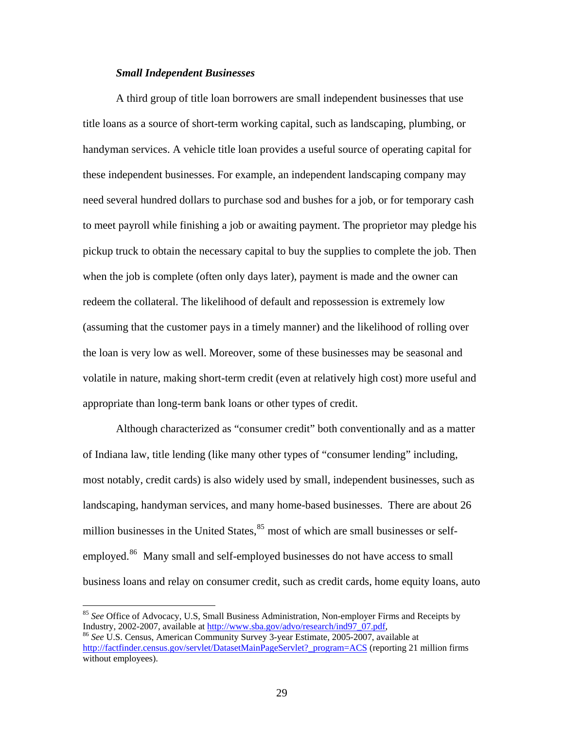### *Small Independent Businesses*

A third group of title loan borrowers are small independent businesses that use title loans as a source of short-term working capital, such as landscaping, plumbing, or handyman services. A vehicle title loan provides a useful source of operating capital for these independent businesses. For example, an independent landscaping company may need several hundred dollars to purchase sod and bushes for a job, or for temporary cash to meet payroll while finishing a job or awaiting payment. The proprietor may pledge his pickup truck to obtain the necessary capital to buy the supplies to complete the job. Then when the job is complete (often only days later), payment is made and the owner can redeem the collateral. The likelihood of default and repossession is extremely low (assuming that the customer pays in a timely manner) and the likelihood of rolling over the loan is very low as well. Moreover, some of these businesses may be seasonal and volatile in nature, making short-term credit (even at relatively high cost) more useful and appropriate than long-term bank loans or other types of credit.

Although characterized as "consumer credit" both conventionally and as a matter of Indiana law, title lending (like many other types of "consumer lending" including, most notably, credit cards) is also widely used by small, independent businesses, such as landscaping, handyman services, and many home-based businesses. There are about 26 million businesses in the United States,[85] most of which are small businesses or self-employed.[86] Many small and self-employed businesses do not have access to small business loans and relay on consumer credit, such as credit cards, home equity loans, auto

---

[85] *See* Office of Advocacy, U.S, Small Business Administration, Non-employer Firms and Receipts by Industry, 2002-2007, available at http://www.sba.gov/advo/research/ind97_07.pdf.

[86] *See* U.S. Census, American Community Survey 3-year Estimate, 2005-2007, available at http://factfinder.census.gov/servlet/DatasetMainPageServlet?_program=ACS (reporting 21 million firms without employees).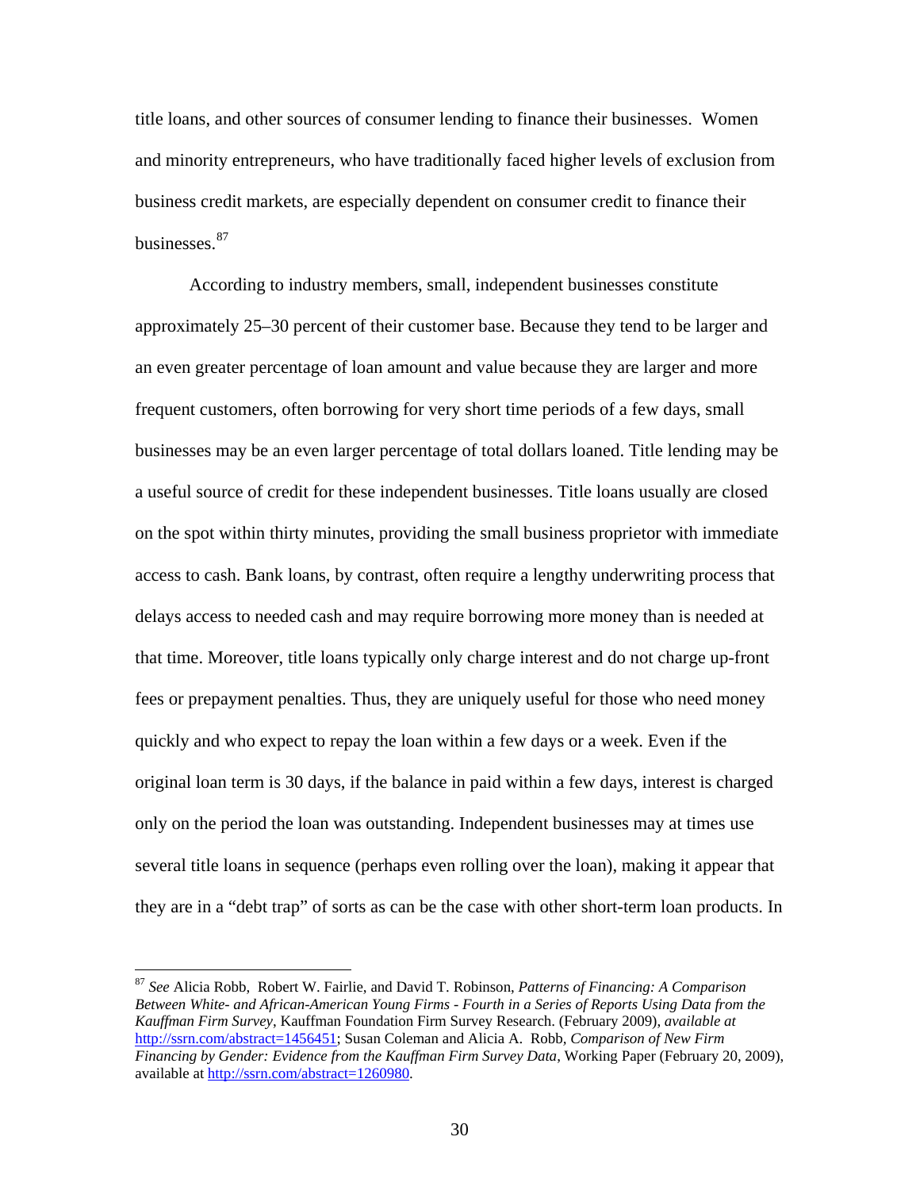title loans, and other sources of consumer lending to finance their businesses. Women and minority entrepreneurs, who have traditionally faced higher levels of exclusion from business credit markets, are especially dependent on consumer credit to finance their businesses.[87]

According to industry members, small, independent businesses constitute approximately 25–30 percent of their customer base. Because they tend to be larger and an even greater percentage of loan amount and value because they are larger and more frequent customers, often borrowing for very short time periods of a few days, small businesses may be an even larger percentage of total dollars loaned. Title lending may be a useful source of credit for these independent businesses. Title loans usually are closed on the spot within thirty minutes, providing the small business proprietor with immediate access to cash. Bank loans, by contrast, often require a lengthy underwriting process that delays access to needed cash and may require borrowing more money than is needed at that time. Moreover, title loans typically only charge interest and do not charge up-front fees or prepayment penalties. Thus, they are uniquely useful for those who need money quickly and who expect to repay the loan within a few days or a week. Even if the original loan term is 30 days, if the balance in paid within a few days, interest is charged only on the period the loan was outstanding. Independent businesses may at times use several title loans in sequence (perhaps even rolling over the loan), making it appear that they are in a "debt trap" of sorts as can be the case with other short-term loan products. In

---

[87] *See* Alicia Robb, Robert W. Fairlie, and David T. Robinson, *Patterns of Financing: A Comparison Between White- and African-American Young Firms - Fourth in a Series of Reports Using Data from the Kauffman Firm Survey*, Kauffman Foundation Firm Survey Research. (February 2009), *available at* http://ssrn.com/abstract=1456451; Susan Coleman and Alicia A. Robb, *Comparison of New Firm Financing by Gender: Evidence from the Kauffman Firm Survey Data*, Working Paper (February 20, 2009), available at http://ssrn.com/abstract=1260980.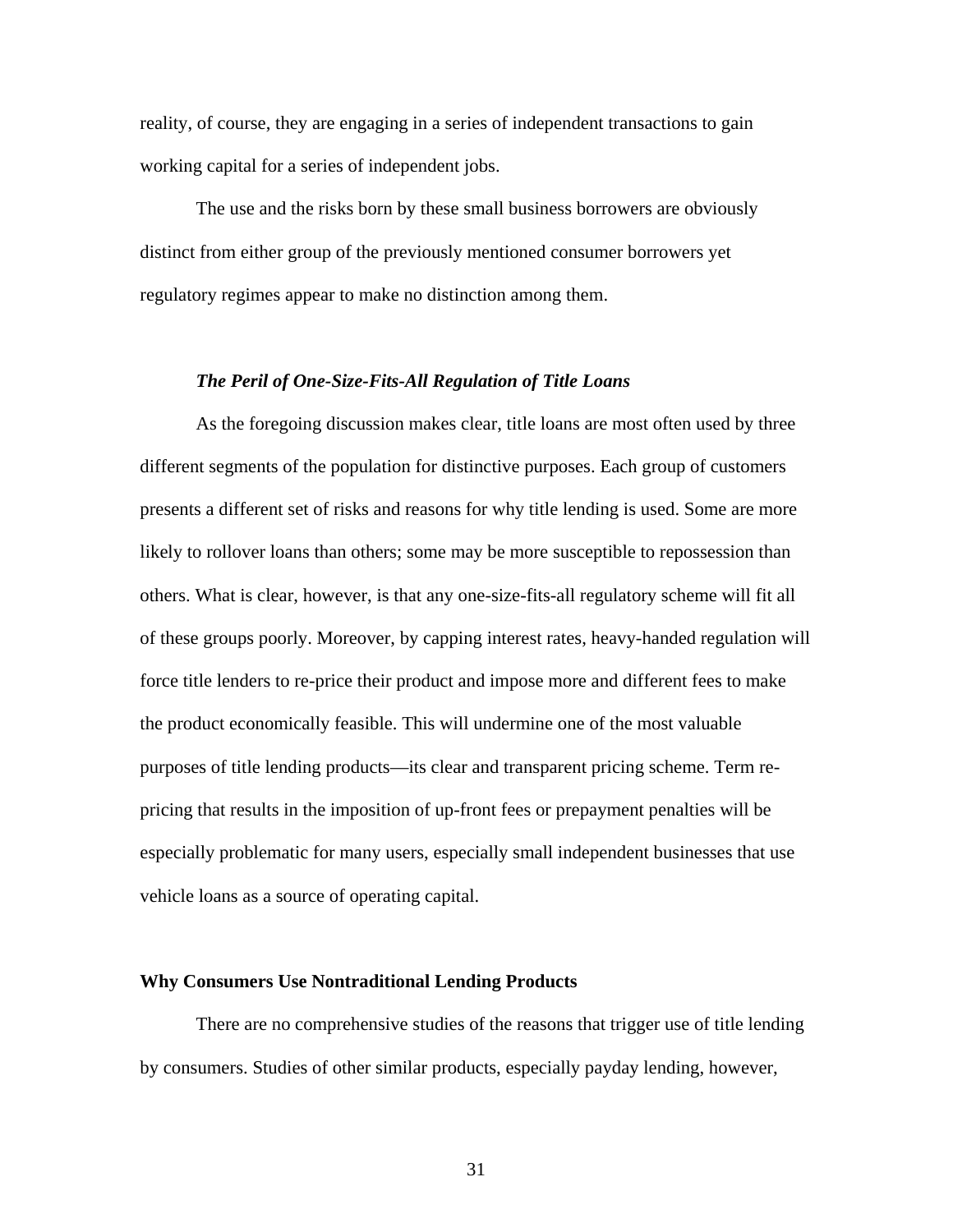reality, of course, they are engaging in a series of independent transactions to gain working capital for a series of independent jobs.

The use and the risks born by these small business borrowers are obviously distinct from either group of the previously mentioned consumer borrowers yet regulatory regimes appear to make no distinction among them.

### *The Peril of One-Size-Fits-All Regulation of Title Loans*

As the foregoing discussion makes clear, title loans are most often used by three different segments of the population for distinctive purposes. Each group of customers presents a different set of risks and reasons for why title lending is used. Some are more likely to rollover loans than others; some may be more susceptible to repossession than others. What is clear, however, is that any one-size-fits-all regulatory scheme will fit all of these groups poorly. Moreover, by capping interest rates, heavy-handed regulation will force title lenders to re-price their product and impose more and different fees to make the product economically feasible. This will undermine one of the most valuable purposes of title lending products—its clear and transparent pricing scheme. Term re-pricing that results in the imposition of up-front fees or prepayment penalties will be especially problematic for many users, especially small independent businesses that use vehicle loans as a source of operating capital.

## **Why Consumers Use Nontraditional Lending Products**

There are no comprehensive studies of the reasons that trigger use of title lending by consumers. Studies of other similar products, especially payday lending, however,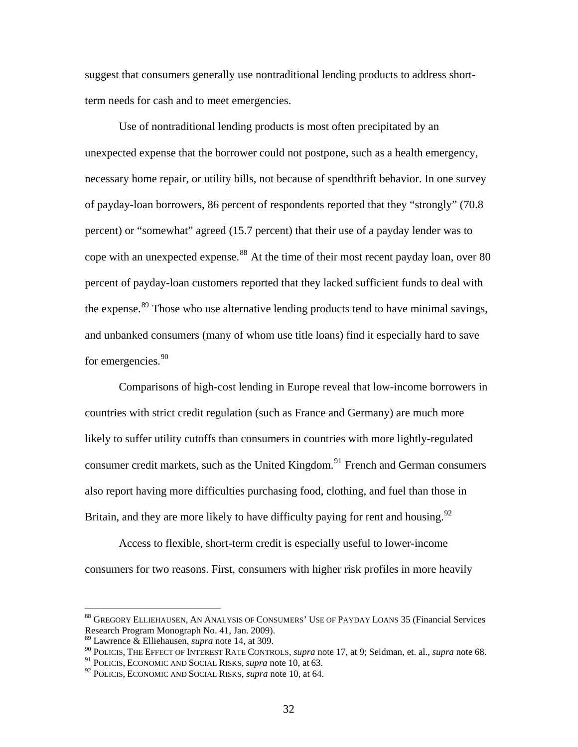suggest that consumers generally use nontraditional lending products to address short-term needs for cash and to meet emergencies.

Use of nontraditional lending products is most often precipitated by an unexpected expense that the borrower could not postpone, such as a health emergency, necessary home repair, or utility bills, not because of spendthrift behavior. In one survey of payday-loan borrowers, 86 percent of respondents reported that they "strongly" (70.8 percent) or "somewhat" agreed (15.7 percent) that their use of a payday lender was to cope with an unexpected expense.[88] At the time of their most recent payday loan, over 80 percent of payday-loan customers reported that they lacked sufficient funds to deal with the expense.[89] Those who use alternative lending products tend to have minimal savings, and unbanked consumers (many of whom use title loans) find it especially hard to save for emergencies.[90]

Comparisons of high-cost lending in Europe reveal that low-income borrowers in countries with strict credit regulation (such as France and Germany) are much more likely to suffer utility cutoffs than consumers in countries with more lightly-regulated consumer credit markets, such as the United Kingdom.[91] French and German consumers also report having more difficulties purchasing food, clothing, and fuel than those in Britain, and they are more likely to have difficulty paying for rent and housing.[92]

Access to flexible, short-term credit is especially useful to lower-income consumers for two reasons. First, consumers with higher risk profiles in more heavily

---

[88] GREGORY ELLIEHAUSEN, AN ANALYSIS OF CONSUMERS' USE OF PAYDAY LOANS 35 (Financial Services Research Program Monograph No. 41, Jan. 2009).
[89] Lawrence & Elliehausen, *supra* note 14, at 309.
[90] POLICIS, THE EFFECT OF INTEREST RATE CONTROLS, *supra* note 17, at 9; Seidman, et. al., *supra* note 68.
[91] POLICIS, ECONOMIC AND SOCIAL RISKS, *supra* note 10, at 63.
[92] POLICIS, ECONOMIC AND SOCIAL RISKS, *supra* note 10, at 64.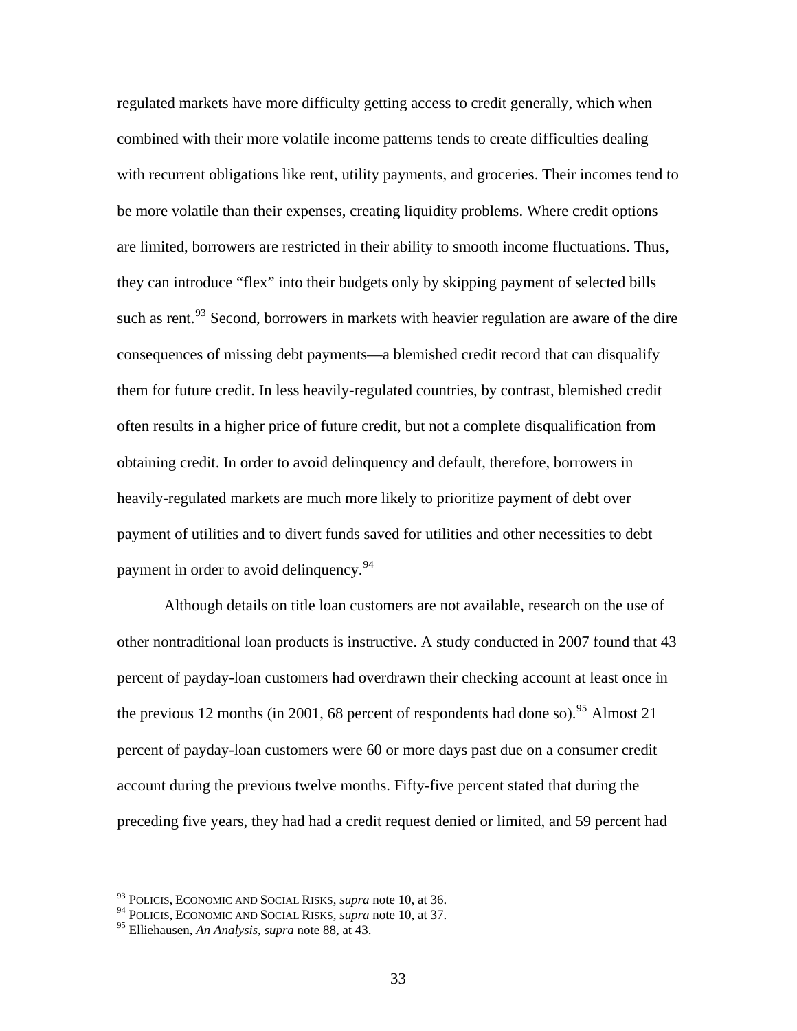regulated markets have more difficulty getting access to credit generally, which when combined with their more volatile income patterns tends to create difficulties dealing with recurrent obligations like rent, utility payments, and groceries. Their incomes tend to be more volatile than their expenses, creating liquidity problems. Where credit options are limited, borrowers are restricted in their ability to smooth income fluctuations. Thus, they can introduce "flex" into their budgets only by skipping payment of selected bills such as rent.[93] Second, borrowers in markets with heavier regulation are aware of the dire consequences of missing debt payments—a blemished credit record that can disqualify them for future credit. In less heavily-regulated countries, by contrast, blemished credit often results in a higher price of future credit, but not a complete disqualification from obtaining credit. In order to avoid delinquency and default, therefore, borrowers in heavily-regulated markets are much more likely to prioritize payment of debt over payment of utilities and to divert funds saved for utilities and other necessities to debt payment in order to avoid delinquency.[94]

Although details on title loan customers are not available, research on the use of other nontraditional loan products is instructive. A study conducted in 2007 found that 43 percent of payday-loan customers had overdrawn their checking account at least once in the previous 12 months (in 2001, 68 percent of respondents had done so).[95] Almost 21 percent of payday-loan customers were 60 or more days past due on a consumer credit account during the previous twelve months. Fifty-five percent stated that during the preceding five years, they had had a credit request denied or limited, and 59 percent had

---

[93] POLICIS, ECONOMIC AND SOCIAL RISKS, *supra* note 10, at 36.
[94] POLICIS, ECONOMIC AND SOCIAL RISKS, *supra* note 10, at 37.
[95] Elliehausen, *An Analysis*, *supra* note 88, at 43.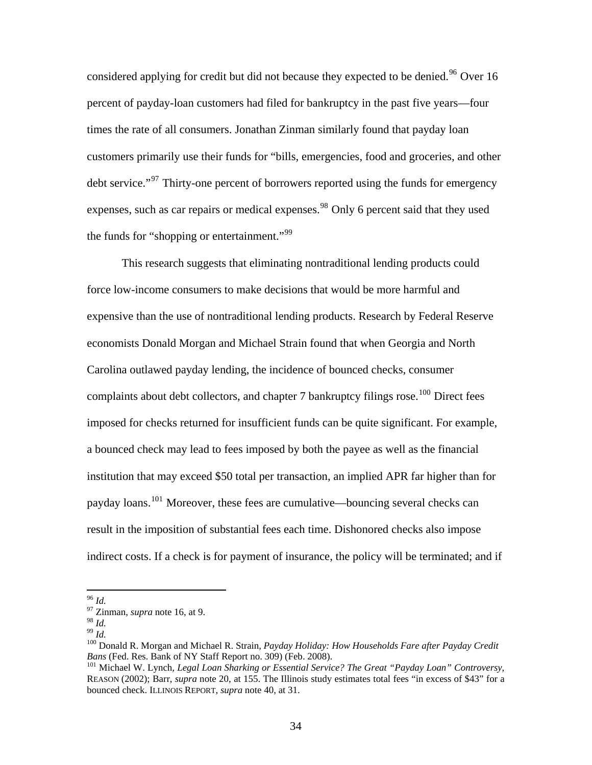considered applying for credit but did not because they expected to be denied.[96] Over 16 percent of payday-loan customers had filed for bankruptcy in the past five years—four times the rate of all consumers. Jonathan Zinman similarly found that payday loan customers primarily use their funds for "bills, emergencies, food and groceries, and other debt service."[97] Thirty-one percent of borrowers reported using the funds for emergency expenses, such as car repairs or medical expenses.[98] Only 6 percent said that they used the funds for "shopping or entertainment."[99]

This research suggests that eliminating nontraditional lending products could force low-income consumers to make decisions that would be more harmful and expensive than the use of nontraditional lending products. Research by Federal Reserve economists Donald Morgan and Michael Strain found that when Georgia and North Carolina outlawed payday lending, the incidence of bounced checks, consumer complaints about debt collectors, and chapter 7 bankruptcy filings rose.[100] Direct fees imposed for checks returned for insufficient funds can be quite significant. For example, a bounced check may lead to fees imposed by both the payee as well as the financial institution that may exceed $50 total per transaction, an implied APR far higher than for payday loans.[101] Moreover, these fees are cumulative—bouncing several checks can result in the imposition of substantial fees each time. Dishonored checks also impose indirect costs. If a check is for payment of insurance, the policy will be terminated; and if

---

[96] *Id.*

[97] Zinman, *supra* note 16, at 9.

[98] *Id.*

[99] *Id.*

[100] Donald R. Morgan and Michael R. Strain, *Payday Holiday: How Households Fare after Payday Credit Bans* (Fed. Res. Bank of NY Staff Report no. 309) (Feb. 2008).

[101] Michael W. Lynch, *Legal Loan Sharking or Essential Service? The Great "Payday Loan" Controversy*, REASON (2002); Barr, *supra* note 20, at 155. The Illinois study estimates total fees "in excess of $43" for a bounced check. ILLINOIS REPORT, *supra* note 40, at 31.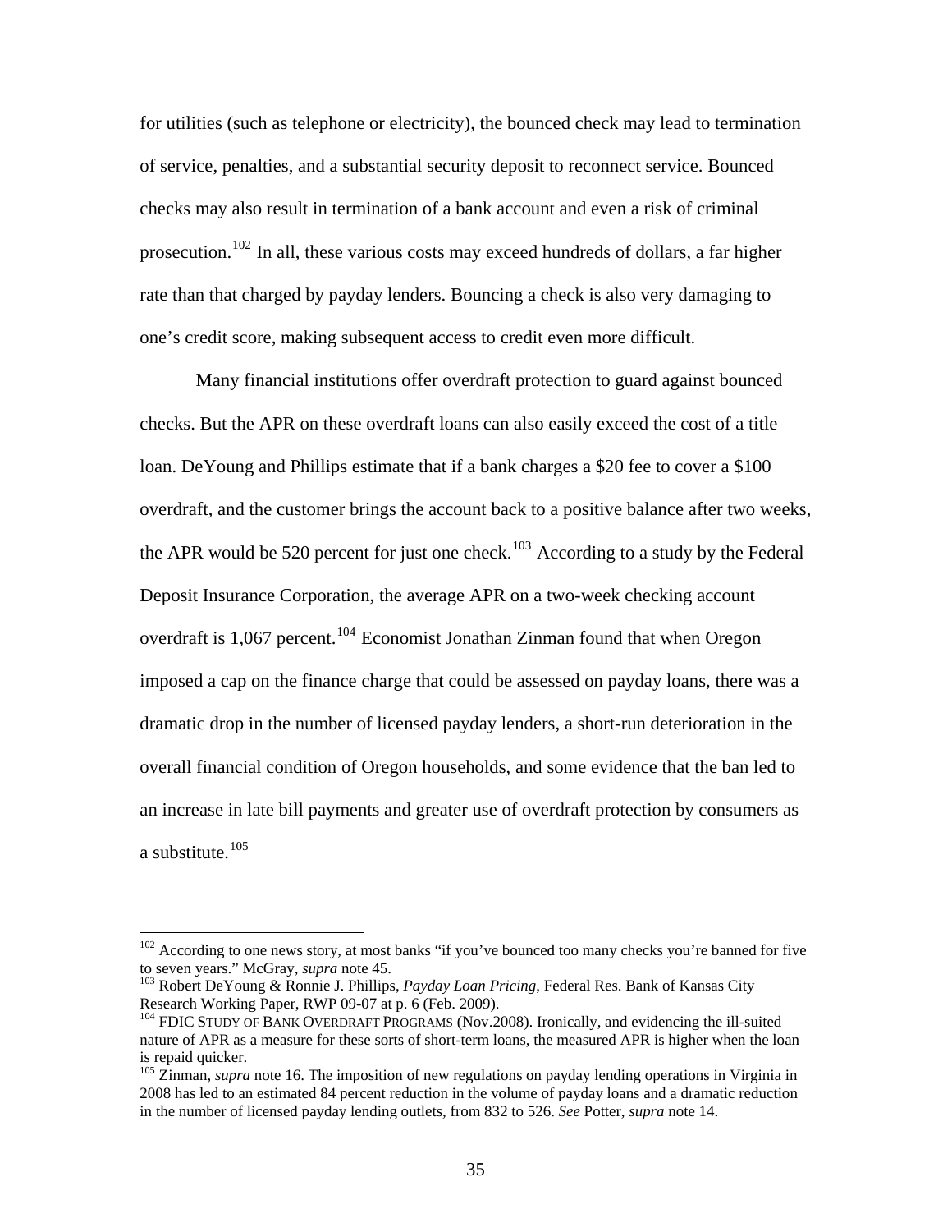for utilities (such as telephone or electricity), the bounced check may lead to termination of service, penalties, and a substantial security deposit to reconnect service. Bounced checks may also result in termination of a bank account and even a risk of criminal prosecution.[102] In all, these various costs may exceed hundreds of dollars, a far higher rate than that charged by payday lenders. Bouncing a check is also very damaging to one's credit score, making subsequent access to credit even more difficult.

Many financial institutions offer overdraft protection to guard against bounced checks. But the APR on these overdraft loans can also easily exceed the cost of a title loan. DeYoung and Phillips estimate that if a bank charges a $20 fee to cover a $100 overdraft, and the customer brings the account back to a positive balance after two weeks, the APR would be 520 percent for just one check.[103] According to a study by the Federal Deposit Insurance Corporation, the average APR on a two-week checking account overdraft is 1,067 percent.[104] Economist Jonathan Zinman found that when Oregon imposed a cap on the finance charge that could be assessed on payday loans, there was a dramatic drop in the number of licensed payday lenders, a short-run deterioration in the overall financial condition of Oregon households, and some evidence that the ban led to an increase in late bill payments and greater use of overdraft protection by consumers as a substitute.[105]

---

[102] According to one news story, at most banks "if you've bounced too many checks you're banned for five to seven years." McGray, *supra* note 45.

[103] Robert DeYoung & Ronnie J. Phillips, *Payday Loan Pricing*, Federal Res. Bank of Kansas City Research Working Paper, RWP 09-07 at p. 6 (Feb. 2009).

[104] FDIC STUDY OF BANK OVERDRAFT PROGRAMS (Nov.2008). Ironically, and evidencing the ill-suited nature of APR as a measure for these sorts of short-term loans, the measured APR is higher when the loan is repaid quicker.

[105] Zinman, *supra* note 16. The imposition of new regulations on payday lending operations in Virginia in 2008 has led to an estimated 84 percent reduction in the volume of payday loans and a dramatic reduction in the number of licensed payday lending outlets, from 832 to 526. *See* Potter, *supra* note 14.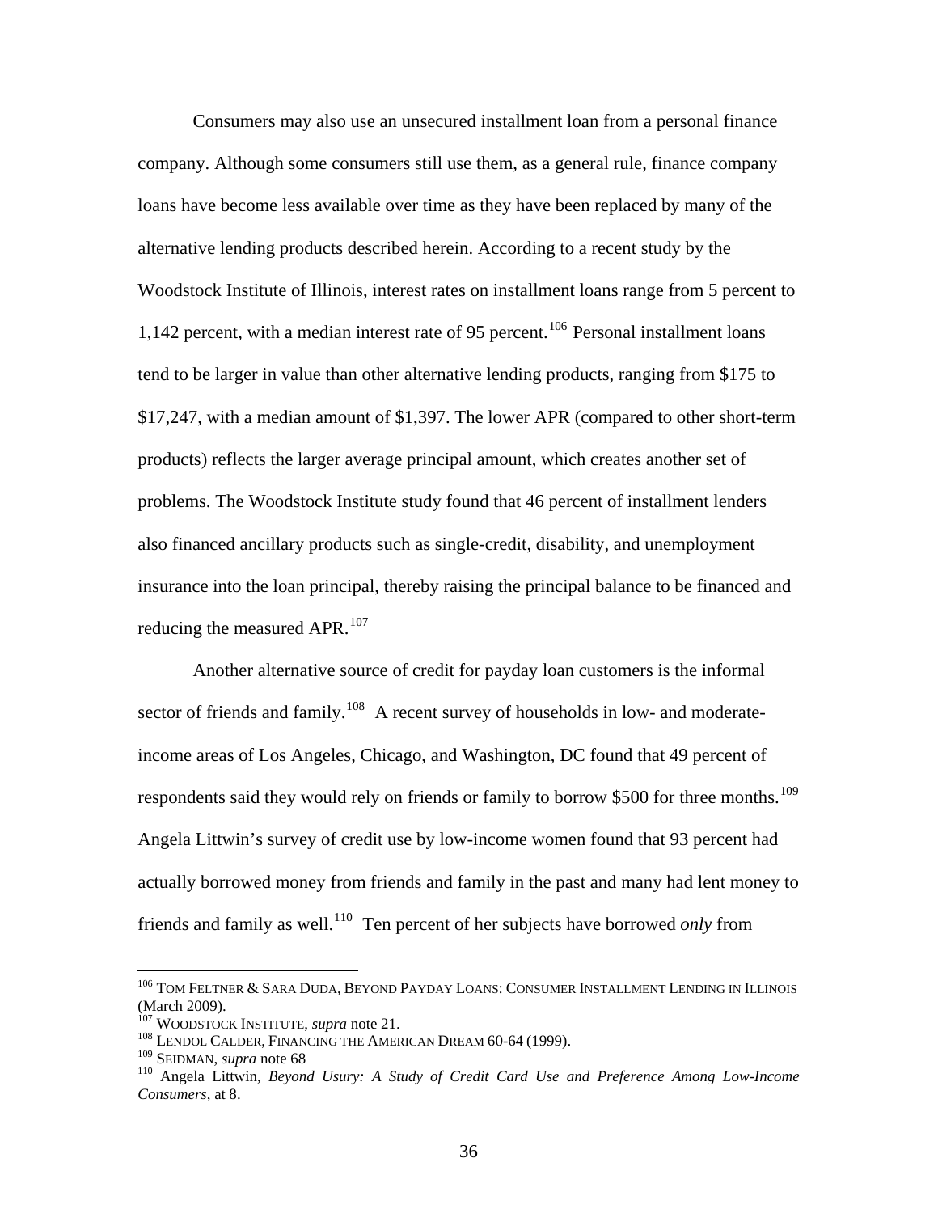Consumers may also use an unsecured installment loan from a personal finance company. Although some consumers still use them, as a general rule, finance company loans have become less available over time as they have been replaced by many of the alternative lending products described herein. According to a recent study by the Woodstock Institute of Illinois, interest rates on installment loans range from 5 percent to 1,142 percent, with a median interest rate of 95 percent.[106] Personal installment loans tend to be larger in value than other alternative lending products, ranging from $175 to $17,247, with a median amount of $1,397. The lower APR (compared to other short-term products) reflects the larger average principal amount, which creates another set of problems. The Woodstock Institute study found that 46 percent of installment lenders also financed ancillary products such as single-credit, disability, and unemployment insurance into the loan principal, thereby raising the principal balance to be financed and reducing the measured APR.[107]

Another alternative source of credit for payday loan customers is the informal sector of friends and family.[108] A recent survey of households in low- and moderate-income areas of Los Angeles, Chicago, and Washington, DC found that 49 percent of respondents said they would rely on friends or family to borrow $500 for three months.[109] Angela Littwin's survey of credit use by low-income women found that 93 percent had actually borrowed money from friends and family in the past and many had lent money to friends and family as well.[110] Ten percent of her subjects have borrowed *only* from

---

[106] TOM FELTNER & SARA DUDA, BEYOND PAYDAY LOANS: CONSUMER INSTALLMENT LENDING IN ILLINOIS (March 2009).

[107] WOODSTOCK INSTITUTE, *supra* note 21.

[108] LENDOL CALDER, FINANCING THE AMERICAN DREAM 60-64 (1999).

[109] SEIDMAN, *supra* note 68

[110] Angela Littwin, *Beyond Usury: A Study of Credit Card Use and Preference Among Low-Income Consumers*, at 8.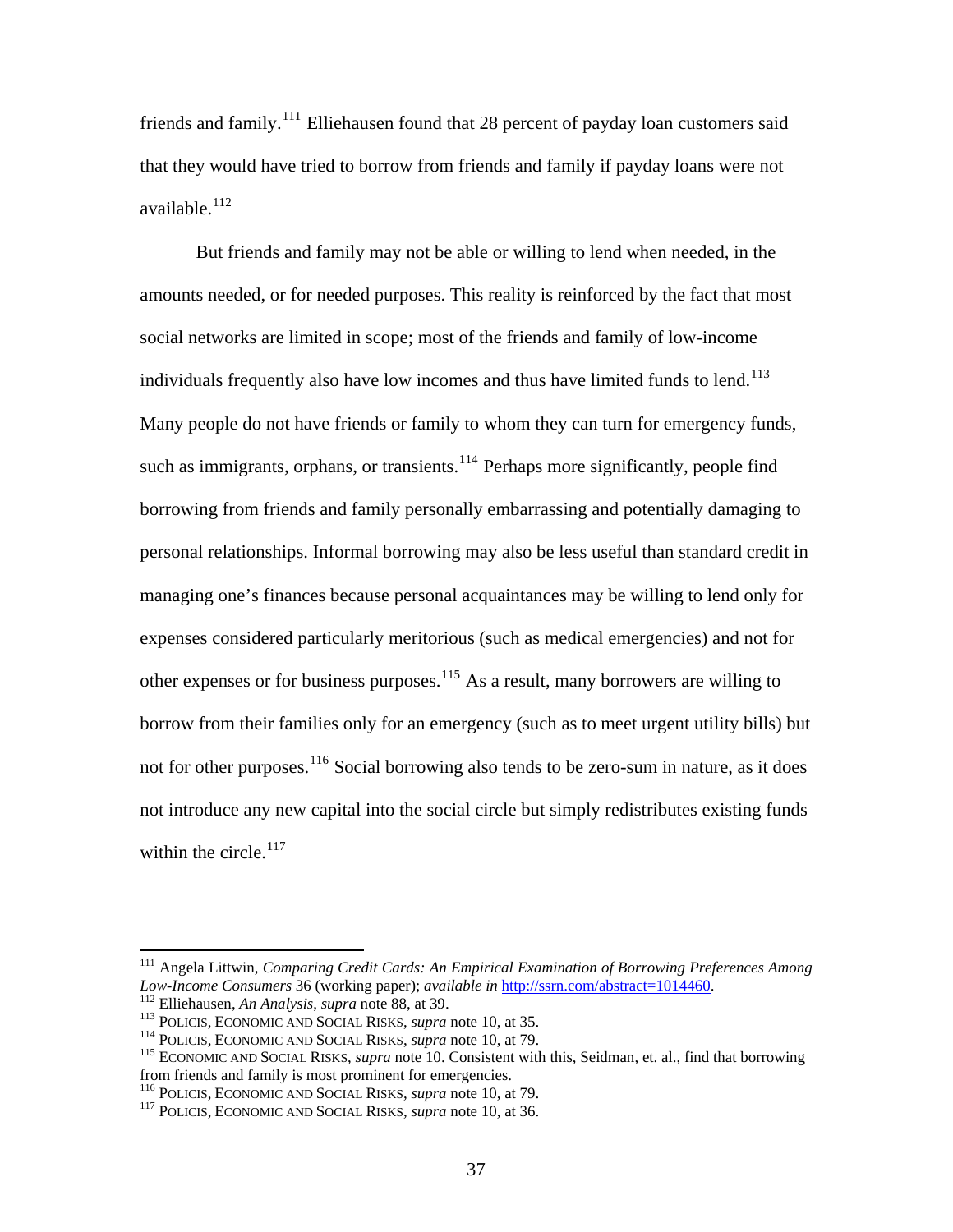friends and family.[111] Elliehausen found that 28 percent of payday loan customers said that they would have tried to borrow from friends and family if payday loans were not available.[112]

But friends and family may not be able or willing to lend when needed, in the amounts needed, or for needed purposes. This reality is reinforced by the fact that most social networks are limited in scope; most of the friends and family of low-income individuals frequently also have low incomes and thus have limited funds to lend.[113] Many people do not have friends or family to whom they can turn for emergency funds, such as immigrants, orphans, or transients.[114] Perhaps more significantly, people find borrowing from friends and family personally embarrassing and potentially damaging to personal relationships. Informal borrowing may also be less useful than standard credit in managing one's finances because personal acquaintances may be willing to lend only for expenses considered particularly meritorious (such as medical emergencies) and not for other expenses or for business purposes.[115] As a result, many borrowers are willing to borrow from their families only for an emergency (such as to meet urgent utility bills) but not for other purposes.[116] Social borrowing also tends to be zero-sum in nature, as it does not introduce any new capital into the social circle but simply redistributes existing funds within the circle.[117]

---

[111] Angela Littwin, *Comparing Credit Cards: An Empirical Examination of Borrowing Preferences Among Low-Income Consumers* 36 (working paper); *available in* http://ssrn.com/abstract=1014460.

[112] Elliehausen, *An Analysis*, *supra* note 88, at 39.

[113] POLICIS, ECONOMIC AND SOCIAL RISKS, *supra* note 10, at 35.

[114] POLICIS, ECONOMIC AND SOCIAL RISKS, *supra* note 10, at 79.

[115] ECONOMIC AND SOCIAL RISKS, *supra* note 10. Consistent with this, Seidman, et. al., find that borrowing from friends and family is most prominent for emergencies.

[116] POLICIS, ECONOMIC AND SOCIAL RISKS, *supra* note 10, at 79.

[117] POLICIS, ECONOMIC AND SOCIAL RISKS, *supra* note 10, at 36.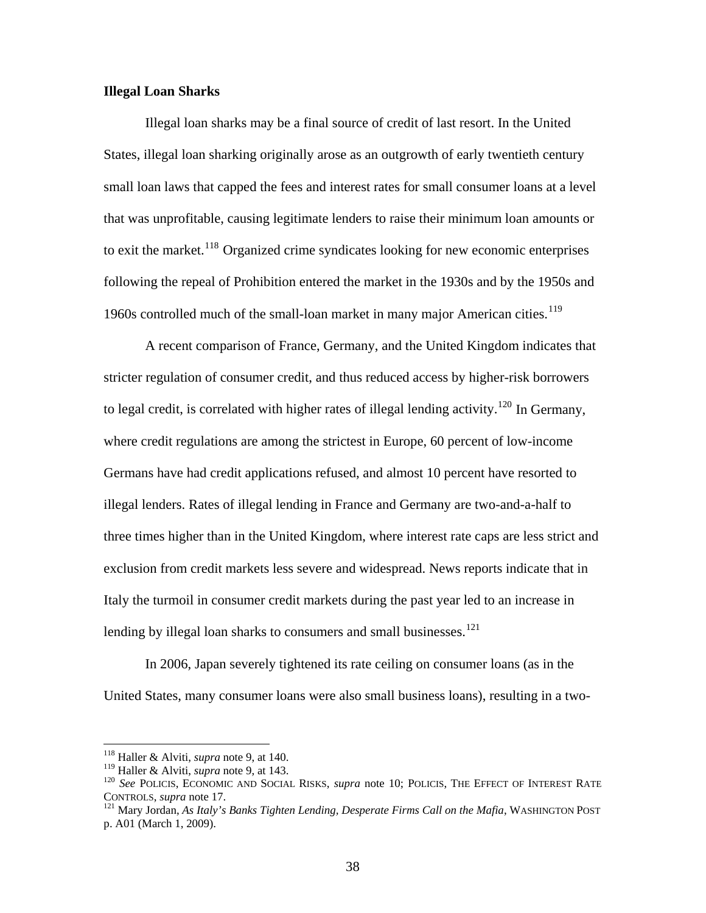**Illegal Loan Sharks**

Illegal loan sharks may be a final source of credit of last resort. In the United States, illegal loan sharking originally arose as an outgrowth of early twentieth century small loan laws that capped the fees and interest rates for small consumer loans at a level that was unprofitable, causing legitimate lenders to raise their minimum loan amounts or to exit the market.[118] Organized crime syndicates looking for new economic enterprises following the repeal of Prohibition entered the market in the 1930s and by the 1950s and 1960s controlled much of the small-loan market in many major American cities.[119]

A recent comparison of France, Germany, and the United Kingdom indicates that stricter regulation of consumer credit, and thus reduced access by higher-risk borrowers to legal credit, is correlated with higher rates of illegal lending activity.[120] In Germany, where credit regulations are among the strictest in Europe, 60 percent of low-income Germans have had credit applications refused, and almost 10 percent have resorted to illegal lenders. Rates of illegal lending in France and Germany are two-and-a-half to three times higher than in the United Kingdom, where interest rate caps are less strict and exclusion from credit markets less severe and widespread. News reports indicate that in Italy the turmoil in consumer credit markets during the past year led to an increase in lending by illegal loan sharks to consumers and small businesses.[121]

In 2006, Japan severely tightened its rate ceiling on consumer loans (as in the United States, many consumer loans were also small business loans), resulting in a two-

---

[118] Haller & Alviti, *supra* note 9, at 140.

[119] Haller & Alviti, *supra* note 9, at 143.

[120] *See* POLICIS, ECONOMIC AND SOCIAL RISKS, *supra* note 10; POLICIS, THE EFFECT OF INTEREST RATE CONTROLS, *supra* note 17.

[121] Mary Jordan, *As Italy's Banks Tighten Lending, Desperate Firms Call on the Mafia*, WASHINGTON POST p. A01 (March 1, 2009).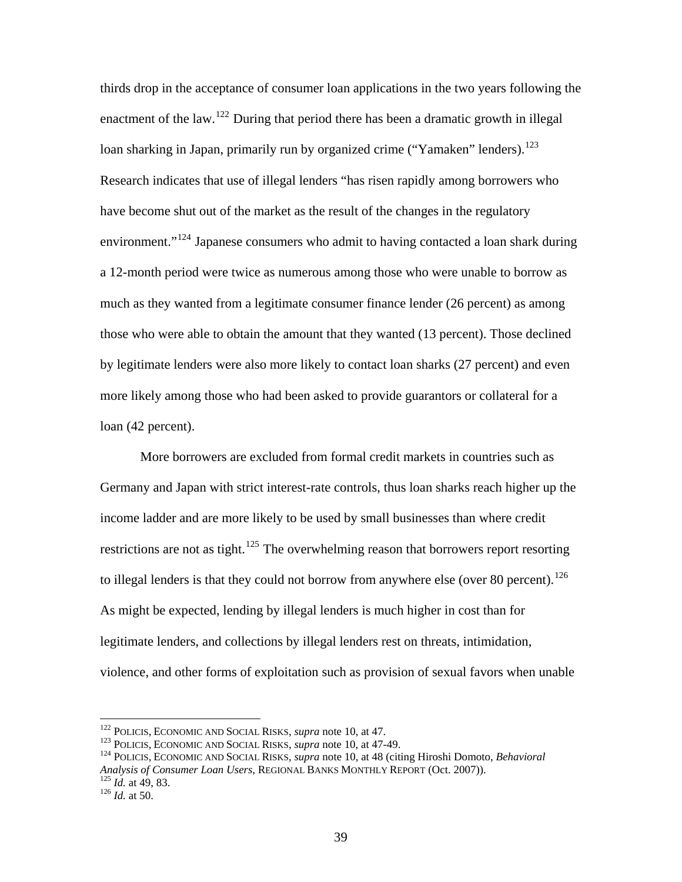thirds drop in the acceptance of consumer loan applications in the two years following the enactment of the law.[122] During that period there has been a dramatic growth in illegal loan sharking in Japan, primarily run by organized crime ("Yamaken" lenders).[123] Research indicates that use of illegal lenders "has risen rapidly among borrowers who have become shut out of the market as the result of the changes in the regulatory environment."[124] Japanese consumers who admit to having contacted a loan shark during a 12-month period were twice as numerous among those who were unable to borrow as much as they wanted from a legitimate consumer finance lender (26 percent) as among those who were able to obtain the amount that they wanted (13 percent). Those declined by legitimate lenders were also more likely to contact loan sharks (27 percent) and even more likely among those who had been asked to provide guarantors or collateral for a loan (42 percent).

More borrowers are excluded from formal credit markets in countries such as Germany and Japan with strict interest-rate controls, thus loan sharks reach higher up the income ladder and are more likely to be used by small businesses than where credit restrictions are not as tight.[125] The overwhelming reason that borrowers report resorting to illegal lenders is that they could not borrow from anywhere else (over 80 percent).[126] As might be expected, lending by illegal lenders is much higher in cost than for legitimate lenders, and collections by illegal lenders rest on threats, intimidation, violence, and other forms of exploitation such as provision of sexual favors when unable

---

[122] POLICIS, ECONOMIC AND SOCIAL RISKS, *supra* note 10, at 47.
[123] POLICIS, ECONOMIC AND SOCIAL RISKS, *supra* note 10, at 47-49.
[124] POLICIS, ECONOMIC AND SOCIAL RISKS, *supra* note 10, at 48 (citing Hiroshi Domoto, *Behavioral Analysis of Consumer Loan Users*, REGIONAL BANKS MONTHLY REPORT (Oct. 2007)).
[125] *Id.* at 49, 83.
[126] *Id.* at 50.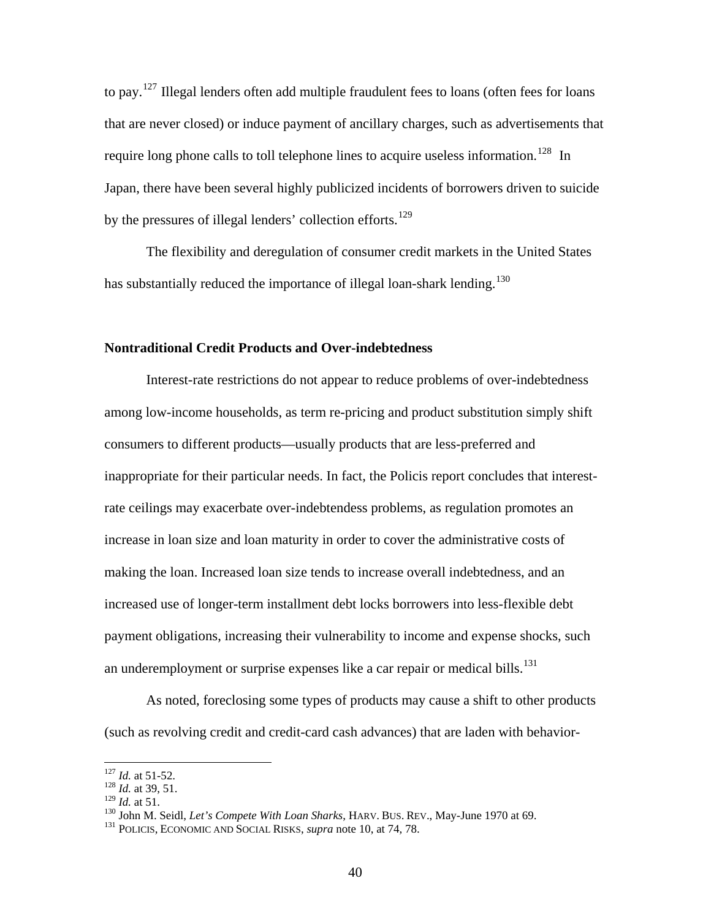to pay.[127] Illegal lenders often add multiple fraudulent fees to loans (often fees for loans that are never closed) or induce payment of ancillary charges, such as advertisements that require long phone calls to toll telephone lines to acquire useless information.[128] In Japan, there have been several highly publicized incidents of borrowers driven to suicide by the pressures of illegal lenders' collection efforts.[129]

The flexibility and deregulation of consumer credit markets in the United States has substantially reduced the importance of illegal loan-shark lending.[130]

**Nontraditional Credit Products and Over-indebtedness**

Interest-rate restrictions do not appear to reduce problems of over-indebtedness among low-income households, as term re-pricing and product substitution simply shift consumers to different products—usually products that are less-preferred and inappropriate for their particular needs. In fact, the Policis report concludes that interest-rate ceilings may exacerbate over-indebtendess problems, as regulation promotes an increase in loan size and loan maturity in order to cover the administrative costs of making the loan. Increased loan size tends to increase overall indebtedness, and an increased use of longer-term installment debt locks borrowers into less-flexible debt payment obligations, increasing their vulnerability to income and expense shocks, such an underemployment or surprise expenses like a car repair or medical bills.[131]

As noted, foreclosing some types of products may cause a shift to other products (such as revolving credit and credit-card cash advances) that are laden with behavior-

---

[127] *Id.* at 51-52.
[128] *Id.* at 39, 51.
[129] *Id.* at 51.
[130] John M. Seidl, *Let's Compete With Loan Sharks*, HARV. BUS. REV., May-June 1970 at 69.
[131] POLICIS, ECONOMIC AND SOCIAL RISKS, *supra* note 10, at 74, 78.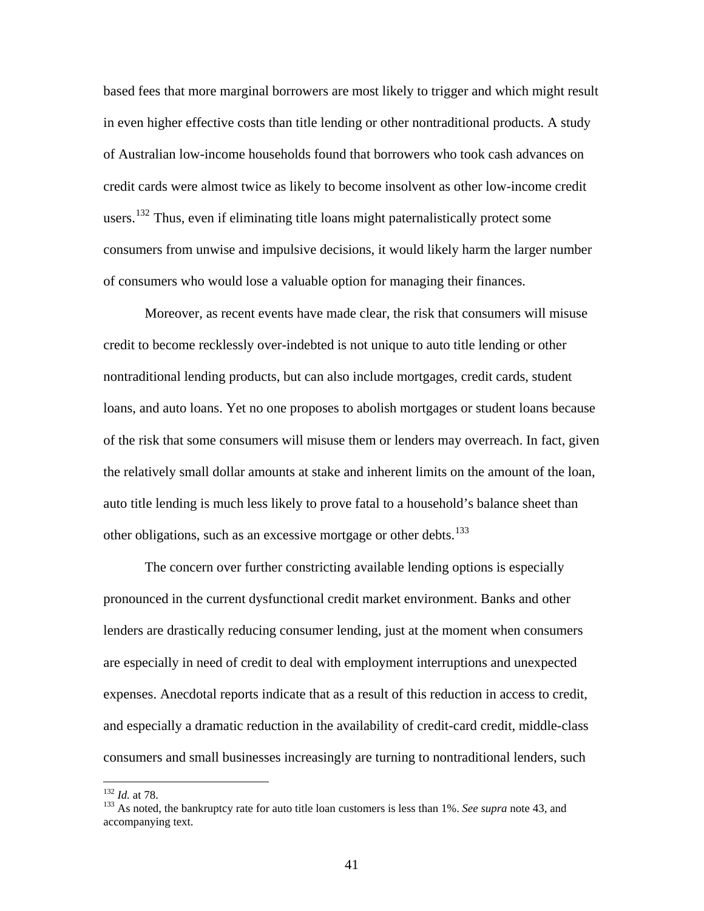based fees that more marginal borrowers are most likely to trigger and which might result in even higher effective costs than title lending or other nontraditional products. A study of Australian low-income households found that borrowers who took cash advances on credit cards were almost twice as likely to become insolvent as other low-income credit users.[132] Thus, even if eliminating title loans might paternalistically protect some consumers from unwise and impulsive decisions, it would likely harm the larger number of consumers who would lose a valuable option for managing their finances.

Moreover, as recent events have made clear, the risk that consumers will misuse credit to become recklessly over-indebted is not unique to auto title lending or other nontraditional lending products, but can also include mortgages, credit cards, student loans, and auto loans. Yet no one proposes to abolish mortgages or student loans because of the risk that some consumers will misuse them or lenders may overreach. In fact, given the relatively small dollar amounts at stake and inherent limits on the amount of the loan, auto title lending is much less likely to prove fatal to a household's balance sheet than other obligations, such as an excessive mortgage or other debts.[133]

The concern over further constricting available lending options is especially pronounced in the current dysfunctional credit market environment. Banks and other lenders are drastically reducing consumer lending, just at the moment when consumers are especially in need of credit to deal with employment interruptions and unexpected expenses. Anecdotal reports indicate that as a result of this reduction in access to credit, and especially a dramatic reduction in the availability of credit-card credit, middle-class consumers and small businesses increasingly are turning to nontraditional lenders, such

---

[132] *Id.* at 78.

[133] As noted, the bankruptcy rate for auto title loan customers is less than 1%. *See supra* note 43, and accompanying text.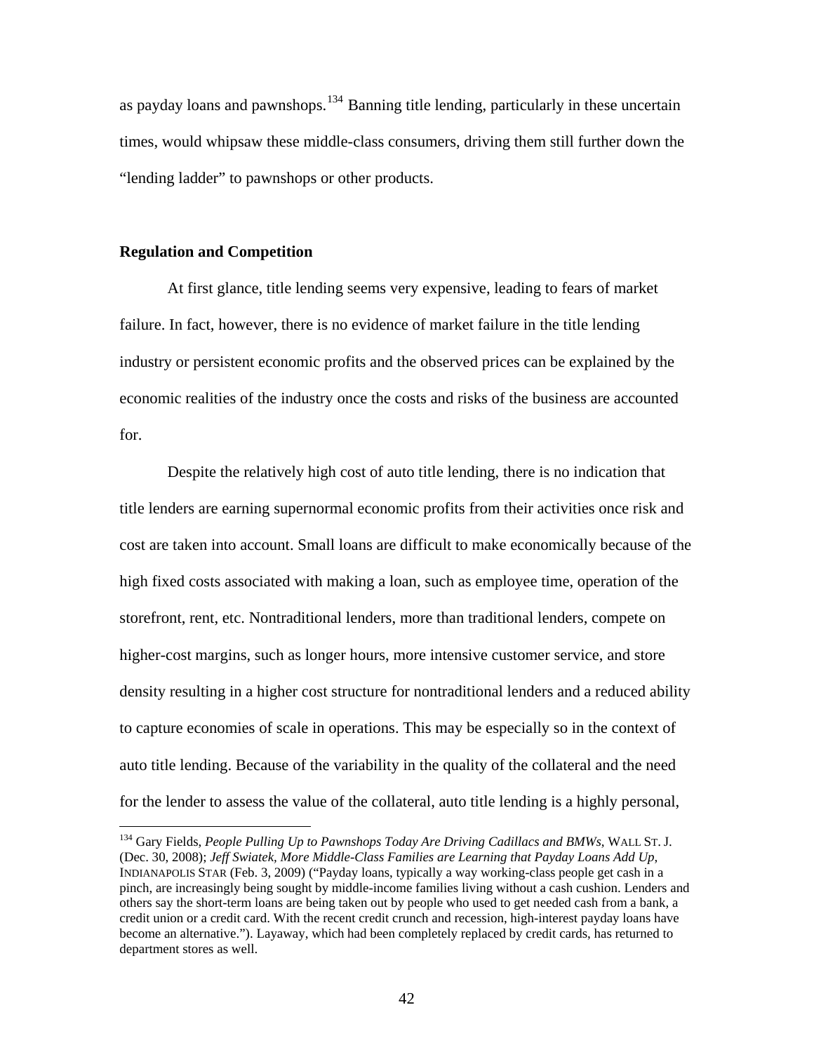as payday loans and pawnshops.[134] Banning title lending, particularly in these uncertain times, would whipsaw these middle-class consumers, driving them still further down the "lending ladder" to pawnshops or other products.

**Regulation and Competition**

At first glance, title lending seems very expensive, leading to fears of market failure. In fact, however, there is no evidence of market failure in the title lending industry or persistent economic profits and the observed prices can be explained by the economic realities of the industry once the costs and risks of the business are accounted for.

Despite the relatively high cost of auto title lending, there is no indication that title lenders are earning supernormal economic profits from their activities once risk and cost are taken into account. Small loans are difficult to make economically because of the high fixed costs associated with making a loan, such as employee time, operation of the storefront, rent, etc. Nontraditional lenders, more than traditional lenders, compete on higher-cost margins, such as longer hours, more intensive customer service, and store density resulting in a higher cost structure for nontraditional lenders and a reduced ability to capture economies of scale in operations. This may be especially so in the context of auto title lending. Because of the variability in the quality of the collateral and the need for the lender to assess the value of the collateral, auto title lending is a highly personal,

---

[134] Gary Fields, *People Pulling Up to Pawnshops Today Are Driving Cadillacs and BMWs*, WALL ST. J. (Dec. 30, 2008); *Jeff Swiatek, More Middle-Class Families are Learning that Payday Loans Add Up*, INDIANAPOLIS STAR (Feb. 3, 2009) ("Payday loans, typically a way working-class people get cash in a pinch, are increasingly being sought by middle-income families living without a cash cushion. Lenders and others say the short-term loans are being taken out by people who used to get needed cash from a bank, a credit union or a credit card. With the recent credit crunch and recession, high-interest payday loans have become an alternative."). Layaway, which had been completely replaced by credit cards, has returned to department stores as well.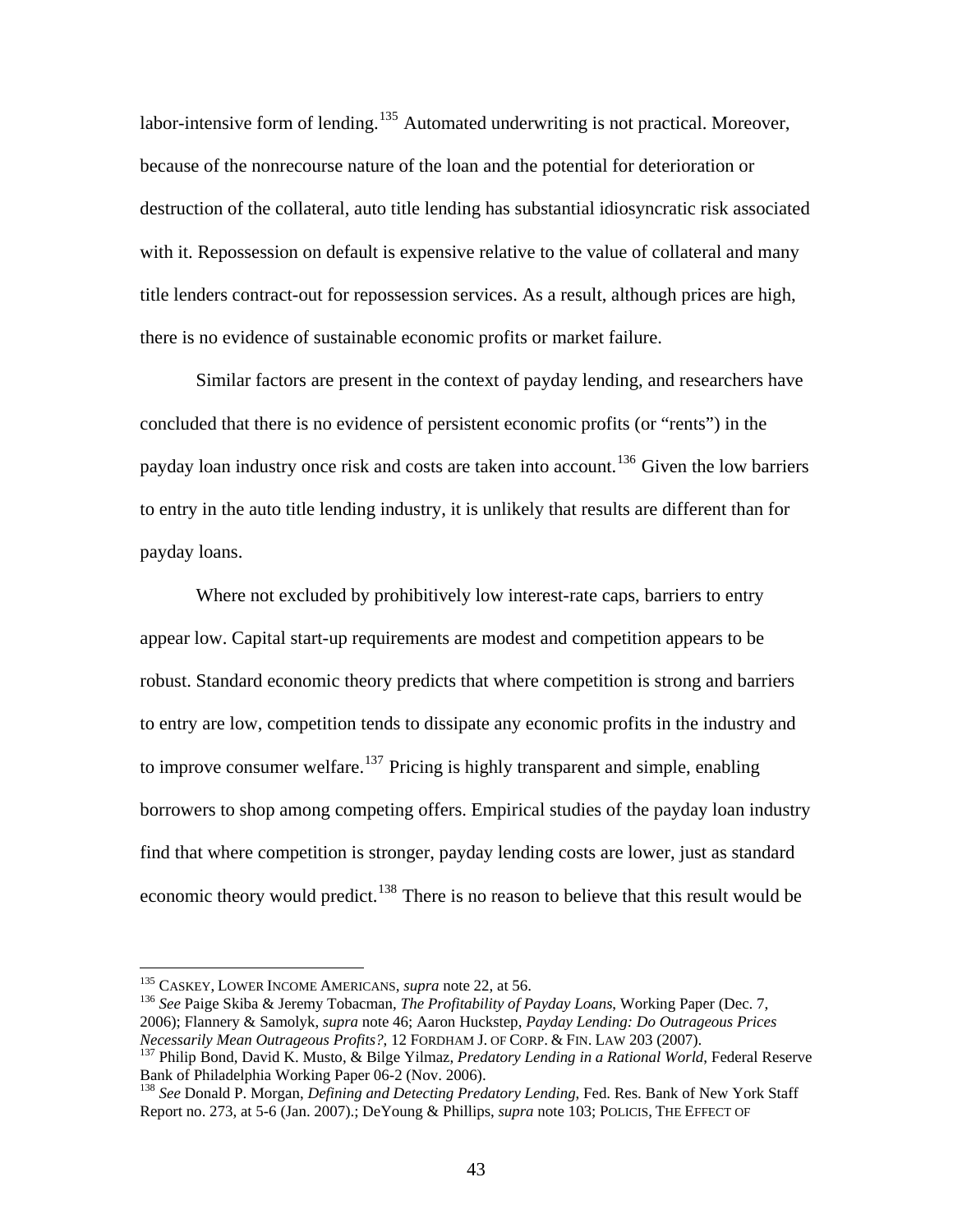labor-intensive form of lending.[135] Automated underwriting is not practical. Moreover, because of the nonrecourse nature of the loan and the potential for deterioration or destruction of the collateral, auto title lending has substantial idiosyncratic risk associated with it. Repossession on default is expensive relative to the value of collateral and many title lenders contract-out for repossession services. As a result, although prices are high, there is no evidence of sustainable economic profits or market failure.

Similar factors are present in the context of payday lending, and researchers have concluded that there is no evidence of persistent economic profits (or "rents") in the payday loan industry once risk and costs are taken into account.[136] Given the low barriers to entry in the auto title lending industry, it is unlikely that results are different than for payday loans.

Where not excluded by prohibitively low interest-rate caps, barriers to entry appear low. Capital start-up requirements are modest and competition appears to be robust. Standard economic theory predicts that where competition is strong and barriers to entry are low, competition tends to dissipate any economic profits in the industry and to improve consumer welfare.[137] Pricing is highly transparent and simple, enabling borrowers to shop among competing offers. Empirical studies of the payday loan industry find that where competition is stronger, payday lending costs are lower, just as standard economic theory would predict.[138] There is no reason to believe that this result would be

---

[135] CASKEY, LOWER INCOME AMERICANS, *supra* note 22, at 56.

[136] *See* Paige Skiba & Jeremy Tobacman, *The Profitability of Payday Loans*, Working Paper (Dec. 7, 2006); Flannery & Samolyk, *supra* note 46; Aaron Huckstep, *Payday Lending: Do Outrageous Prices Necessarily Mean Outrageous Profits?*, 12 FORDHAM J. OF CORP. & FIN. LAW 203 (2007).

[137] Philip Bond, David K. Musto, & Bilge Yilmaz, *Predatory Lending in a Rational World*, Federal Reserve Bank of Philadelphia Working Paper 06-2 (Nov. 2006).

[138] *See* Donald P. Morgan, *Defining and Detecting Predatory Lending*, Fed. Res. Bank of New York Staff Report no. 273, at 5-6 (Jan. 2007).; DeYoung & Phillips, *supra* note 103; POLICIS, THE EFFECT OF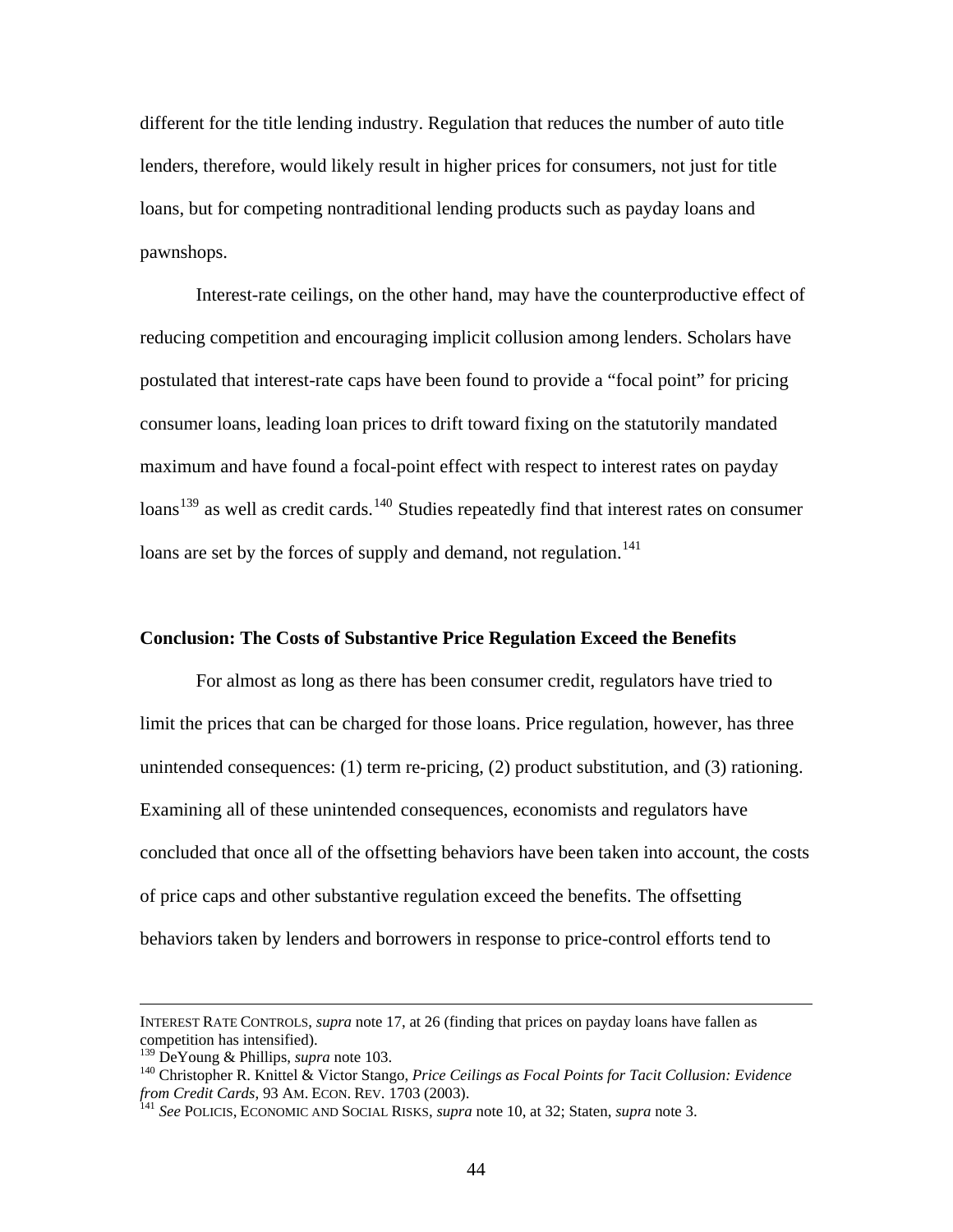different for the title lending industry. Regulation that reduces the number of auto title lenders, therefore, would likely result in higher prices for consumers, not just for title loans, but for competing nontraditional lending products such as payday loans and pawnshops.

Interest-rate ceilings, on the other hand, may have the counterproductive effect of reducing competition and encouraging implicit collusion among lenders. Scholars have postulated that interest-rate caps have been found to provide a "focal point" for pricing consumer loans, leading loan prices to drift toward fixing on the statutorily mandated maximum and have found a focal-point effect with respect to interest rates on payday loans[139] as well as credit cards.[140] Studies repeatedly find that interest rates on consumer loans are set by the forces of supply and demand, not regulation.[141]

## Conclusion: The Costs of Substantive Price Regulation Exceed the Benefits

For almost as long as there has been consumer credit, regulators have tried to limit the prices that can be charged for those loans. Price regulation, however, has three unintended consequences: (1) term re-pricing, (2) product substitution, and (3) rationing. Examining all of these unintended consequences, economists and regulators have concluded that once all of the offsetting behaviors have been taken into account, the costs of price caps and other substantive regulation exceed the benefits. The offsetting behaviors taken by lenders and borrowers in response to price-control efforts tend to

---

INTEREST RATE CONTROLS, *supra* note 17, at 26 (finding that prices on payday loans have fallen as competition has intensified).

[139] DeYoung & Phillips, *supra* note 103.

[140] Christopher R. Knittel & Victor Stango, *Price Ceilings as Focal Points for Tacit Collusion: Evidence from Credit Cards*, 93 AM. ECON. REV. 1703 (2003).

[141] *See* POLICIS, ECONOMIC AND SOCIAL RISKS, *supra* note 10, at 32; Staten, *supra* note 3.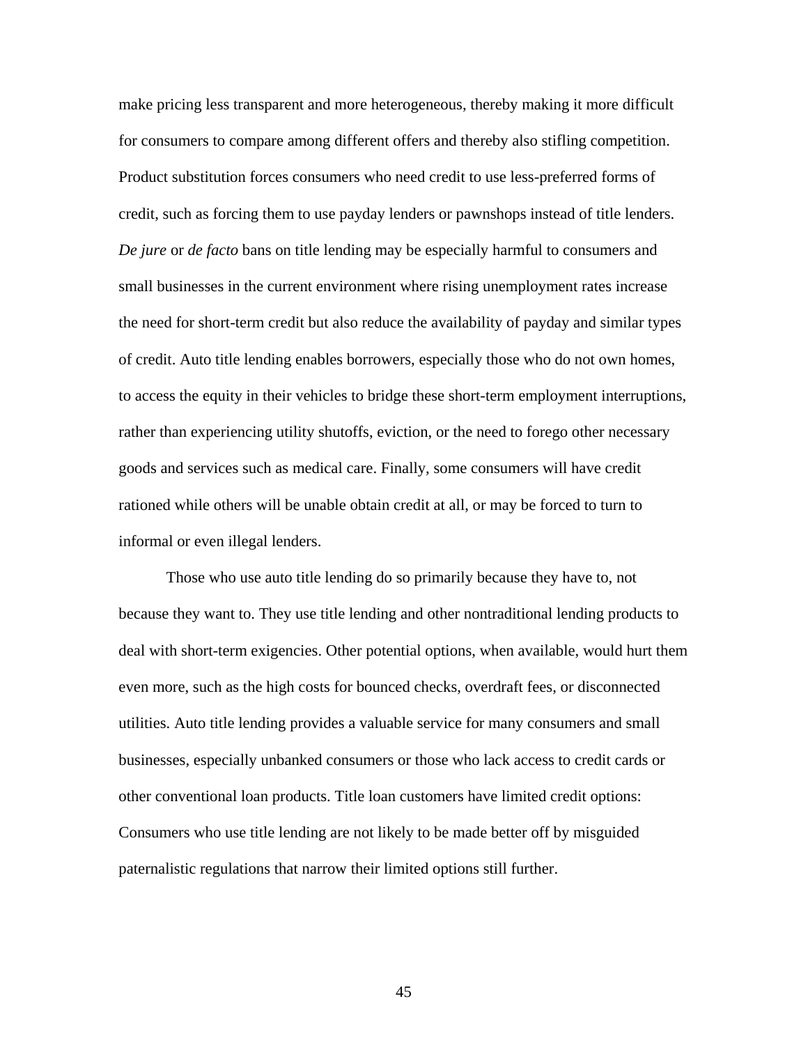make pricing less transparent and more heterogeneous, thereby making it more difficult for consumers to compare among different offers and thereby also stifling competition. Product substitution forces consumers who need credit to use less-preferred forms of credit, such as forcing them to use payday lenders or pawnshops instead of title lenders. *De jure* or *de facto* bans on title lending may be especially harmful to consumers and small businesses in the current environment where rising unemployment rates increase the need for short-term credit but also reduce the availability of payday and similar types of credit. Auto title lending enables borrowers, especially those who do not own homes, to access the equity in their vehicles to bridge these short-term employment interruptions, rather than experiencing utility shutoffs, eviction, or the need to forego other necessary goods and services such as medical care. Finally, some consumers will have credit rationed while others will be unable obtain credit at all, or may be forced to turn to informal or even illegal lenders.

Those who use auto title lending do so primarily because they have to, not because they want to. They use title lending and other nontraditional lending products to deal with short-term exigencies. Other potential options, when available, would hurt them even more, such as the high costs for bounced checks, overdraft fees, or disconnected utilities. Auto title lending provides a valuable service for many consumers and small businesses, especially unbanked consumers or those who lack access to credit cards or other conventional loan products. Title loan customers have limited credit options: Consumers who use title lending are not likely to be made better off by misguided paternalistic regulations that narrow their limited options still further.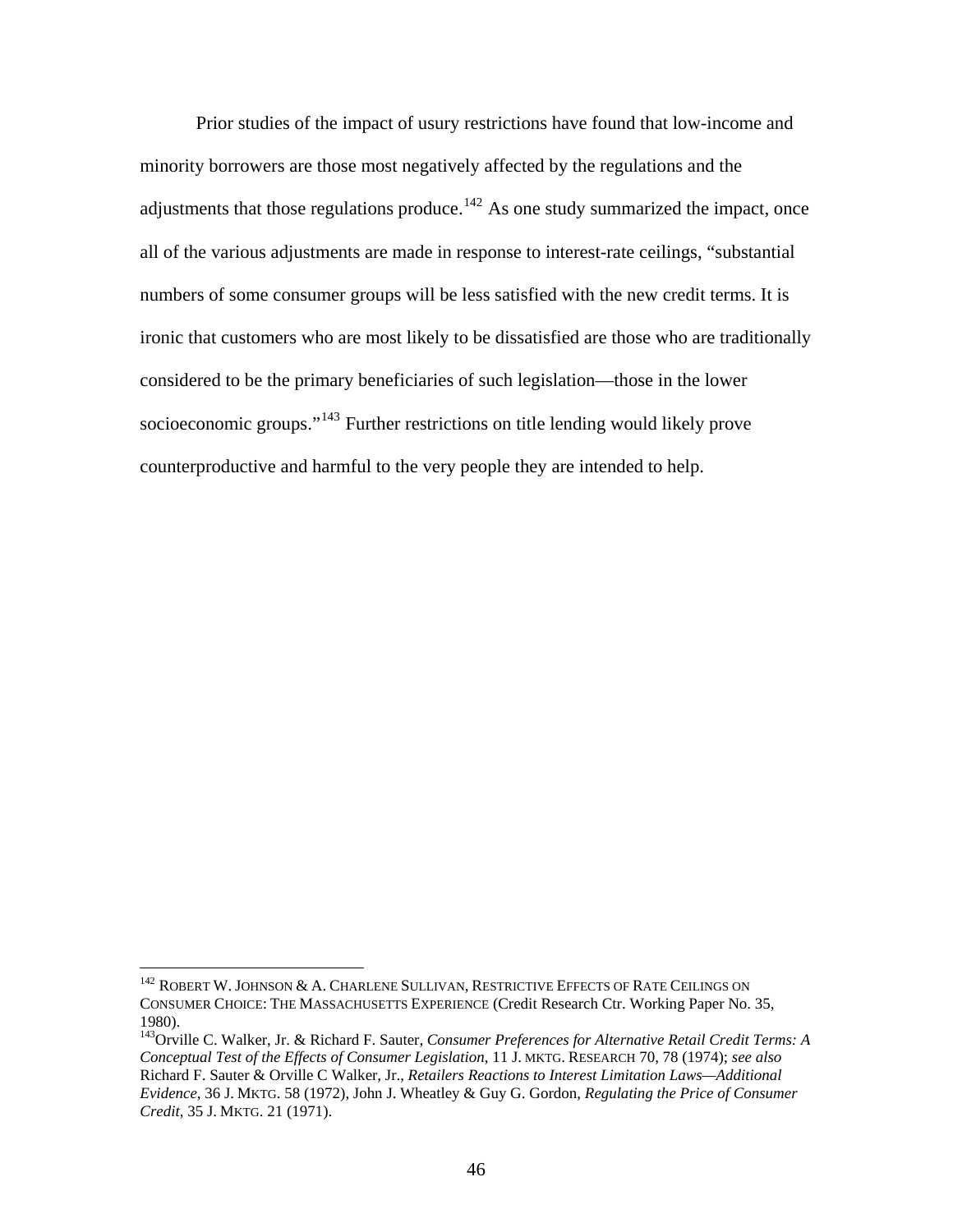Prior studies of the impact of usury restrictions have found that low-income and minority borrowers are those most negatively affected by the regulations and the adjustments that those regulations produce.[142] As one study summarized the impact, once all of the various adjustments are made in response to interest-rate ceilings, "substantial numbers of some consumer groups will be less satisfied with the new credit terms. It is ironic that customers who are most likely to be dissatisfied are those who are traditionally considered to be the primary beneficiaries of such legislation—those in the lower socioeconomic groups."[143] Further restrictions on title lending would likely prove counterproductive and harmful to the very people they are intended to help.

---

[142] ROBERT W. JOHNSON & A. CHARLENE SULLIVAN, RESTRICTIVE EFFECTS OF RATE CEILINGS ON CONSUMER CHOICE: THE MASSACHUSETTS EXPERIENCE (Credit Research Ctr. Working Paper No. 35, 1980).

[143] Orville C. Walker, Jr. & Richard F. Sauter, *Consumer Preferences for Alternative Retail Credit Terms: A Conceptual Test of the Effects of Consumer Legislation*, 11 J. MKTG. RESEARCH 70, 78 (1974); *see also* Richard F. Sauter & Orville C Walker, Jr., *Retailers Reactions to Interest Limitation Laws—Additional Evidence*, 36 J. MKTG. 58 (1972), John J. Wheatley & Guy G. Gordon, *Regulating the Price of Consumer Credit*, 35 J. MKTG. 21 (1971).